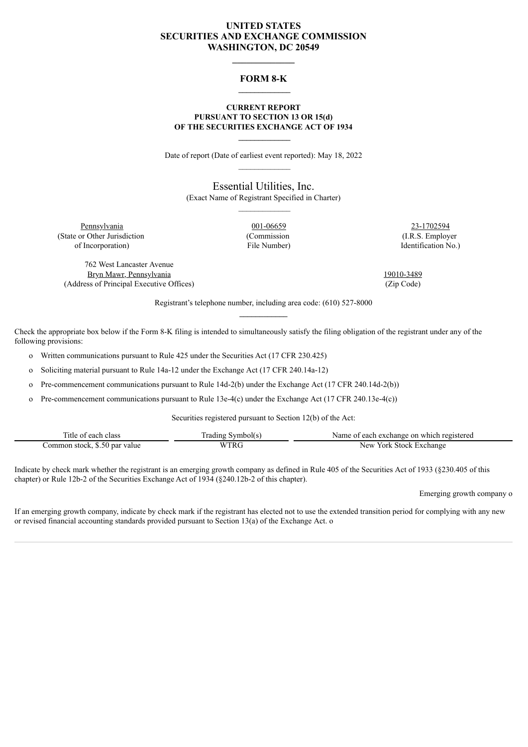**UNITED STATES**
**SECURITIES AND EXCHANGE COMMISSION**
**WASHINGTON, DC 20549**

---

# FORM 8-K

---

**CURRENT REPORT**
**PURSUANT TO SECTION 13 OR 15(d)**
**OF THE SECURITIES EXCHANGE ACT OF 1934**

---

Date of report (Date of earliest event reported): May 18, 2022

---

Essential Utilities, Inc.
(Exact Name of Registrant Specified in Charter)

---

| Pennsylvania | 001-06659 | 23-1702594 |
|---|---|---|
| (State or Other Jurisdiction of Incorporation) | (Commission File Number) | (I.R.S. Employer Identification No.) |

| 762 West Lancaster Avenue Bryn Mawr, Pennsylvania | 19010-3489 |
|---|---|
| (Address of Principal Executive Offices) | (Zip Code) |

Registrant's telephone number, including area code: (610) 527-8000

---

Check the appropriate box below if the Form 8-K filing is intended to simultaneously satisfy the filing obligation of the registrant under any of the following provisions:

- o Written communications pursuant to Rule 425 under the Securities Act (17 CFR 230.425)
- o Soliciting material pursuant to Rule 14a-12 under the Exchange Act (17 CFR 240.14a-12)
- o Pre-commencement communications pursuant to Rule 14d-2(b) under the Exchange Act (17 CFR 240.14d-2(b))
- o Pre-commencement communications pursuant to Rule 13e-4(c) under the Exchange Act (17 CFR 240.13e-4(c))

Securities registered pursuant to Section 12(b) of the Act:

| Title of each class | Trading Symbol(s) | Name of each exchange on which registered |
|---|---|---|
| Common stock, $.50 par value | WTRG | New York Stock Exchange |

Indicate by check mark whether the registrant is an emerging growth company as defined in Rule 405 of the Securities Act of 1933 (§230.405 of this chapter) or Rule 12b-2 of the Securities Exchange Act of 1934 (§240.12b-2 of this chapter).

Emerging growth company o

If an emerging growth company, indicate by check mark if the registrant has elected not to use the extended transition period for complying with any new or revised financial accounting standards provided pursuant to Section 13(a) of the Exchange Act. o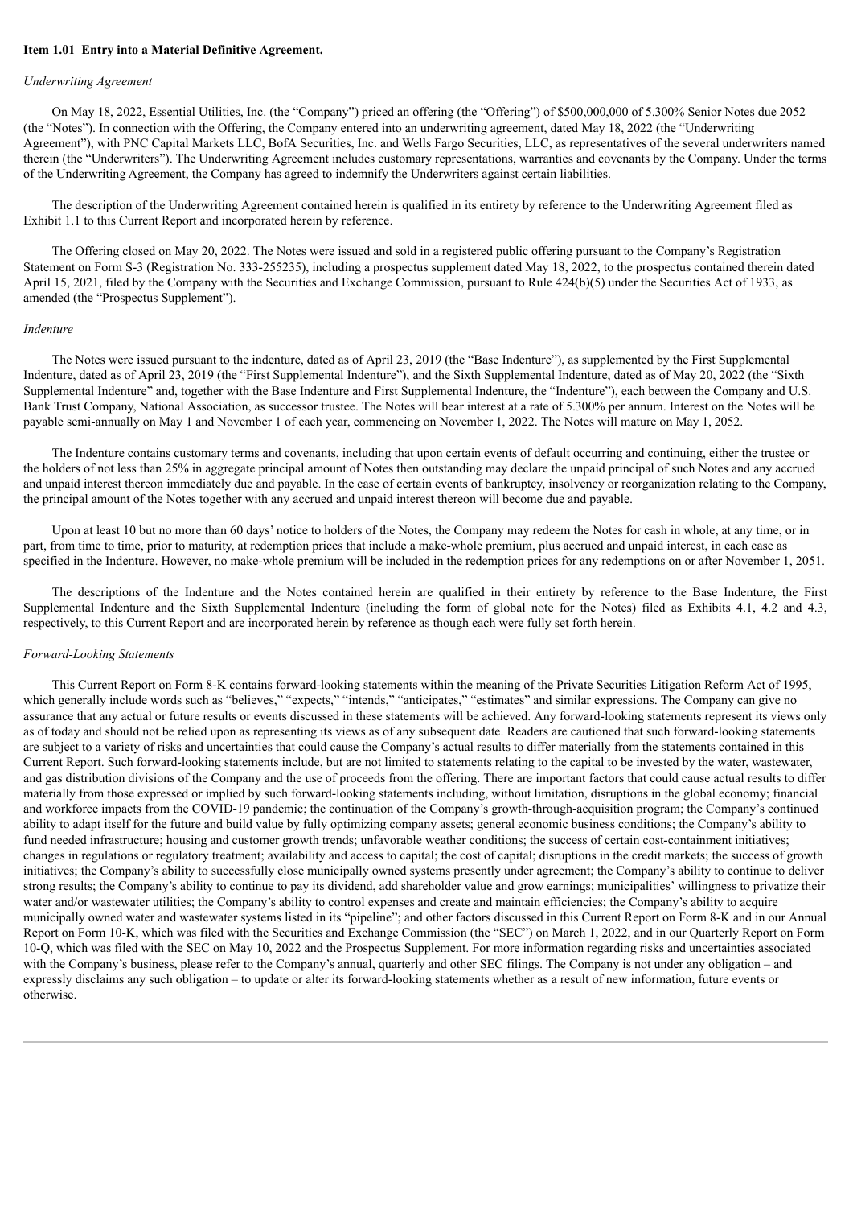**Item 1.01 Entry into a Material Definitive Agreement.**

*Underwriting Agreement*

On May 18, 2022, Essential Utilities, Inc. (the "Company") priced an offering (the "Offering") of $500,000,000 of 5.300% Senior Notes due 2052 (the "Notes"). In connection with the Offering, the Company entered into an underwriting agreement, dated May 18, 2022 (the "Underwriting Agreement"), with PNC Capital Markets LLC, BofA Securities, Inc. and Wells Fargo Securities, LLC, as representatives of the several underwriters named therein (the "Underwriters"). The Underwriting Agreement includes customary representations, warranties and covenants by the Company. Under the terms of the Underwriting Agreement, the Company has agreed to indemnify the Underwriters against certain liabilities.

The description of the Underwriting Agreement contained herein is qualified in its entirety by reference to the Underwriting Agreement filed as Exhibit 1.1 to this Current Report and incorporated herein by reference.

The Offering closed on May 20, 2022. The Notes were issued and sold in a registered public offering pursuant to the Company's Registration Statement on Form S-3 (Registration No. 333-255235), including a prospectus supplement dated May 18, 2022, to the prospectus contained therein dated April 15, 2021, filed by the Company with the Securities and Exchange Commission, pursuant to Rule 424(b)(5) under the Securities Act of 1933, as amended (the "Prospectus Supplement").

*Indenture*

The Notes were issued pursuant to the indenture, dated as of April 23, 2019 (the "Base Indenture"), as supplemented by the First Supplemental Indenture, dated as of April 23, 2019 (the "First Supplemental Indenture"), and the Sixth Supplemental Indenture, dated as of May 20, 2022 (the "Sixth Supplemental Indenture" and, together with the Base Indenture and First Supplemental Indenture, the "Indenture"), each between the Company and U.S. Bank Trust Company, National Association, as successor trustee. The Notes will bear interest at a rate of 5.300% per annum. Interest on the Notes will be payable semi-annually on May 1 and November 1 of each year, commencing on November 1, 2022. The Notes will mature on May 1, 2052.

The Indenture contains customary terms and covenants, including that upon certain events of default occurring and continuing, either the trustee or the holders of not less than 25% in aggregate principal amount of Notes then outstanding may declare the unpaid principal of such Notes and any accrued and unpaid interest thereon immediately due and payable. In the case of certain events of bankruptcy, insolvency or reorganization relating to the Company, the principal amount of the Notes together with any accrued and unpaid interest thereon will become due and payable.

Upon at least 10 but no more than 60 days' notice to holders of the Notes, the Company may redeem the Notes for cash in whole, at any time, or in part, from time to time, prior to maturity, at redemption prices that include a make-whole premium, plus accrued and unpaid interest, in each case as specified in the Indenture. However, no make-whole premium will be included in the redemption prices for any redemptions on or after November 1, 2051.

The descriptions of the Indenture and the Notes contained herein are qualified in their entirety by reference to the Base Indenture, the First Supplemental Indenture and the Sixth Supplemental Indenture (including the form of global note for the Notes) filed as Exhibits 4.1, 4.2 and 4.3, respectively, to this Current Report and are incorporated herein by reference as though each were fully set forth herein.

*Forward-Looking Statements*

This Current Report on Form 8-K contains forward-looking statements within the meaning of the Private Securities Litigation Reform Act of 1995, which generally include words such as "believes," "expects," "intends," "anticipates," "estimates" and similar expressions. The Company can give no assurance that any actual or future results or events discussed in these statements will be achieved. Any forward-looking statements represent its views only as of today and should not be relied upon as representing its views as of any subsequent date. Readers are cautioned that such forward-looking statements are subject to a variety of risks and uncertainties that could cause the Company's actual results to differ materially from the statements contained in this Current Report. Such forward-looking statements include, but are not limited to statements relating to the capital to be invested by the water, wastewater, and gas distribution divisions of the Company and the use of proceeds from the offering. There are important factors that could cause actual results to differ materially from those expressed or implied by such forward-looking statements including, without limitation, disruptions in the global economy; financial and workforce impacts from the COVID-19 pandemic; the continuation of the Company's growth-through-acquisition program; the Company's continued ability to adapt itself for the future and build value by fully optimizing company assets; general economic business conditions; the Company's ability to fund needed infrastructure; housing and customer growth trends; unfavorable weather conditions; the success of certain cost-containment initiatives; changes in regulations or regulatory treatment; availability and access to capital; the cost of capital; disruptions in the credit markets; the success of growth initiatives; the Company's ability to successfully close municipally owned systems presently under agreement; the Company's ability to continue to deliver strong results; the Company's ability to continue to pay its dividend, add shareholder value and grow earnings; municipalities' willingness to privatize their water and/or wastewater utilities; the Company's ability to control expenses and create and maintain efficiencies; the Company's ability to acquire municipally owned water and wastewater systems listed in its "pipeline"; and other factors discussed in this Current Report on Form 8-K and in our Annual Report on Form 10-K, which was filed with the Securities and Exchange Commission (the "SEC") on March 1, 2022, and in our Quarterly Report on Form 10-Q, which was filed with the SEC on May 10, 2022 and the Prospectus Supplement. For more information regarding risks and uncertainties associated with the Company's business, please refer to the Company's annual, quarterly and other SEC filings. The Company is not under any obligation – and expressly disclaims any such obligation – to update or alter its forward-looking statements whether as a result of new information, future events or otherwise.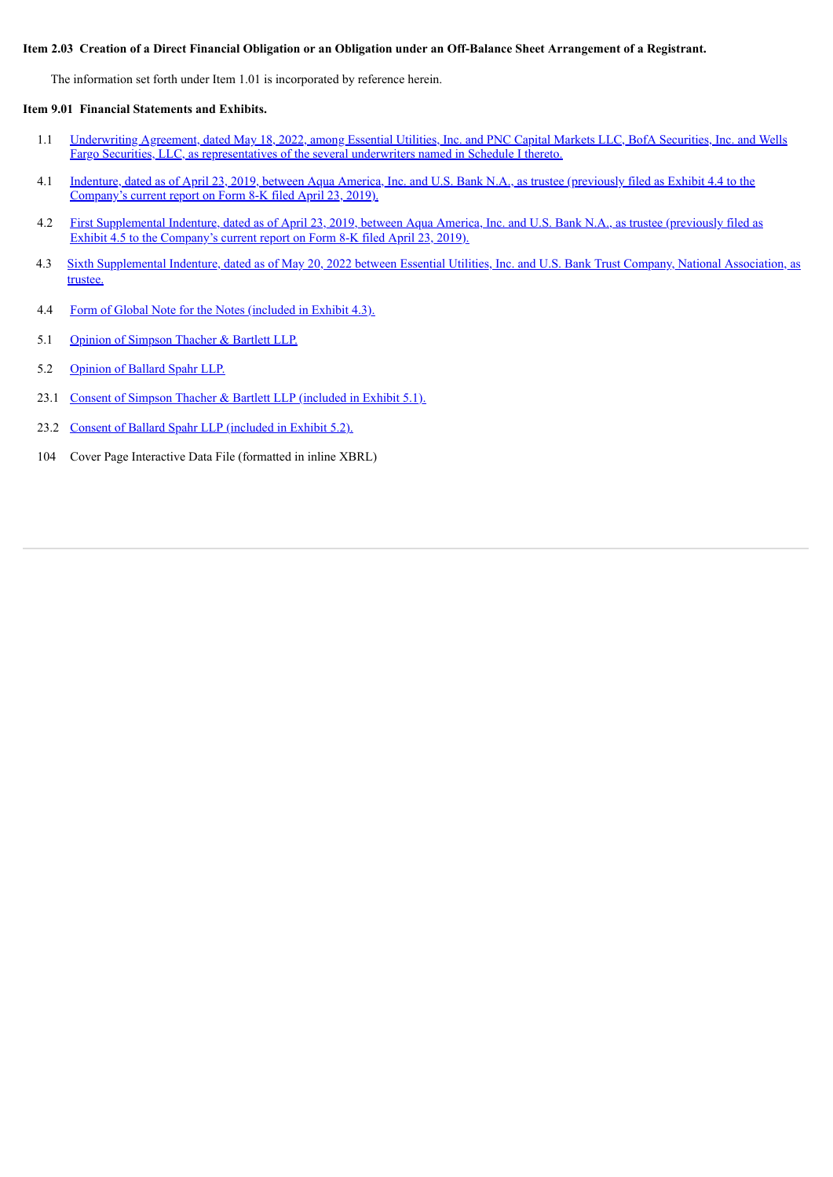**Item 2.03 Creation of a Direct Financial Obligation or an Obligation under an Off-Balance Sheet Arrangement of a Registrant.**

The information set forth under Item 1.01 is incorporated by reference herein.

**Item 9.01 Financial Statements and Exhibits.**

1.1 Underwriting Agreement, dated May 18, 2022, among Essential Utilities, Inc. and PNC Capital Markets LLC, BofA Securities, Inc. and Wells Fargo Securities, LLC, as representatives of the several underwriters named in Schedule I thereto.

4.1 Indenture, dated as of April 23, 2019, between Aqua America, Inc. and U.S. Bank N.A., as trustee (previously filed as Exhibit 4.4 to the Company's current report on Form 8-K filed April 23, 2019).

4.2 First Supplemental Indenture, dated as of April 23, 2019, between Aqua America, Inc. and U.S. Bank N.A., as trustee (previously filed as Exhibit 4.5 to the Company's current report on Form 8-K filed April 23, 2019).

4.3 Sixth Supplemental Indenture, dated as of May 20, 2022 between Essential Utilities, Inc. and U.S. Bank Trust Company, National Association, as trustee.

4.4 Form of Global Note for the Notes (included in Exhibit 4.3).

5.1 Opinion of Simpson Thacher & Bartlett LLP.

5.2 Opinion of Ballard Spahr LLP.

23.1 Consent of Simpson Thacher & Bartlett LLP (included in Exhibit 5.1).

23.2 Consent of Ballard Spahr LLP (included in Exhibit 5.2).

104 Cover Page Interactive Data File (formatted in inline XBRL)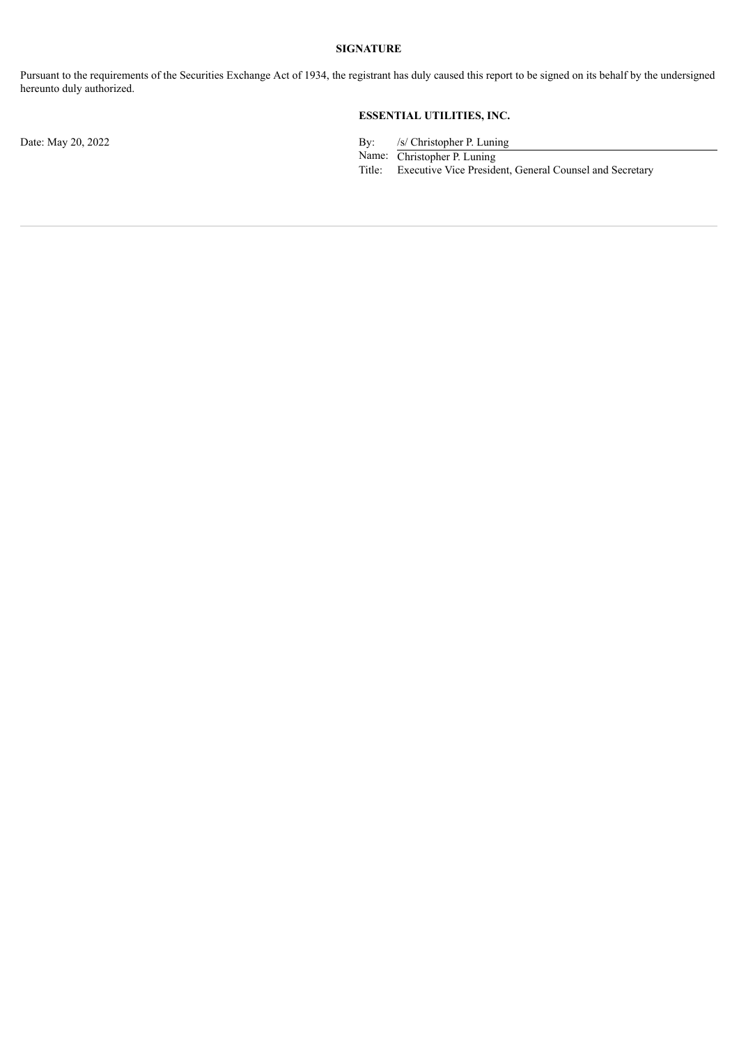## SIGNATURE

Pursuant to the requirements of the Securities Exchange Act of 1934, the registrant has duly caused this report to be signed on its behalf by the undersigned hereunto duly authorized.

**ESSENTIAL UTILITIES, INC.**

Date: May 20, 2022

By: /s/ Christopher P. Luning

Name: Christopher P. Luning

Title: Executive Vice President, General Counsel and Secretary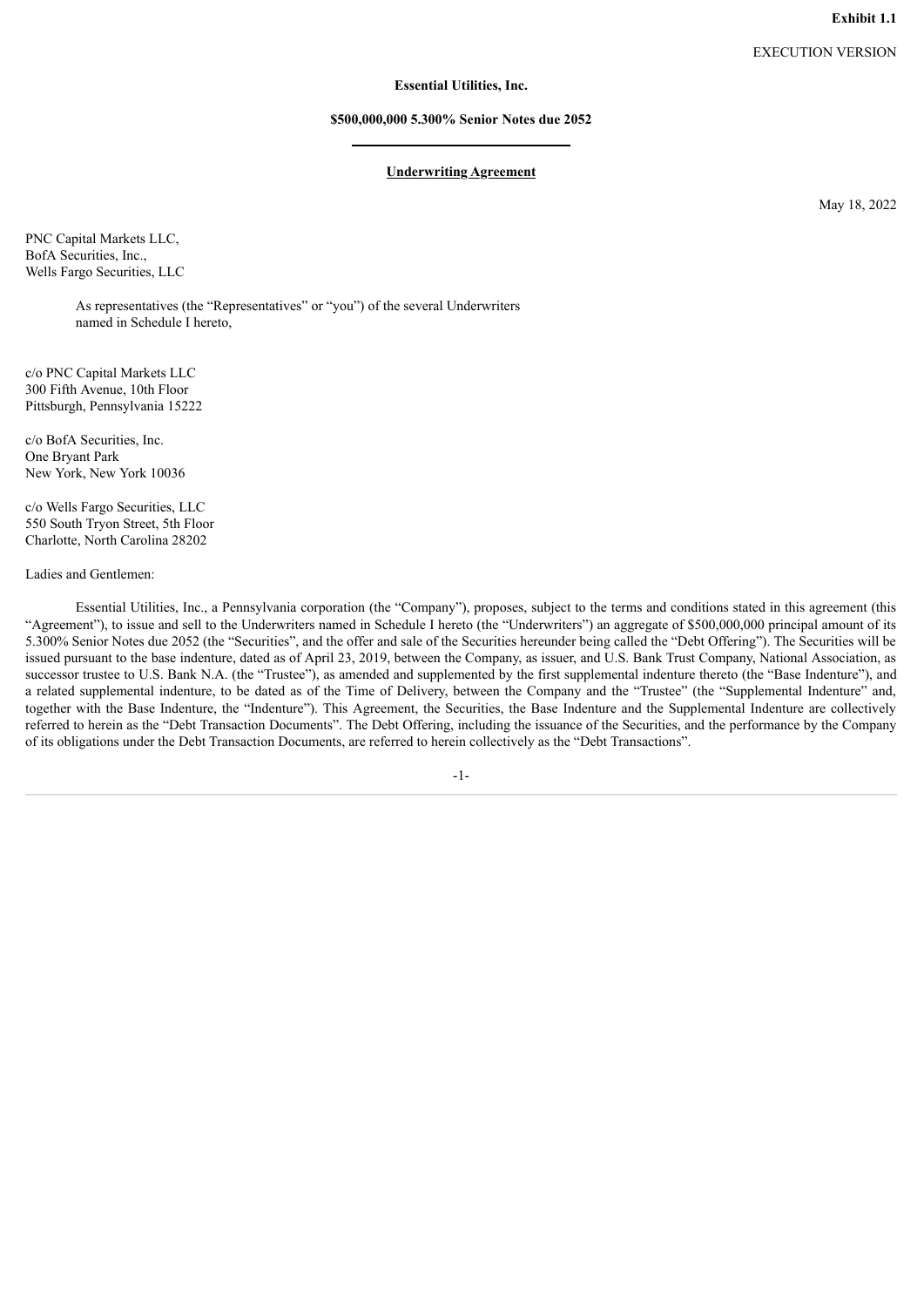**Exhibit 1.1**

EXECUTION VERSION

**Essential Utilities, Inc.**

**$500,000,000 5.300% Senior Notes due 2052**

---

**Underwriting Agreement**

May 18, 2022

PNC Capital Markets LLC,
BofA Securities, Inc.,
Wells Fargo Securities, LLC

As representatives (the "Representatives" or "you") of the several Underwriters named in Schedule I hereto,

c/o PNC Capital Markets LLC
300 Fifth Avenue, 10th Floor
Pittsburgh, Pennsylvania 15222

c/o BofA Securities, Inc.
One Bryant Park
New York, New York 10036

c/o Wells Fargo Securities, LLC
550 South Tryon Street, 5th Floor
Charlotte, North Carolina 28202

Ladies and Gentlemen:

Essential Utilities, Inc., a Pennsylvania corporation (the "Company"), proposes, subject to the terms and conditions stated in this agreement (this "Agreement"), to issue and sell to the Underwriters named in Schedule I hereto (the "Underwriters") an aggregate of $500,000,000 principal amount of its 5.300% Senior Notes due 2052 (the "Securities", and the offer and sale of the Securities hereunder being called the "Debt Offering"). The Securities will be issued pursuant to the base indenture, dated as of April 23, 2019, between the Company, as issuer, and U.S. Bank Trust Company, National Association, as successor trustee to U.S. Bank N.A. (the "Trustee"), as amended and supplemented by the first supplemental indenture thereto (the "Base Indenture"), and a related supplemental indenture, to be dated as of the Time of Delivery, between the Company and the "Trustee" (the "Supplemental Indenture" and, together with the Base Indenture, the "Indenture"). This Agreement, the Securities, the Base Indenture and the Supplemental Indenture are collectively referred to herein as the "Debt Transaction Documents". The Debt Offering, including the issuance of the Securities, and the performance by the Company of its obligations under the Debt Transaction Documents, are referred to herein collectively as the "Debt Transactions".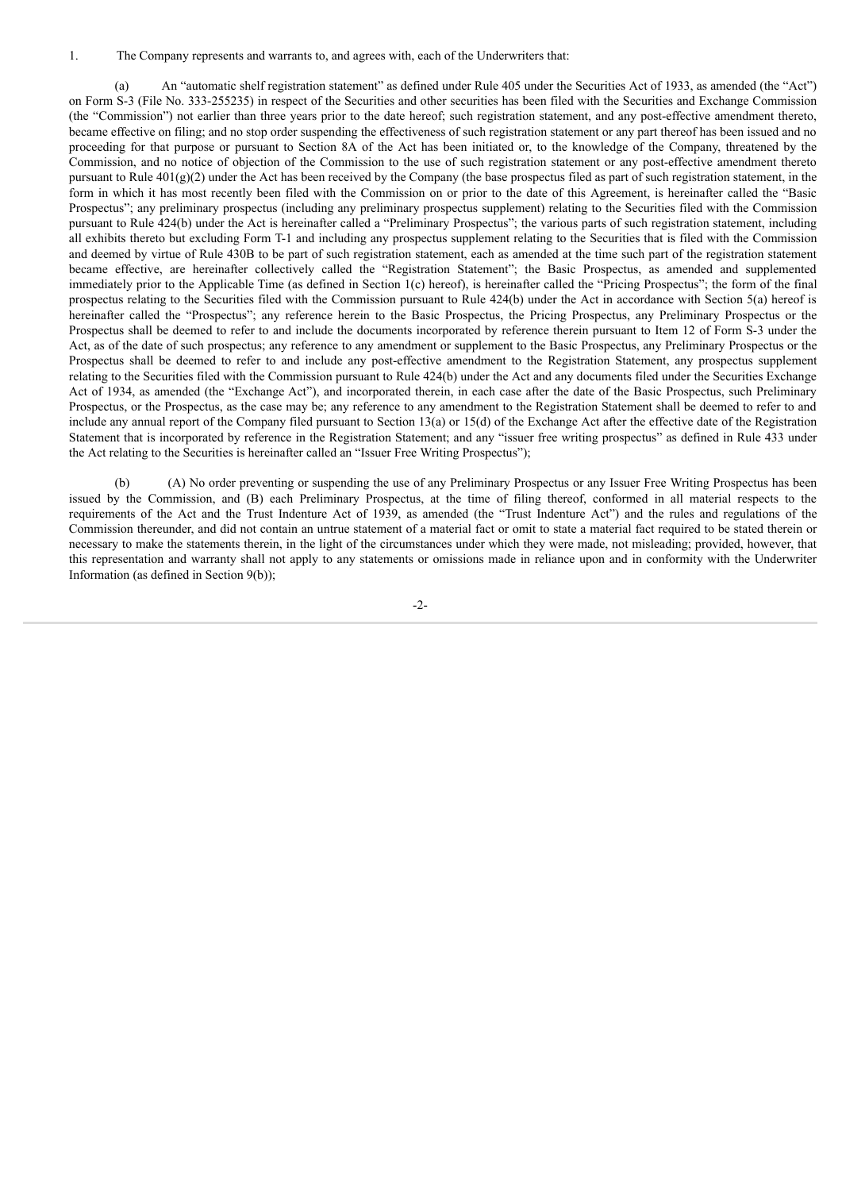1. The Company represents and warrants to, and agrees with, each of the Underwriters that:

(a) An "automatic shelf registration statement" as defined under Rule 405 under the Securities Act of 1933, as amended (the "Act") on Form S-3 (File No. 333-255235) in respect of the Securities and other securities has been filed with the Securities and Exchange Commission (the "Commission") not earlier than three years prior to the date hereof; such registration statement, and any post-effective amendment thereto, became effective on filing; and no stop order suspending the effectiveness of such registration statement or any part thereof has been issued and no proceeding for that purpose or pursuant to Section 8A of the Act has been initiated or, to the knowledge of the Company, threatened by the Commission, and no notice of objection of the Commission to the use of such registration statement or any post-effective amendment thereto pursuant to Rule 401(g)(2) under the Act has been received by the Company (the base prospectus filed as part of such registration statement, in the form in which it has most recently been filed with the Commission on or prior to the date of this Agreement, is hereinafter called the "Basic Prospectus"; any preliminary prospectus (including any preliminary prospectus supplement) relating to the Securities filed with the Commission pursuant to Rule 424(b) under the Act is hereinafter called a "Preliminary Prospectus"; the various parts of such registration statement, including all exhibits thereto but excluding Form T-1 and including any prospectus supplement relating to the Securities that is filed with the Commission and deemed by virtue of Rule 430B to be part of such registration statement, each as amended at the time such part of the registration statement became effective, are hereinafter collectively called the "Registration Statement"; the Basic Prospectus, as amended and supplemented immediately prior to the Applicable Time (as defined in Section 1(c) hereof), is hereinafter called the "Pricing Prospectus"; the form of the final prospectus relating to the Securities filed with the Commission pursuant to Rule 424(b) under the Act in accordance with Section 5(a) hereof is hereinafter called the "Prospectus"; any reference herein to the Basic Prospectus, the Pricing Prospectus, any Preliminary Prospectus or the Prospectus shall be deemed to refer to and include the documents incorporated by reference therein pursuant to Item 12 of Form S-3 under the Act, as of the date of such prospectus; any reference to any amendment or supplement to the Basic Prospectus, any Preliminary Prospectus or the Prospectus shall be deemed to refer to and include any post-effective amendment to the Registration Statement, any prospectus supplement relating to the Securities filed with the Commission pursuant to Rule 424(b) under the Act and any documents filed under the Securities Exchange Act of 1934, as amended (the "Exchange Act"), and incorporated therein, in each case after the date of the Basic Prospectus, such Preliminary Prospectus, or the Prospectus, as the case may be; any reference to any amendment to the Registration Statement shall be deemed to refer to and include any annual report of the Company filed pursuant to Section 13(a) or 15(d) of the Exchange Act after the effective date of the Registration Statement that is incorporated by reference in the Registration Statement; and any "issuer free writing prospectus" as defined in Rule 433 under the Act relating to the Securities is hereinafter called an "Issuer Free Writing Prospectus");

(b) (A) No order preventing or suspending the use of any Preliminary Prospectus or any Issuer Free Writing Prospectus has been issued by the Commission, and (B) each Preliminary Prospectus, at the time of filing thereof, conformed in all material respects to the requirements of the Act and the Trust Indenture Act of 1939, as amended (the "Trust Indenture Act") and the rules and regulations of the Commission thereunder, and did not contain an untrue statement of a material fact or omit to state a material fact required to be stated therein or necessary to make the statements therein, in the light of the circumstances under which they were made, not misleading; provided, however, that this representation and warranty shall not apply to any statements or omissions made in reliance upon and in conformity with the Underwriter Information (as defined in Section 9(b));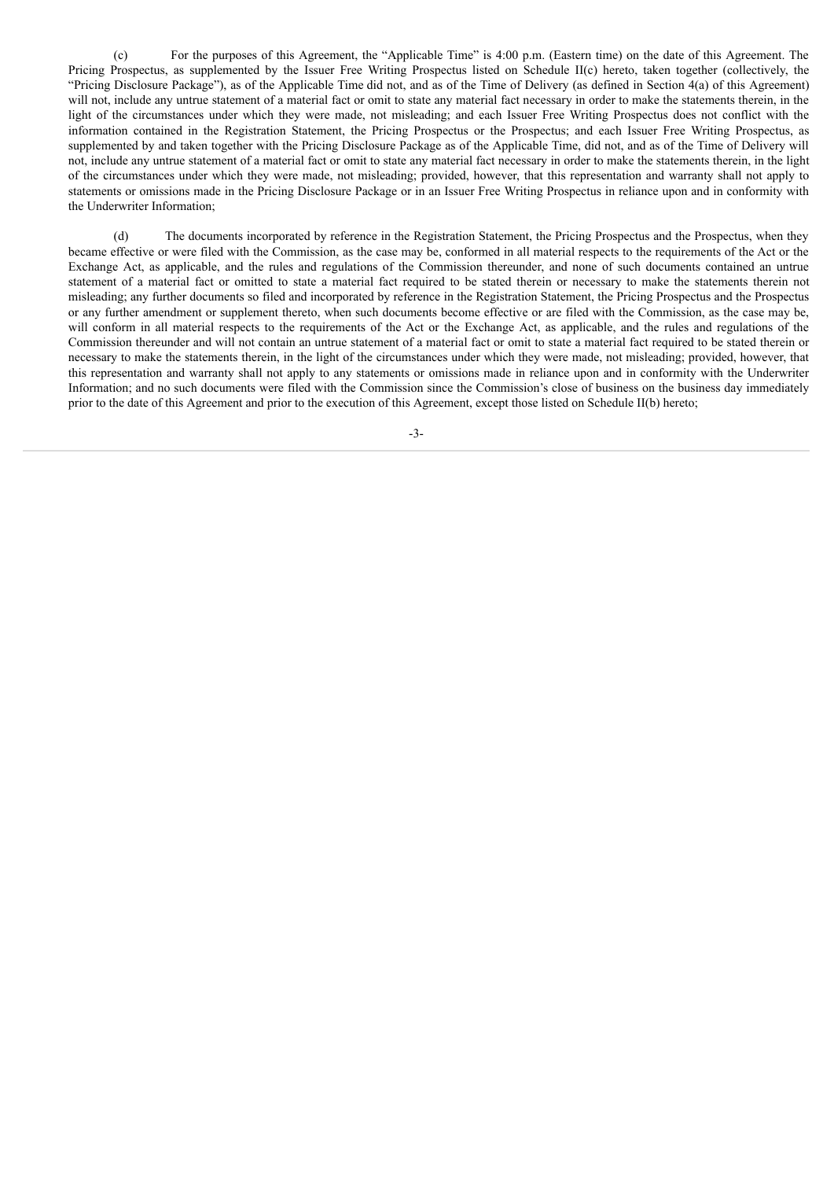(c) For the purposes of this Agreement, the "Applicable Time" is 4:00 p.m. (Eastern time) on the date of this Agreement. The Pricing Prospectus, as supplemented by the Issuer Free Writing Prospectus listed on Schedule II(c) hereto, taken together (collectively, the "Pricing Disclosure Package"), as of the Applicable Time did not, and as of the Time of Delivery (as defined in Section 4(a) of this Agreement) will not, include any untrue statement of a material fact or omit to state any material fact necessary in order to make the statements therein, in the light of the circumstances under which they were made, not misleading; and each Issuer Free Writing Prospectus does not conflict with the information contained in the Registration Statement, the Pricing Prospectus or the Prospectus; and each Issuer Free Writing Prospectus, as supplemented by and taken together with the Pricing Disclosure Package as of the Applicable Time, did not, and as of the Time of Delivery will not, include any untrue statement of a material fact or omit to state any material fact necessary in order to make the statements therein, in the light of the circumstances under which they were made, not misleading; provided, however, that this representation and warranty shall not apply to statements or omissions made in the Pricing Disclosure Package or in an Issuer Free Writing Prospectus in reliance upon and in conformity with the Underwriter Information;

(d) The documents incorporated by reference in the Registration Statement, the Pricing Prospectus and the Prospectus, when they became effective or were filed with the Commission, as the case may be, conformed in all material respects to the requirements of the Act or the Exchange Act, as applicable, and the rules and regulations of the Commission thereunder, and none of such documents contained an untrue statement of a material fact or omitted to state a material fact required to be stated therein or necessary to make the statements therein not misleading; any further documents so filed and incorporated by reference in the Registration Statement, the Pricing Prospectus and the Prospectus or any further amendment or supplement thereto, when such documents become effective or are filed with the Commission, as the case may be, will conform in all material respects to the requirements of the Act or the Exchange Act, as applicable, and the rules and regulations of the Commission thereunder and will not contain an untrue statement of a material fact or omit to state a material fact required to be stated therein or necessary to make the statements therein, in the light of the circumstances under which they were made, not misleading; provided, however, that this representation and warranty shall not apply to any statements or omissions made in reliance upon and in conformity with the Underwriter Information; and no such documents were filed with the Commission since the Commission's close of business on the business day immediately prior to the date of this Agreement and prior to the execution of this Agreement, except those listed on Schedule II(b) hereto;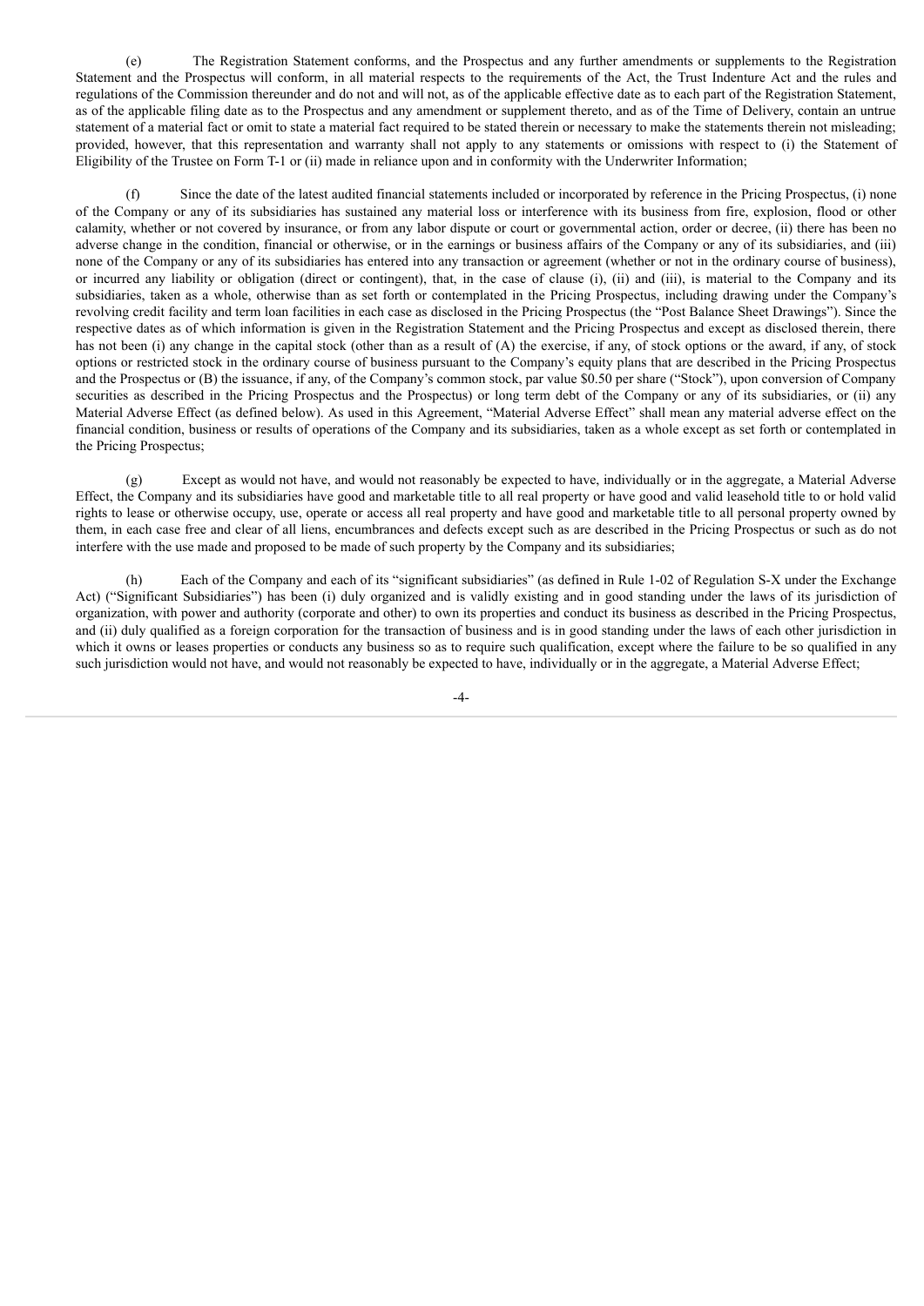(e) The Registration Statement conforms, and the Prospectus and any further amendments or supplements to the Registration Statement and the Prospectus will conform, in all material respects to the requirements of the Act, the Trust Indenture Act and the rules and regulations of the Commission thereunder and do not and will not, as of the applicable effective date as to each part of the Registration Statement, as of the applicable filing date as to the Prospectus and any amendment or supplement thereto, and as of the Time of Delivery, contain an untrue statement of a material fact or omit to state a material fact required to be stated therein or necessary to make the statements therein not misleading; provided, however, that this representation and warranty shall not apply to any statements or omissions with respect to (i) the Statement of Eligibility of the Trustee on Form T-1 or (ii) made in reliance upon and in conformity with the Underwriter Information;

(f) Since the date of the latest audited financial statements included or incorporated by reference in the Pricing Prospectus, (i) none of the Company or any of its subsidiaries has sustained any material loss or interference with its business from fire, explosion, flood or other calamity, whether or not covered by insurance, or from any labor dispute or court or governmental action, order or decree, (ii) there has been no adverse change in the condition, financial or otherwise, or in the earnings or business affairs of the Company or any of its subsidiaries, and (iii) none of the Company or any of its subsidiaries has entered into any transaction or agreement (whether or not in the ordinary course of business), or incurred any liability or obligation (direct or contingent), that, in the case of clause (i), (ii) and (iii), is material to the Company and its subsidiaries, taken as a whole, otherwise than as set forth or contemplated in the Pricing Prospectus, including drawing under the Company's revolving credit facility and term loan facilities in each case as disclosed in the Pricing Prospectus (the "Post Balance Sheet Drawings"). Since the respective dates as of which information is given in the Registration Statement and the Pricing Prospectus and except as disclosed therein, there has not been (i) any change in the capital stock (other than as a result of (A) the exercise, if any, of stock options or the award, if any, of stock options or restricted stock in the ordinary course of business pursuant to the Company's equity plans that are described in the Pricing Prospectus and the Prospectus or (B) the issuance, if any, of the Company's common stock, par value $0.50 per share ("Stock"), upon conversion of Company securities as described in the Pricing Prospectus and the Prospectus) or long term debt of the Company or any of its subsidiaries, or (ii) any Material Adverse Effect (as defined below). As used in this Agreement, "Material Adverse Effect" shall mean any material adverse effect on the financial condition, business or results of operations of the Company and its subsidiaries, taken as a whole except as set forth or contemplated in the Pricing Prospectus;

(g) Except as would not have, and would not reasonably be expected to have, individually or in the aggregate, a Material Adverse Effect, the Company and its subsidiaries have good and marketable title to all real property or have good and valid leasehold title to or hold valid rights to lease or otherwise occupy, use, operate or access all real property and have good and marketable title to all personal property owned by them, in each case free and clear of all liens, encumbrances and defects except such as are described in the Pricing Prospectus or such as do not interfere with the use made and proposed to be made of such property by the Company and its subsidiaries;

(h) Each of the Company and each of its "significant subsidiaries" (as defined in Rule 1-02 of Regulation S-X under the Exchange Act) ("Significant Subsidiaries") has been (i) duly organized and is validly existing and in good standing under the laws of its jurisdiction of organization, with power and authority (corporate and other) to own its properties and conduct its business as described in the Pricing Prospectus, and (ii) duly qualified as a foreign corporation for the transaction of business and is in good standing under the laws of each other jurisdiction in which it owns or leases properties or conducts any business so as to require such qualification, except where the failure to be so qualified in any such jurisdiction would not have, and would not reasonably be expected to have, individually or in the aggregate, a Material Adverse Effect;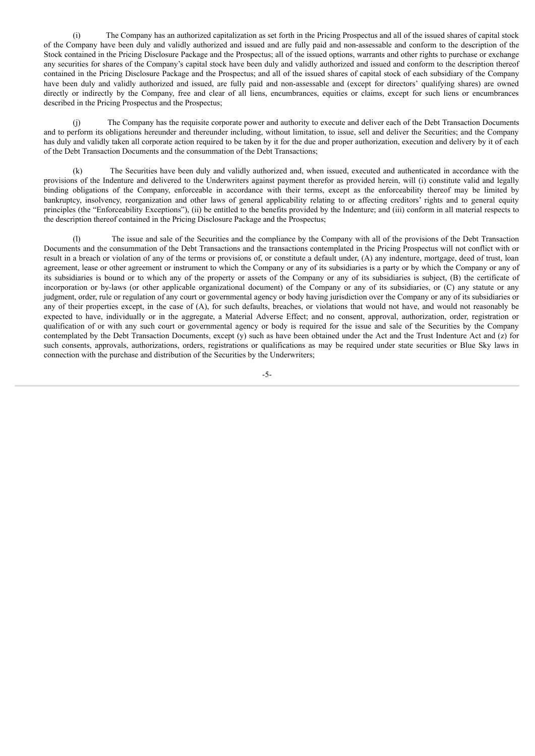(i) The Company has an authorized capitalization as set forth in the Pricing Prospectus and all of the issued shares of capital stock of the Company have been duly and validly authorized and issued and are fully paid and non-assessable and conform to the description of the Stock contained in the Pricing Disclosure Package and the Prospectus; all of the issued options, warrants and other rights to purchase or exchange any securities for shares of the Company's capital stock have been duly and validly authorized and issued and conform to the description thereof contained in the Pricing Disclosure Package and the Prospectus; and all of the issued shares of capital stock of each subsidiary of the Company have been duly and validly authorized and issued, are fully paid and non-assessable and (except for directors' qualifying shares) are owned directly or indirectly by the Company, free and clear of all liens, encumbrances, equities or claims, except for such liens or encumbrances described in the Pricing Prospectus and the Prospectus;

(j) The Company has the requisite corporate power and authority to execute and deliver each of the Debt Transaction Documents and to perform its obligations hereunder and thereunder including, without limitation, to issue, sell and deliver the Securities; and the Company has duly and validly taken all corporate action required to be taken by it for the due and proper authorization, execution and delivery by it of each of the Debt Transaction Documents and the consummation of the Debt Transactions;

(k) The Securities have been duly and validly authorized and, when issued, executed and authenticated in accordance with the provisions of the Indenture and delivered to the Underwriters against payment therefor as provided herein, will (i) constitute valid and legally binding obligations of the Company, enforceable in accordance with their terms, except as the enforceability thereof may be limited by bankruptcy, insolvency, reorganization and other laws of general applicability relating to or affecting creditors' rights and to general equity principles (the "Enforceability Exceptions"), (ii) be entitled to the benefits provided by the Indenture; and (iii) conform in all material respects to the description thereof contained in the Pricing Disclosure Package and the Prospectus;

(l) The issue and sale of the Securities and the compliance by the Company with all of the provisions of the Debt Transaction Documents and the consummation of the Debt Transactions and the transactions contemplated in the Pricing Prospectus will not conflict with or result in a breach or violation of any of the terms or provisions of, or constitute a default under, (A) any indenture, mortgage, deed of trust, loan agreement, lease or other agreement or instrument to which the Company or any of its subsidiaries is a party or by which the Company or any of its subsidiaries is bound or to which any of the property or assets of the Company or any of its subsidiaries is subject, (B) the certificate of incorporation or by-laws (or other applicable organizational document) of the Company or any of its subsidiaries, or (C) any statute or any judgment, order, rule or regulation of any court or governmental agency or body having jurisdiction over the Company or any of its subsidiaries or any of their properties except, in the case of (A), for such defaults, breaches, or violations that would not have, and would not reasonably be expected to have, individually or in the aggregate, a Material Adverse Effect; and no consent, approval, authorization, order, registration or qualification of or with any such court or governmental agency or body is required for the issue and sale of the Securities by the Company contemplated by the Debt Transaction Documents, except (y) such as have been obtained under the Act and the Trust Indenture Act and (z) for such consents, approvals, authorizations, orders, registrations or qualifications as may be required under state securities or Blue Sky laws in connection with the purchase and distribution of the Securities by the Underwriters;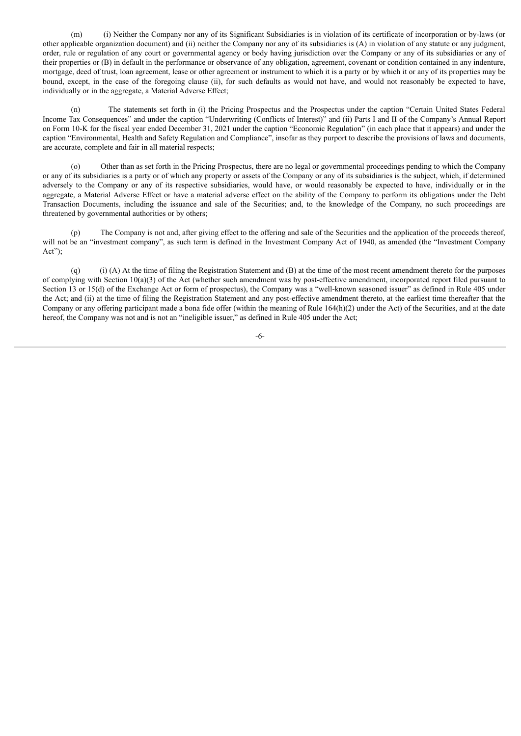(m) (i) Neither the Company nor any of its Significant Subsidiaries is in violation of its certificate of incorporation or by-laws (or other applicable organization document) and (ii) neither the Company nor any of its subsidiaries is (A) in violation of any statute or any judgment, order, rule or regulation of any court or governmental agency or body having jurisdiction over the Company or any of its subsidiaries or any of their properties or (B) in default in the performance or observance of any obligation, agreement, covenant or condition contained in any indenture, mortgage, deed of trust, loan agreement, lease or other agreement or instrument to which it is a party or by which it or any of its properties may be bound, except, in the case of the foregoing clause (ii), for such defaults as would not have, and would not reasonably be expected to have, individually or in the aggregate, a Material Adverse Effect;

(n) The statements set forth in (i) the Pricing Prospectus and the Prospectus under the caption "Certain United States Federal Income Tax Consequences" and under the caption "Underwriting (Conflicts of Interest)" and (ii) Parts I and II of the Company's Annual Report on Form 10-K for the fiscal year ended December 31, 2021 under the caption "Economic Regulation" (in each place that it appears) and under the caption "Environmental, Health and Safety Regulation and Compliance", insofar as they purport to describe the provisions of laws and documents, are accurate, complete and fair in all material respects;

(o) Other than as set forth in the Pricing Prospectus, there are no legal or governmental proceedings pending to which the Company or any of its subsidiaries is a party or of which any property or assets of the Company or any of its subsidiaries is the subject, which, if determined adversely to the Company or any of its respective subsidiaries, would have, or would reasonably be expected to have, individually or in the aggregate, a Material Adverse Effect or have a material adverse effect on the ability of the Company to perform its obligations under the Debt Transaction Documents, including the issuance and sale of the Securities; and, to the knowledge of the Company, no such proceedings are threatened by governmental authorities or by others;

(p) The Company is not and, after giving effect to the offering and sale of the Securities and the application of the proceeds thereof, will not be an "investment company", as such term is defined in the Investment Company Act of 1940, as amended (the "Investment Company Act");

(q) (i) (A) At the time of filing the Registration Statement and (B) at the time of the most recent amendment thereto for the purposes of complying with Section 10(a)(3) of the Act (whether such amendment was by post-effective amendment, incorporated report filed pursuant to Section 13 or 15(d) of the Exchange Act or form of prospectus), the Company was a "well-known seasoned issuer" as defined in Rule 405 under the Act; and (ii) at the time of filing the Registration Statement and any post-effective amendment thereto, at the earliest time thereafter that the Company or any offering participant made a bona fide offer (within the meaning of Rule 164(h)(2) under the Act) of the Securities, and at the date hereof, the Company was not and is not an "ineligible issuer," as defined in Rule 405 under the Act;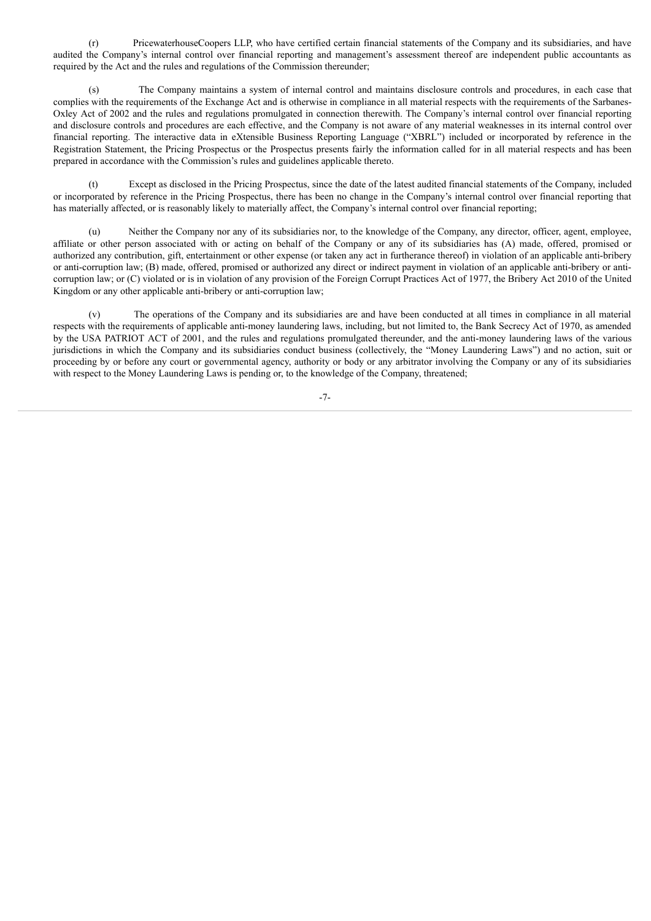(r) PricewaterhouseCoopers LLP, who have certified certain financial statements of the Company and its subsidiaries, and have audited the Company's internal control over financial reporting and management's assessment thereof are independent public accountants as required by the Act and the rules and regulations of the Commission thereunder;

(s) The Company maintains a system of internal control and maintains disclosure controls and procedures, in each case that complies with the requirements of the Exchange Act and is otherwise in compliance in all material respects with the requirements of the Sarbanes-Oxley Act of 2002 and the rules and regulations promulgated in connection therewith. The Company's internal control over financial reporting and disclosure controls and procedures are each effective, and the Company is not aware of any material weaknesses in its internal control over financial reporting. The interactive data in eXtensible Business Reporting Language ("XBRL") included or incorporated by reference in the Registration Statement, the Pricing Prospectus or the Prospectus presents fairly the information called for in all material respects and has been prepared in accordance with the Commission's rules and guidelines applicable thereto.

(t) Except as disclosed in the Pricing Prospectus, since the date of the latest audited financial statements of the Company, included or incorporated by reference in the Pricing Prospectus, there has been no change in the Company's internal control over financial reporting that has materially affected, or is reasonably likely to materially affect, the Company's internal control over financial reporting;

(u) Neither the Company nor any of its subsidiaries nor, to the knowledge of the Company, any director, officer, agent, employee, affiliate or other person associated with or acting on behalf of the Company or any of its subsidiaries has (A) made, offered, promised or authorized any contribution, gift, entertainment or other expense (or taken any act in furtherance thereof) in violation of an applicable anti-bribery or anti-corruption law; (B) made, offered, promised or authorized any direct or indirect payment in violation of an applicable anti-bribery or anti-corruption law; or (C) violated or is in violation of any provision of the Foreign Corrupt Practices Act of 1977, the Bribery Act 2010 of the United Kingdom or any other applicable anti-bribery or anti-corruption law;

(v) The operations of the Company and its subsidiaries are and have been conducted at all times in compliance in all material respects with the requirements of applicable anti-money laundering laws, including, but not limited to, the Bank Secrecy Act of 1970, as amended by the USA PATRIOT ACT of 2001, and the rules and regulations promulgated thereunder, and the anti-money laundering laws of the various jurisdictions in which the Company and its subsidiaries conduct business (collectively, the "Money Laundering Laws") and no action, suit or proceeding by or before any court or governmental agency, authority or body or any arbitrator involving the Company or any of its subsidiaries with respect to the Money Laundering Laws is pending or, to the knowledge of the Company, threatened;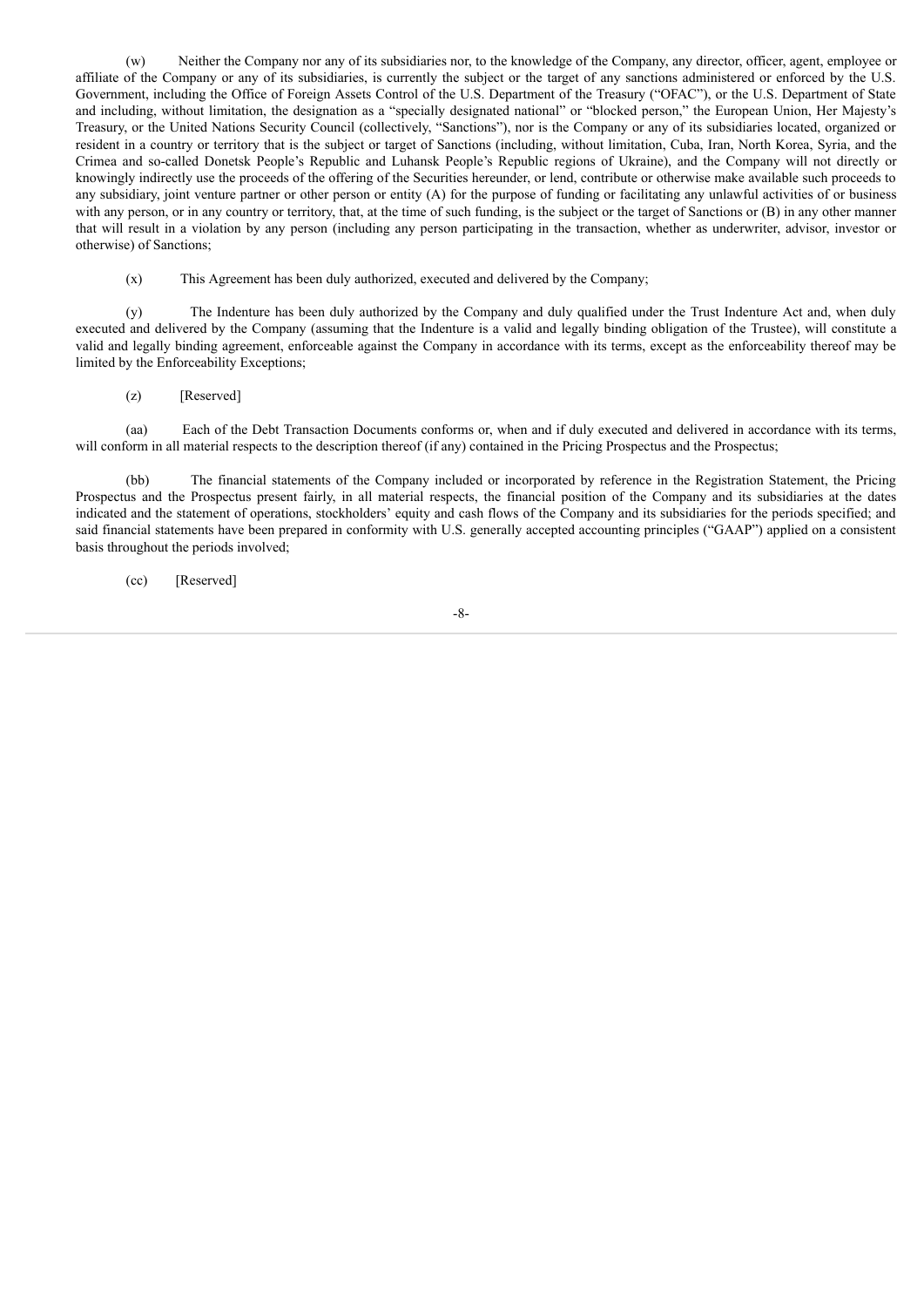(w) Neither the Company nor any of its subsidiaries nor, to the knowledge of the Company, any director, officer, agent, employee or affiliate of the Company or any of its subsidiaries, is currently the subject or the target of any sanctions administered or enforced by the U.S. Government, including the Office of Foreign Assets Control of the U.S. Department of the Treasury ("OFAC"), or the U.S. Department of State and including, without limitation, the designation as a "specially designated national" or "blocked person," the European Union, Her Majesty's Treasury, or the United Nations Security Council (collectively, "Sanctions"), nor is the Company or any of its subsidiaries located, organized or resident in a country or territory that is the subject or target of Sanctions (including, without limitation, Cuba, Iran, North Korea, Syria, and the Crimea and so-called Donetsk People's Republic and Luhansk People's Republic regions of Ukraine), and the Company will not directly or knowingly indirectly use the proceeds of the offering of the Securities hereunder, or lend, contribute or otherwise make available such proceeds to any subsidiary, joint venture partner or other person or entity (A) for the purpose of funding or facilitating any unlawful activities of or business with any person, or in any country or territory, that, at the time of such funding, is the subject or the target of Sanctions or (B) in any other manner that will result in a violation by any person (including any person participating in the transaction, whether as underwriter, advisor, investor or otherwise) of Sanctions;

(x) This Agreement has been duly authorized, executed and delivered by the Company;

(y) The Indenture has been duly authorized by the Company and duly qualified under the Trust Indenture Act and, when duly executed and delivered by the Company (assuming that the Indenture is a valid and legally binding obligation of the Trustee), will constitute a valid and legally binding agreement, enforceable against the Company in accordance with its terms, except as the enforceability thereof may be limited by the Enforceability Exceptions;

(z) [Reserved]

(aa) Each of the Debt Transaction Documents conforms or, when and if duly executed and delivered in accordance with its terms, will conform in all material respects to the description thereof (if any) contained in the Pricing Prospectus and the Prospectus;

(bb) The financial statements of the Company included or incorporated by reference in the Registration Statement, the Pricing Prospectus and the Prospectus present fairly, in all material respects, the financial position of the Company and its subsidiaries at the dates indicated and the statement of operations, stockholders' equity and cash flows of the Company and its subsidiaries for the periods specified; and said financial statements have been prepared in conformity with U.S. generally accepted accounting principles ("GAAP") applied on a consistent basis throughout the periods involved;

(cc) [Reserved]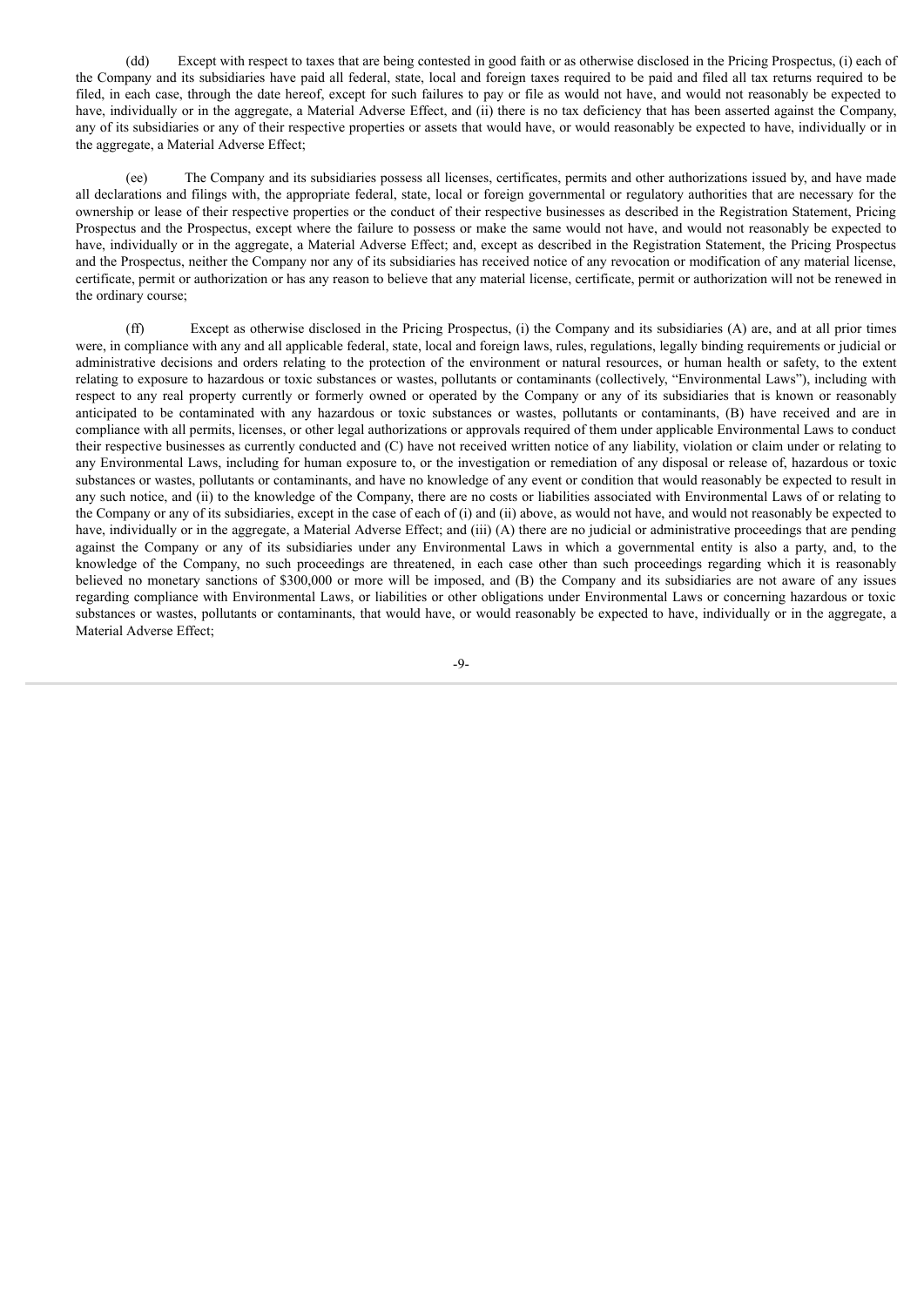(dd) Except with respect to taxes that are being contested in good faith or as otherwise disclosed in the Pricing Prospectus, (i) each of the Company and its subsidiaries have paid all federal, state, local and foreign taxes required to be paid and filed all tax returns required to be filed, in each case, through the date hereof, except for such failures to pay or file as would not have, and would not reasonably be expected to have, individually or in the aggregate, a Material Adverse Effect, and (ii) there is no tax deficiency that has been asserted against the Company, any of its subsidiaries or any of their respective properties or assets that would have, or would reasonably be expected to have, individually or in the aggregate, a Material Adverse Effect;

(ee) The Company and its subsidiaries possess all licenses, certificates, permits and other authorizations issued by, and have made all declarations and filings with, the appropriate federal, state, local or foreign governmental or regulatory authorities that are necessary for the ownership or lease of their respective properties or the conduct of their respective businesses as described in the Registration Statement, Pricing Prospectus and the Prospectus, except where the failure to possess or make the same would not have, and would not reasonably be expected to have, individually or in the aggregate, a Material Adverse Effect; and, except as described in the Registration Statement, the Pricing Prospectus and the Prospectus, neither the Company nor any of its subsidiaries has received notice of any revocation or modification of any material license, certificate, permit or authorization or has any reason to believe that any material license, certificate, permit or authorization will not be renewed in the ordinary course;

(ff) Except as otherwise disclosed in the Pricing Prospectus, (i) the Company and its subsidiaries (A) are, and at all prior times were, in compliance with any and all applicable federal, state, local and foreign laws, rules, regulations, legally binding requirements or judicial or administrative decisions and orders relating to the protection of the environment or natural resources, or human health or safety, to the extent relating to exposure to hazardous or toxic substances or wastes, pollutants or contaminants (collectively, "Environmental Laws"), including with respect to any real property currently or formerly owned or operated by the Company or any of its subsidiaries that is known or reasonably anticipated to be contaminated with any hazardous or toxic substances or wastes, pollutants or contaminants, (B) have received and are in compliance with all permits, licenses, or other legal authorizations or approvals required of them under applicable Environmental Laws to conduct their respective businesses as currently conducted and (C) have not received written notice of any liability, violation or claim under or relating to any Environmental Laws, including for human exposure to, or the investigation or remediation of any disposal or release of, hazardous or toxic substances or wastes, pollutants or contaminants, and have no knowledge of any event or condition that would reasonably be expected to result in any such notice, and (ii) to the knowledge of the Company, there are no costs or liabilities associated with Environmental Laws of or relating to the Company or any of its subsidiaries, except in the case of each of (i) and (ii) above, as would not have, and would not reasonably be expected to have, individually or in the aggregate, a Material Adverse Effect; and (iii) (A) there are no judicial or administrative proceedings that are pending against the Company or any of its subsidiaries under any Environmental Laws in which a governmental entity is also a party, and, to the knowledge of the Company, no such proceedings are threatened, in each case other than such proceedings regarding which it is reasonably believed no monetary sanctions of $300,000 or more will be imposed, and (B) the Company and its subsidiaries are not aware of any issues regarding compliance with Environmental Laws, or liabilities or other obligations under Environmental Laws or concerning hazardous or toxic substances or wastes, pollutants or contaminants, that would have, or would reasonably be expected to have, individually or in the aggregate, a Material Adverse Effect;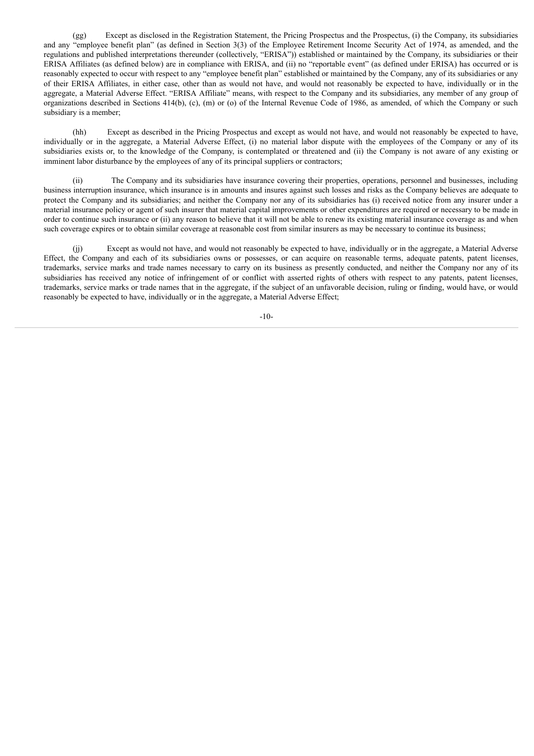(gg) Except as disclosed in the Registration Statement, the Pricing Prospectus and the Prospectus, (i) the Company, its subsidiaries and any "employee benefit plan" (as defined in Section 3(3) of the Employee Retirement Income Security Act of 1974, as amended, and the regulations and published interpretations thereunder (collectively, "ERISA")) established or maintained by the Company, its subsidiaries or their ERISA Affiliates (as defined below) are in compliance with ERISA, and (ii) no "reportable event" (as defined under ERISA) has occurred or is reasonably expected to occur with respect to any "employee benefit plan" established or maintained by the Company, any of its subsidiaries or any of their ERISA Affiliates, in either case, other than as would not have, and would not reasonably be expected to have, individually or in the aggregate, a Material Adverse Effect. "ERISA Affiliate" means, with respect to the Company and its subsidiaries, any member of any group of organizations described in Sections 414(b), (c), (m) or (o) of the Internal Revenue Code of 1986, as amended, of which the Company or such subsidiary is a member;

(hh) Except as described in the Pricing Prospectus and except as would not have, and would not reasonably be expected to have, individually or in the aggregate, a Material Adverse Effect, (i) no material labor dispute with the employees of the Company or any of its subsidiaries exists or, to the knowledge of the Company, is contemplated or threatened and (ii) the Company is not aware of any existing or imminent labor disturbance by the employees of any of its principal suppliers or contractors;

(ii) The Company and its subsidiaries have insurance covering their properties, operations, personnel and businesses, including business interruption insurance, which insurance is in amounts and insures against such losses and risks as the Company believes are adequate to protect the Company and its subsidiaries; and neither the Company nor any of its subsidiaries has (i) received notice from any insurer under a material insurance policy or agent of such insurer that material capital improvements or other expenditures are required or necessary to be made in order to continue such insurance or (ii) any reason to believe that it will not be able to renew its existing material insurance coverage as and when such coverage expires or to obtain similar coverage at reasonable cost from similar insurers as may be necessary to continue its business;

(jj) Except as would not have, and would not reasonably be expected to have, individually or in the aggregate, a Material Adverse Effect, the Company and each of its subsidiaries owns or possesses, or can acquire on reasonable terms, adequate patents, patent licenses, trademarks, service marks and trade names necessary to carry on its business as presently conducted, and neither the Company nor any of its subsidiaries has received any notice of infringement of or conflict with asserted rights of others with respect to any patents, patent licenses, trademarks, service marks or trade names that in the aggregate, if the subject of an unfavorable decision, ruling or finding, would have, or would reasonably be expected to have, individually or in the aggregate, a Material Adverse Effect;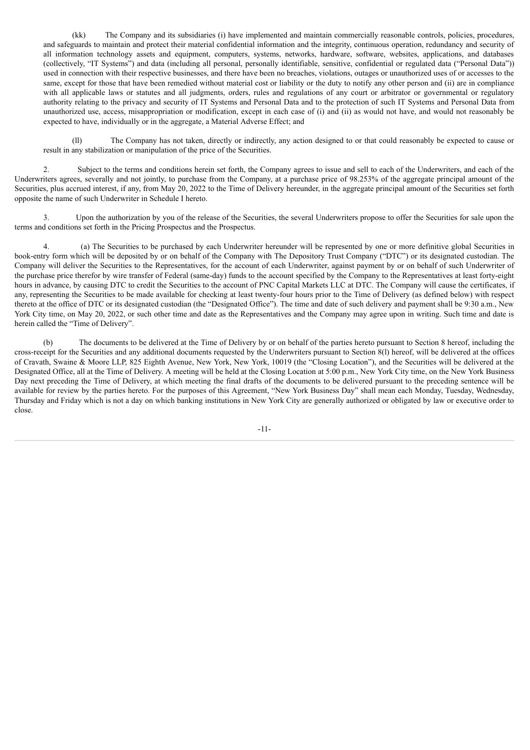(kk) The Company and its subsidiaries (i) have implemented and maintain commercially reasonable controls, policies, procedures, and safeguards to maintain and protect their material confidential information and the integrity, continuous operation, redundancy and security of all information technology assets and equipment, computers, systems, networks, hardware, software, websites, applications, and databases (collectively, "IT Systems") and data (including all personal, personally identifiable, sensitive, confidential or regulated data ("Personal Data")) used in connection with their respective businesses, and there have been no breaches, violations, outages or unauthorized uses of or accesses to the same, except for those that have been remedied without material cost or liability or the duty to notify any other person and (ii) are in compliance with all applicable laws or statutes and all judgments, orders, rules and regulations of any court or arbitrator or governmental or regulatory authority relating to the privacy and security of IT Systems and Personal Data and to the protection of such IT Systems and Personal Data from unauthorized use, access, misappropriation or modification, except in each case of (i) and (ii) as would not have, and would not reasonably be expected to have, individually or in the aggregate, a Material Adverse Effect; and

(ll) The Company has not taken, directly or indirectly, any action designed to or that could reasonably be expected to cause or result in any stabilization or manipulation of the price of the Securities.

2. Subject to the terms and conditions herein set forth, the Company agrees to issue and sell to each of the Underwriters, and each of the Underwriters agrees, severally and not jointly, to purchase from the Company, at a purchase price of 98.253% of the aggregate principal amount of the Securities, plus accrued interest, if any, from May 20, 2022 to the Time of Delivery hereunder, in the aggregate principal amount of the Securities set forth opposite the name of such Underwriter in Schedule I hereto.

3. Upon the authorization by you of the release of the Securities, the several Underwriters propose to offer the Securities for sale upon the terms and conditions set forth in the Pricing Prospectus and the Prospectus.

4. (a) The Securities to be purchased by each Underwriter hereunder will be represented by one or more definitive global Securities in book-entry form which will be deposited by or on behalf of the Company with The Depository Trust Company ("DTC") or its designated custodian. The Company will deliver the Securities to the Representatives, for the account of each Underwriter, against payment by or on behalf of such Underwriter of the purchase price therefor by wire transfer of Federal (same-day) funds to the account specified by the Company to the Representatives at least forty-eight hours in advance, by causing DTC to credit the Securities to the account of PNC Capital Markets LLC at DTC. The Company will cause the certificates, if any, representing the Securities to be made available for checking at least twenty-four hours prior to the Time of Delivery (as defined below) with respect thereto at the office of DTC or its designated custodian (the "Designated Office"). The time and date of such delivery and payment shall be 9:30 a.m., New York City time, on May 20, 2022, or such other time and date as the Representatives and the Company may agree upon in writing. Such time and date is herein called the "Time of Delivery".

(b) The documents to be delivered at the Time of Delivery by or on behalf of the parties hereto pursuant to Section 8 hereof, including the cross-receipt for the Securities and any additional documents requested by the Underwriters pursuant to Section 8(l) hereof, will be delivered at the offices of Cravath, Swaine & Moore LLP, 825 Eighth Avenue, New York, New York, 10019 (the "Closing Location"), and the Securities will be delivered at the Designated Office, all at the Time of Delivery. A meeting will be held at the Closing Location at 5:00 p.m., New York City time, on the New York Business Day next preceding the Time of Delivery, at which meeting the final drafts of the documents to be delivered pursuant to the preceding sentence will be available for review by the parties hereto. For the purposes of this Agreement, "New York Business Day" shall mean each Monday, Tuesday, Wednesday, Thursday and Friday which is not a day on which banking institutions in New York City are generally authorized or obligated by law or executive order to close.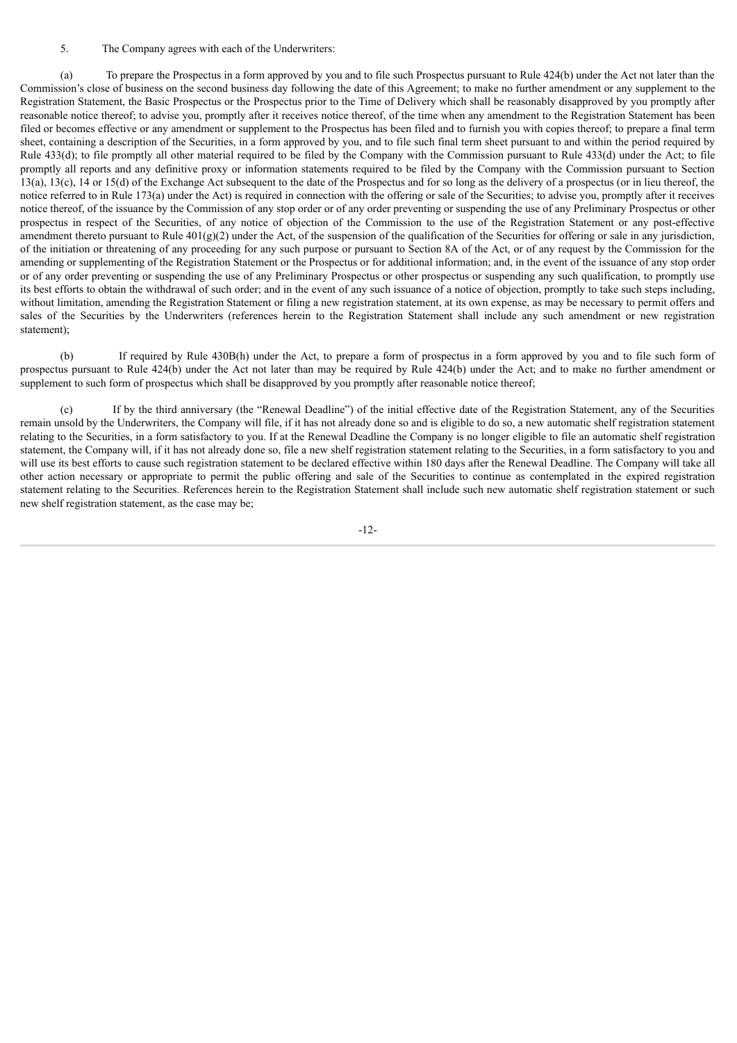5. The Company agrees with each of the Underwriters:

(a) To prepare the Prospectus in a form approved by you and to file such Prospectus pursuant to Rule 424(b) under the Act not later than the Commission's close of business on the second business day following the date of this Agreement; to make no further amendment or any supplement to the Registration Statement, the Basic Prospectus or the Prospectus prior to the Time of Delivery which shall be reasonably disapproved by you promptly after reasonable notice thereof; to advise you, promptly after it receives notice thereof, of the time when any amendment to the Registration Statement has been filed or becomes effective or any amendment or supplement to the Prospectus has been filed and to furnish you with copies thereof; to prepare a final term sheet, containing a description of the Securities, in a form approved by you, and to file such final term sheet pursuant to and within the period required by Rule 433(d); to file promptly all other material required to be filed by the Company with the Commission pursuant to Rule 433(d) under the Act; to file promptly all reports and any definitive proxy or information statements required to be filed by the Company with the Commission pursuant to Section 13(a), 13(c), 14 or 15(d) of the Exchange Act subsequent to the date of the Prospectus and for so long as the delivery of a prospectus (or in lieu thereof, the notice referred to in Rule 173(a) under the Act) is required in connection with the offering or sale of the Securities; to advise you, promptly after it receives notice thereof, of the issuance by the Commission of any stop order or of any order preventing or suspending the use of any Preliminary Prospectus or other prospectus in respect of the Securities, of any notice of objection of the Commission to the use of the Registration Statement or any post-effective amendment thereto pursuant to Rule 401(g)(2) under the Act, of the suspension of the qualification of the Securities for offering or sale in any jurisdiction, of the initiation or threatening of any proceeding for any such purpose or pursuant to Section 8A of the Act, or of any request by the Commission for the amending or supplementing of the Registration Statement or the Prospectus or for additional information; and, in the event of the issuance of any stop order or of any order preventing or suspending the use of any Preliminary Prospectus or other prospectus or suspending any such qualification, to promptly use its best efforts to obtain the withdrawal of such order; and in the event of any such issuance of a notice of objection, promptly to take such steps including, without limitation, amending the Registration Statement or filing a new registration statement, at its own expense, as may be necessary to permit offers and sales of the Securities by the Underwriters (references herein to the Registration Statement shall include any such amendment or new registration statement);

(b) If required by Rule 430B(h) under the Act, to prepare a form of prospectus in a form approved by you and to file such form of prospectus pursuant to Rule 424(b) under the Act not later than may be required by Rule 424(b) under the Act; and to make no further amendment or supplement to such form of prospectus which shall be disapproved by you promptly after reasonable notice thereof;

(c) If by the third anniversary (the "Renewal Deadline") of the initial effective date of the Registration Statement, any of the Securities remain unsold by the Underwriters, the Company will file, if it has not already done so and is eligible to do so, a new automatic shelf registration statement relating to the Securities, in a form satisfactory to you. If at the Renewal Deadline the Company is no longer eligible to file an automatic shelf registration statement, the Company will, if it has not already done so, file a new shelf registration statement relating to the Securities, in a form satisfactory to you and will use its best efforts to cause such registration statement to be declared effective within 180 days after the Renewal Deadline. The Company will take all other action necessary or appropriate to permit the public offering and sale of the Securities to continue as contemplated in the expired registration statement relating to the Securities. References herein to the Registration Statement shall include such new automatic shelf registration statement or such new shelf registration statement, as the case may be;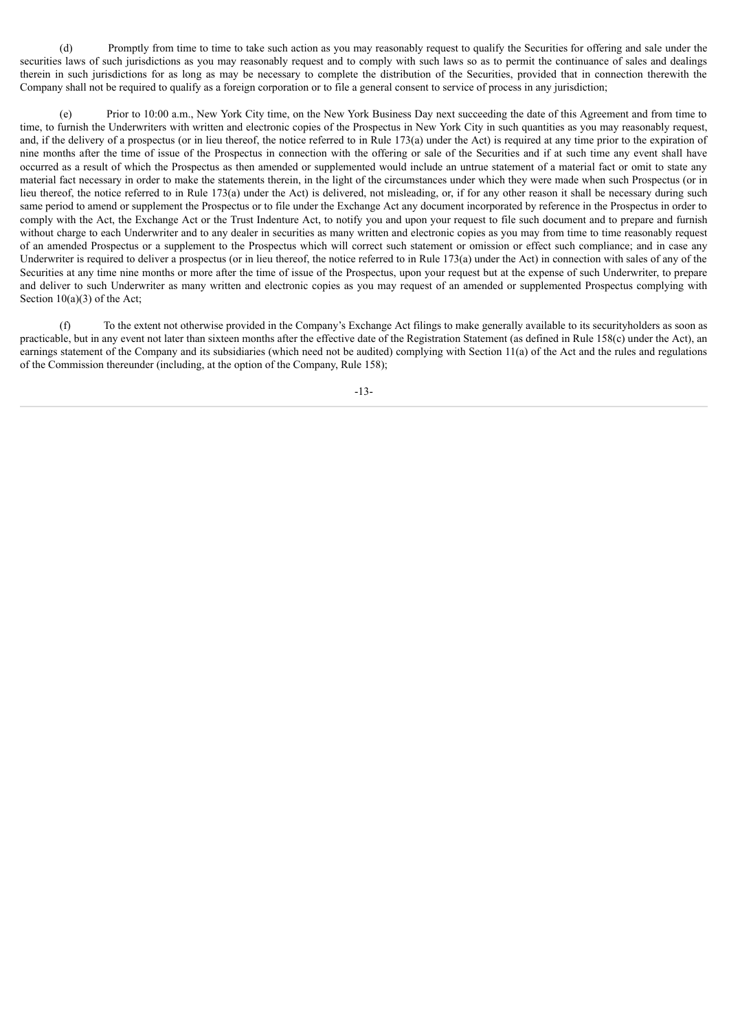(d) Promptly from time to time to take such action as you may reasonably request to qualify the Securities for offering and sale under the securities laws of such jurisdictions as you may reasonably request and to comply with such laws so as to permit the continuance of sales and dealings therein in such jurisdictions for as long as may be necessary to complete the distribution of the Securities, provided that in connection therewith the Company shall not be required to qualify as a foreign corporation or to file a general consent to service of process in any jurisdiction;

(e) Prior to 10:00 a.m., New York City time, on the New York Business Day next succeeding the date of this Agreement and from time to time, to furnish the Underwriters with written and electronic copies of the Prospectus in New York City in such quantities as you may reasonably request, and, if the delivery of a prospectus (or in lieu thereof, the notice referred to in Rule 173(a) under the Act) is required at any time prior to the expiration of nine months after the time of issue of the Prospectus in connection with the offering or sale of the Securities and if at such time any event shall have occurred as a result of which the Prospectus as then amended or supplemented would include an untrue statement of a material fact or omit to state any material fact necessary in order to make the statements therein, in the light of the circumstances under which they were made when such Prospectus (or in lieu thereof, the notice referred to in Rule 173(a) under the Act) is delivered, not misleading, or, if for any other reason it shall be necessary during such same period to amend or supplement the Prospectus or to file under the Exchange Act any document incorporated by reference in the Prospectus in order to comply with the Act, the Exchange Act or the Trust Indenture Act, to notify you and upon your request to file such document and to prepare and furnish without charge to each Underwriter and to any dealer in securities as many written and electronic copies as you may from time to time reasonably request of an amended Prospectus or a supplement to the Prospectus which will correct such statement or omission or effect such compliance; and in case any Underwriter is required to deliver a prospectus (or in lieu thereof, the notice referred to in Rule 173(a) under the Act) in connection with sales of any of the Securities at any time nine months or more after the time of issue of the Prospectus, upon your request but at the expense of such Underwriter, to prepare and deliver to such Underwriter as many written and electronic copies as you may request of an amended or supplemented Prospectus complying with Section 10(a)(3) of the Act;

(f) To the extent not otherwise provided in the Company's Exchange Act filings to make generally available to its securityholders as soon as practicable, but in any event not later than sixteen months after the effective date of the Registration Statement (as defined in Rule 158(c) under the Act), an earnings statement of the Company and its subsidiaries (which need not be audited) complying with Section 11(a) of the Act and the rules and regulations of the Commission thereunder (including, at the option of the Company, Rule 158);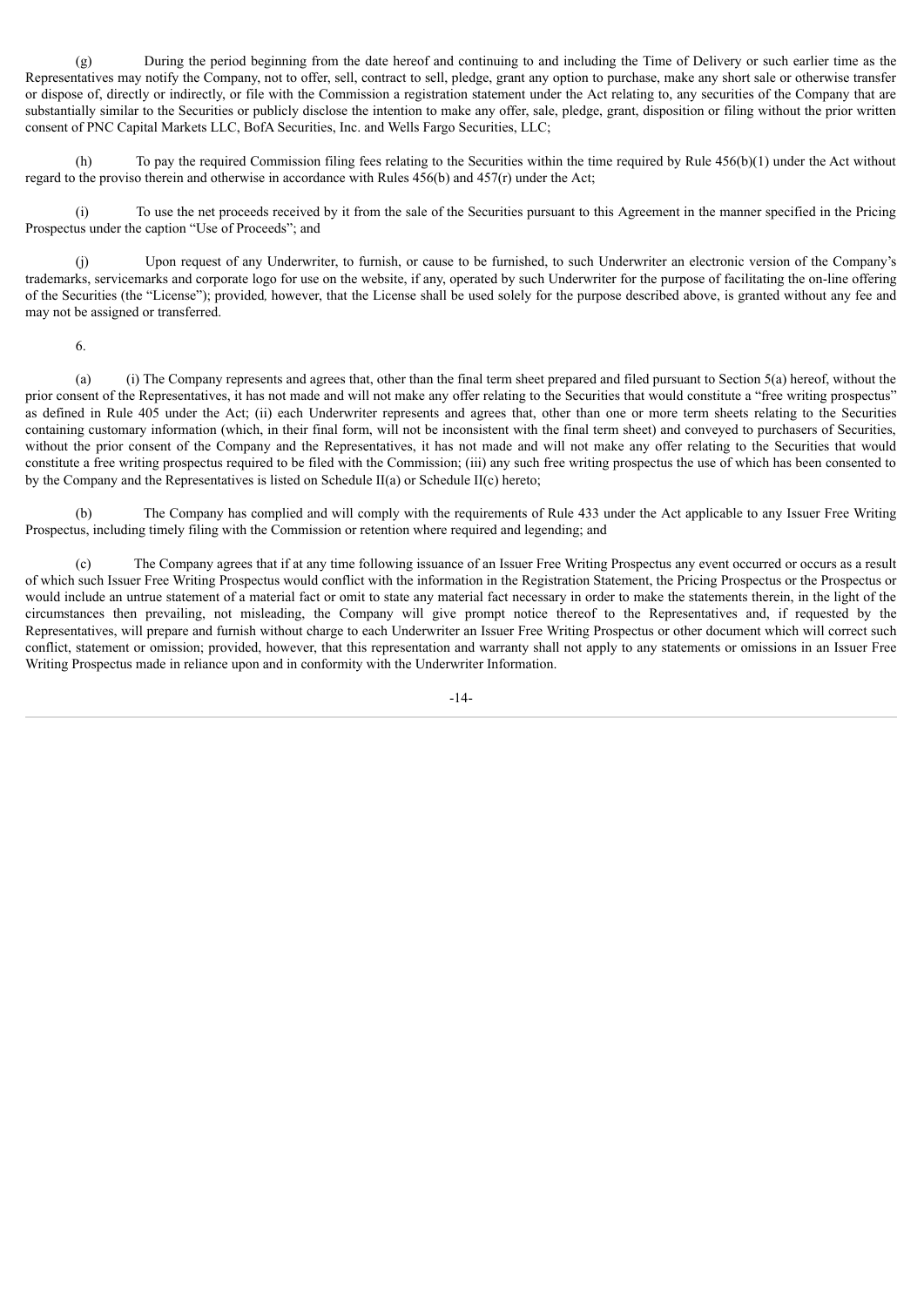(g) During the period beginning from the date hereof and continuing to and including the Time of Delivery or such earlier time as the Representatives may notify the Company, not to offer, sell, contract to sell, pledge, grant any option to purchase, make any short sale or otherwise transfer or dispose of, directly or indirectly, or file with the Commission a registration statement under the Act relating to, any securities of the Company that are substantially similar to the Securities or publicly disclose the intention to make any offer, sale, pledge, grant, disposition or filing without the prior written consent of PNC Capital Markets LLC, BofA Securities, Inc. and Wells Fargo Securities, LLC;

(h) To pay the required Commission filing fees relating to the Securities within the time required by Rule 456(b)(1) under the Act without regard to the proviso therein and otherwise in accordance with Rules 456(b) and 457(r) under the Act;

(i) To use the net proceeds received by it from the sale of the Securities pursuant to this Agreement in the manner specified in the Pricing Prospectus under the caption "Use of Proceeds"; and

(j) Upon request of any Underwriter, to furnish, or cause to be furnished, to such Underwriter an electronic version of the Company's trademarks, servicemarks and corporate logo for use on the website, if any, operated by such Underwriter for the purpose of facilitating the on-line offering of the Securities (the "License"); provided*,* however, that the License shall be used solely for the purpose described above, is granted without any fee and may not be assigned or transferred.

6.

(a) (i) The Company represents and agrees that, other than the final term sheet prepared and filed pursuant to Section 5(a) hereof, without the prior consent of the Representatives, it has not made and will not make any offer relating to the Securities that would constitute a "free writing prospectus" as defined in Rule 405 under the Act; (ii) each Underwriter represents and agrees that, other than one or more term sheets relating to the Securities containing customary information (which, in their final form, will not be inconsistent with the final term sheet) and conveyed to purchasers of Securities, without the prior consent of the Company and the Representatives, it has not made and will not make any offer relating to the Securities that would constitute a free writing prospectus required to be filed with the Commission; (iii) any such free writing prospectus the use of which has been consented to by the Company and the Representatives is listed on Schedule II(a) or Schedule II(c) hereto;

(b) The Company has complied and will comply with the requirements of Rule 433 under the Act applicable to any Issuer Free Writing Prospectus, including timely filing with the Commission or retention where required and legending; and

(c) The Company agrees that if at any time following issuance of an Issuer Free Writing Prospectus any event occurred or occurs as a result of which such Issuer Free Writing Prospectus would conflict with the information in the Registration Statement, the Pricing Prospectus or the Prospectus or would include an untrue statement of a material fact or omit to state any material fact necessary in order to make the statements therein, in the light of the circumstances then prevailing, not misleading, the Company will give prompt notice thereof to the Representatives and, if requested by the Representatives, will prepare and furnish without charge to each Underwriter an Issuer Free Writing Prospectus or other document which will correct such conflict, statement or omission; provided, however, that this representation and warranty shall not apply to any statements or omissions in an Issuer Free Writing Prospectus made in reliance upon and in conformity with the Underwriter Information.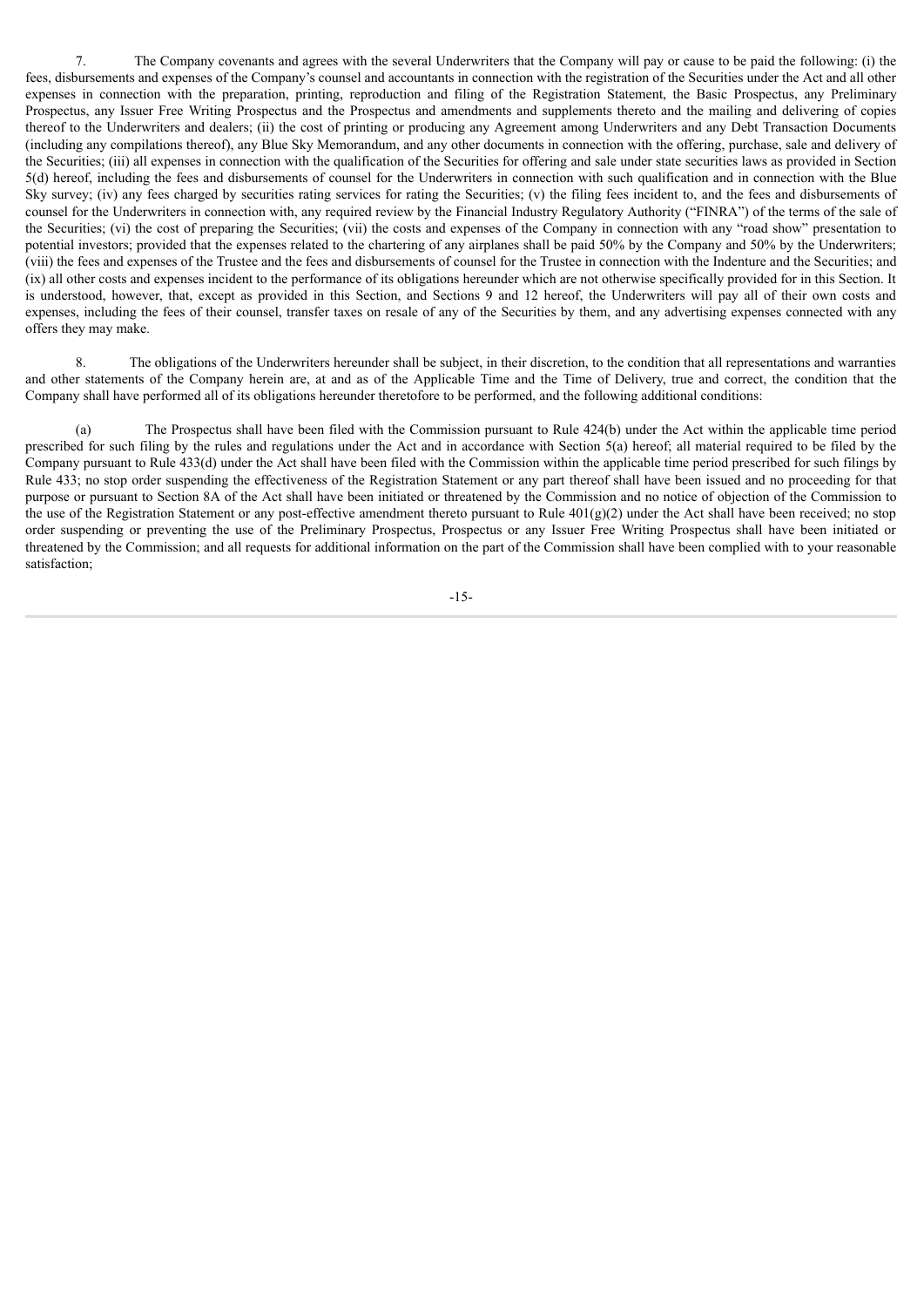7. The Company covenants and agrees with the several Underwriters that the Company will pay or cause to be paid the following: (i) the fees, disbursements and expenses of the Company's counsel and accountants in connection with the registration of the Securities under the Act and all other expenses in connection with the preparation, printing, reproduction and filing of the Registration Statement, the Basic Prospectus, any Preliminary Prospectus, any Issuer Free Writing Prospectus and the Prospectus and amendments and supplements thereto and the mailing and delivering of copies thereof to the Underwriters and dealers; (ii) the cost of printing or producing any Agreement among Underwriters and any Debt Transaction Documents (including any compilations thereof), any Blue Sky Memorandum, and any other documents in connection with the offering, purchase, sale and delivery of the Securities; (iii) all expenses in connection with the qualification of the Securities for offering and sale under state securities laws as provided in Section 5(d) hereof, including the fees and disbursements of counsel for the Underwriters in connection with such qualification and in connection with the Blue Sky survey; (iv) any fees charged by securities rating services for rating the Securities; (v) the filing fees incident to, and the fees and disbursements of counsel for the Underwriters in connection with, any required review by the Financial Industry Regulatory Authority ("FINRA") of the terms of the sale of the Securities; (vi) the cost of preparing the Securities; (vii) the costs and expenses of the Company in connection with any "road show" presentation to potential investors; provided that the expenses related to the chartering of any airplanes shall be paid 50% by the Company and 50% by the Underwriters; (viii) the fees and expenses of the Trustee and the fees and disbursements of counsel for the Trustee in connection with the Indenture and the Securities; and (ix) all other costs and expenses incident to the performance of its obligations hereunder which are not otherwise specifically provided for in this Section. It is understood, however, that, except as provided in this Section, and Sections 9 and 12 hereof, the Underwriters will pay all of their own costs and expenses, including the fees of their counsel, transfer taxes on resale of any of the Securities by them, and any advertising expenses connected with any offers they may make.

8. The obligations of the Underwriters hereunder shall be subject, in their discretion, to the condition that all representations and warranties and other statements of the Company herein are, at and as of the Applicable Time and the Time of Delivery, true and correct, the condition that the Company shall have performed all of its obligations hereunder theretofore to be performed, and the following additional conditions:

(a) The Prospectus shall have been filed with the Commission pursuant to Rule 424(b) under the Act within the applicable time period prescribed for such filing by the rules and regulations under the Act and in accordance with Section 5(a) hereof; all material required to be filed by the Company pursuant to Rule 433(d) under the Act shall have been filed with the Commission within the applicable time period prescribed for such filings by Rule 433; no stop order suspending the effectiveness of the Registration Statement or any part thereof shall have been issued and no proceeding for that purpose or pursuant to Section 8A of the Act shall have been initiated or threatened by the Commission and no notice of objection of the Commission to the use of the Registration Statement or any post-effective amendment thereto pursuant to Rule 401(g)(2) under the Act shall have been received; no stop order suspending or preventing the use of the Preliminary Prospectus, Prospectus or any Issuer Free Writing Prospectus shall have been initiated or threatened by the Commission; and all requests for additional information on the part of the Commission shall have been complied with to your reasonable satisfaction;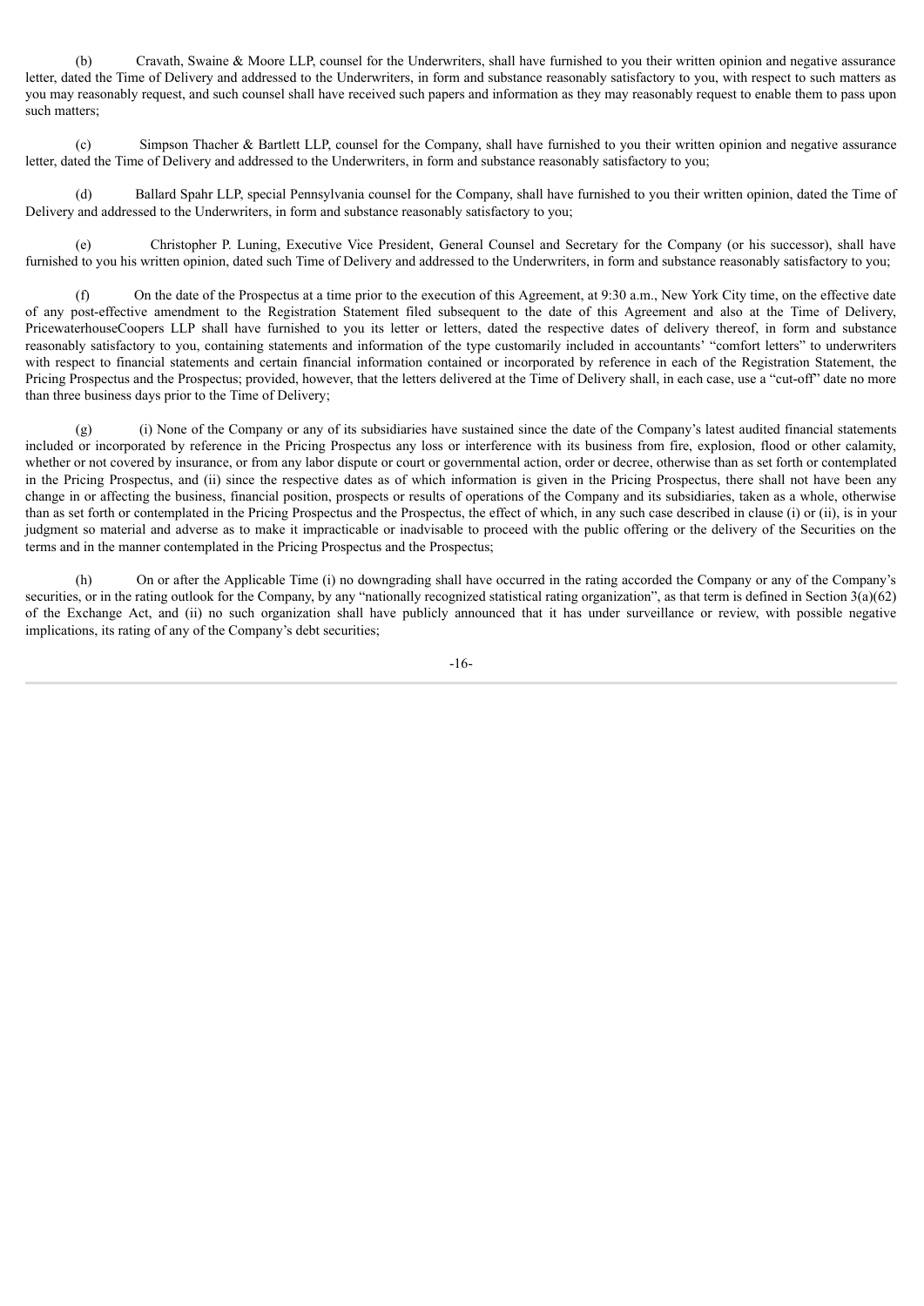(b) Cravath, Swaine & Moore LLP, counsel for the Underwriters, shall have furnished to you their written opinion and negative assurance letter, dated the Time of Delivery and addressed to the Underwriters, in form and substance reasonably satisfactory to you, with respect to such matters as you may reasonably request, and such counsel shall have received such papers and information as they may reasonably request to enable them to pass upon such matters;

(c) Simpson Thacher & Bartlett LLP, counsel for the Company, shall have furnished to you their written opinion and negative assurance letter, dated the Time of Delivery and addressed to the Underwriters, in form and substance reasonably satisfactory to you;

(d) Ballard Spahr LLP, special Pennsylvania counsel for the Company, shall have furnished to you their written opinion, dated the Time of Delivery and addressed to the Underwriters, in form and substance reasonably satisfactory to you;

(e) Christopher P. Luning, Executive Vice President, General Counsel and Secretary for the Company (or his successor), shall have furnished to you his written opinion, dated such Time of Delivery and addressed to the Underwriters, in form and substance reasonably satisfactory to you;

(f) On the date of the Prospectus at a time prior to the execution of this Agreement, at 9:30 a.m., New York City time, on the effective date of any post-effective amendment to the Registration Statement filed subsequent to the date of this Agreement and also at the Time of Delivery, PricewaterhouseCoopers LLP shall have furnished to you its letter or letters, dated the respective dates of delivery thereof, in form and substance reasonably satisfactory to you, containing statements and information of the type customarily included in accountants' "comfort letters" to underwriters with respect to financial statements and certain financial information contained or incorporated by reference in each of the Registration Statement, the Pricing Prospectus and the Prospectus; provided, however, that the letters delivered at the Time of Delivery shall, in each case, use a "cut-off" date no more than three business days prior to the Time of Delivery;

(g) (i) None of the Company or any of its subsidiaries have sustained since the date of the Company's latest audited financial statements included or incorporated by reference in the Pricing Prospectus any loss or interference with its business from fire, explosion, flood or other calamity, whether or not covered by insurance, or from any labor dispute or court or governmental action, order or decree, otherwise than as set forth or contemplated in the Pricing Prospectus, and (ii) since the respective dates as of which information is given in the Pricing Prospectus, there shall not have been any change in or affecting the business, financial position, prospects or results of operations of the Company and its subsidiaries, taken as a whole, otherwise than as set forth or contemplated in the Pricing Prospectus and the Prospectus, the effect of which, in any such case described in clause (i) or (ii), is in your judgment so material and adverse as to make it impracticable or inadvisable to proceed with the public offering or the delivery of the Securities on the terms and in the manner contemplated in the Pricing Prospectus and the Prospectus;

(h) On or after the Applicable Time (i) no downgrading shall have occurred in the rating accorded the Company or any of the Company's securities, or in the rating outlook for the Company, by any "nationally recognized statistical rating organization", as that term is defined in Section 3(a)(62) of the Exchange Act, and (ii) no such organization shall have publicly announced that it has under surveillance or review, with possible negative implications, its rating of any of the Company's debt securities;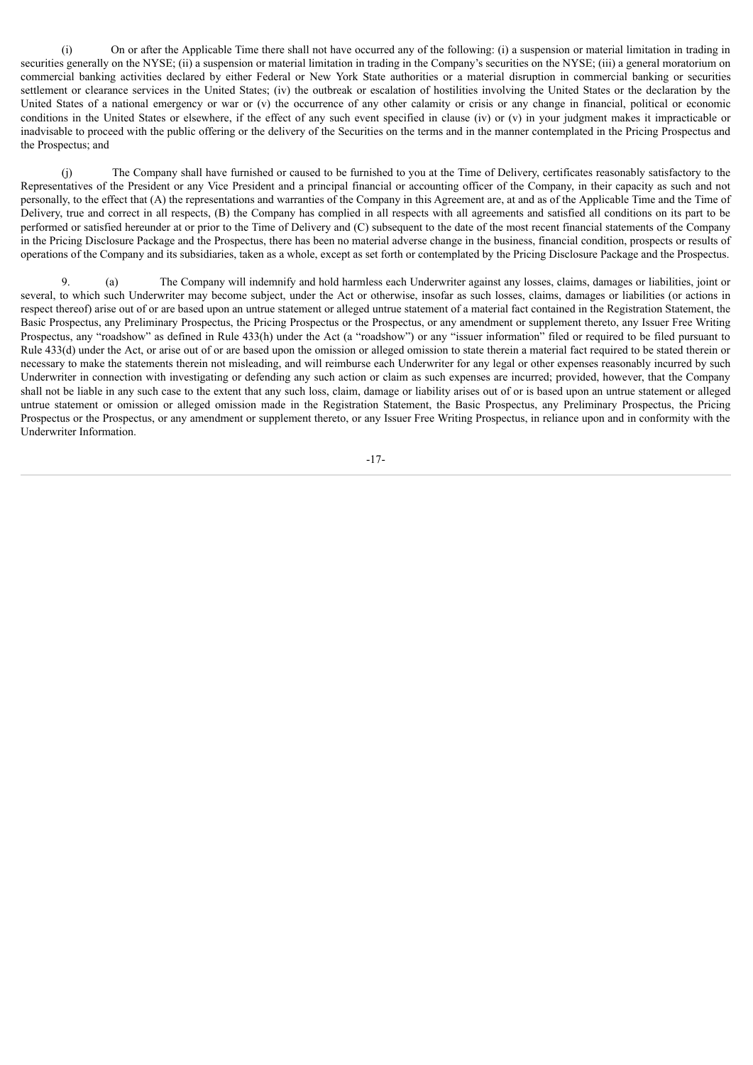(i) On or after the Applicable Time there shall not have occurred any of the following: (i) a suspension or material limitation in trading in securities generally on the NYSE; (ii) a suspension or material limitation in trading in the Company's securities on the NYSE; (iii) a general moratorium on commercial banking activities declared by either Federal or New York State authorities or a material disruption in commercial banking or securities settlement or clearance services in the United States; (iv) the outbreak or escalation of hostilities involving the United States or the declaration by the United States of a national emergency or war or (v) the occurrence of any other calamity or crisis or any change in financial, political or economic conditions in the United States or elsewhere, if the effect of any such event specified in clause (iv) or (v) in your judgment makes it impracticable or inadvisable to proceed with the public offering or the delivery of the Securities on the terms and in the manner contemplated in the Pricing Prospectus and the Prospectus; and

(j) The Company shall have furnished or caused to be furnished to you at the Time of Delivery, certificates reasonably satisfactory to the Representatives of the President or any Vice President and a principal financial or accounting officer of the Company, in their capacity as such and not personally, to the effect that (A) the representations and warranties of the Company in this Agreement are, at and as of the Applicable Time and the Time of Delivery, true and correct in all respects, (B) the Company has complied in all respects with all agreements and satisfied all conditions on its part to be performed or satisfied hereunder at or prior to the Time of Delivery and (C) subsequent to the date of the most recent financial statements of the Company in the Pricing Disclosure Package and the Prospectus, there has been no material adverse change in the business, financial condition, prospects or results of operations of the Company and its subsidiaries, taken as a whole, except as set forth or contemplated by the Pricing Disclosure Package and the Prospectus.

9. (a) The Company will indemnify and hold harmless each Underwriter against any losses, claims, damages or liabilities, joint or several, to which such Underwriter may become subject, under the Act or otherwise, insofar as such losses, claims, damages or liabilities (or actions in respect thereof) arise out of or are based upon an untrue statement or alleged untrue statement of a material fact contained in the Registration Statement, the Basic Prospectus, any Preliminary Prospectus, the Pricing Prospectus or the Prospectus, or any amendment or supplement thereto, any Issuer Free Writing Prospectus, any "roadshow" as defined in Rule 433(h) under the Act (a "roadshow") or any "issuer information" filed or required to be filed pursuant to Rule 433(d) under the Act, or arise out of or are based upon the omission or alleged omission to state therein a material fact required to be stated therein or necessary to make the statements therein not misleading, and will reimburse each Underwriter for any legal or other expenses reasonably incurred by such Underwriter in connection with investigating or defending any such action or claim as such expenses are incurred; provided, however, that the Company shall not be liable in any such case to the extent that any such loss, claim, damage or liability arises out of or is based upon an untrue statement or alleged untrue statement or omission or alleged omission made in the Registration Statement, the Basic Prospectus, any Preliminary Prospectus, the Pricing Prospectus or the Prospectus, or any amendment or supplement thereto, or any Issuer Free Writing Prospectus, in reliance upon and in conformity with the Underwriter Information.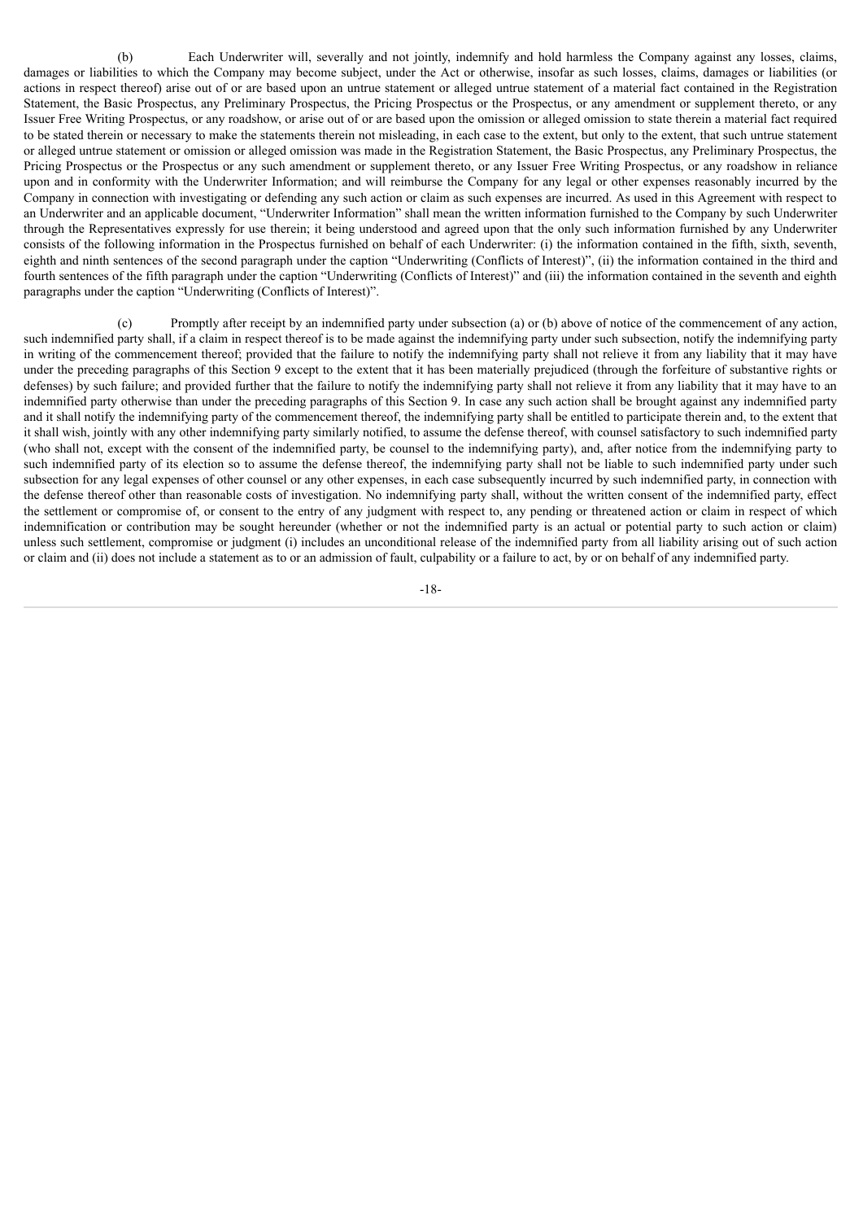(b) Each Underwriter will, severally and not jointly, indemnify and hold harmless the Company against any losses, claims, damages or liabilities to which the Company may become subject, under the Act or otherwise, insofar as such losses, claims, damages or liabilities (or actions in respect thereof) arise out of or are based upon an untrue statement or alleged untrue statement of a material fact contained in the Registration Statement, the Basic Prospectus, any Preliminary Prospectus, the Pricing Prospectus or the Prospectus, or any amendment or supplement thereto, or any Issuer Free Writing Prospectus, or any roadshow, or arise out of or are based upon the omission or alleged omission to state therein a material fact required to be stated therein or necessary to make the statements therein not misleading, in each case to the extent, but only to the extent, that such untrue statement or alleged untrue statement or omission or alleged omission was made in the Registration Statement, the Basic Prospectus, any Preliminary Prospectus, the Pricing Prospectus or the Prospectus or any such amendment or supplement thereto, or any Issuer Free Writing Prospectus, or any roadshow in reliance upon and in conformity with the Underwriter Information; and will reimburse the Company for any legal or other expenses reasonably incurred by the Company in connection with investigating or defending any such action or claim as such expenses are incurred. As used in this Agreement with respect to an Underwriter and an applicable document, "Underwriter Information" shall mean the written information furnished to the Company by such Underwriter through the Representatives expressly for use therein; it being understood and agreed upon that the only such information furnished by any Underwriter consists of the following information in the Prospectus furnished on behalf of each Underwriter: (i) the information contained in the fifth, sixth, seventh, eighth and ninth sentences of the second paragraph under the caption "Underwriting (Conflicts of Interest)", (ii) the information contained in the third and fourth sentences of the fifth paragraph under the caption "Underwriting (Conflicts of Interest)" and (iii) the information contained in the seventh and eighth paragraphs under the caption "Underwriting (Conflicts of Interest)".

(c) Promptly after receipt by an indemnified party under subsection (a) or (b) above of notice of the commencement of any action, such indemnified party shall, if a claim in respect thereof is to be made against the indemnifying party under such subsection, notify the indemnifying party in writing of the commencement thereof; provided that the failure to notify the indemnifying party shall not relieve it from any liability that it may have under the preceding paragraphs of this Section 9 except to the extent that it has been materially prejudiced (through the forfeiture of substantive rights or defenses) by such failure; and provided further that the failure to notify the indemnifying party shall not relieve it from any liability that it may have to an indemnified party otherwise than under the preceding paragraphs of this Section 9. In case any such action shall be brought against any indemnified party and it shall notify the indemnifying party of the commencement thereof, the indemnifying party shall be entitled to participate therein and, to the extent that it shall wish, jointly with any other indemnifying party similarly notified, to assume the defense thereof, with counsel satisfactory to such indemnified party (who shall not, except with the consent of the indemnified party, be counsel to the indemnifying party), and, after notice from the indemnifying party to such indemnified party of its election so to assume the defense thereof, the indemnifying party shall not be liable to such indemnified party under such subsection for any legal expenses of other counsel or any other expenses, in each case subsequently incurred by such indemnified party, in connection with the defense thereof other than reasonable costs of investigation. No indemnifying party shall, without the written consent of the indemnified party, effect the settlement or compromise of, or consent to the entry of any judgment with respect to, any pending or threatened action or claim in respect of which indemnification or contribution may be sought hereunder (whether or not the indemnified party is an actual or potential party to such action or claim) unless such settlement, compromise or judgment (i) includes an unconditional release of the indemnified party from all liability arising out of such action or claim and (ii) does not include a statement as to or an admission of fault, culpability or a failure to act, by or on behalf of any indemnified party.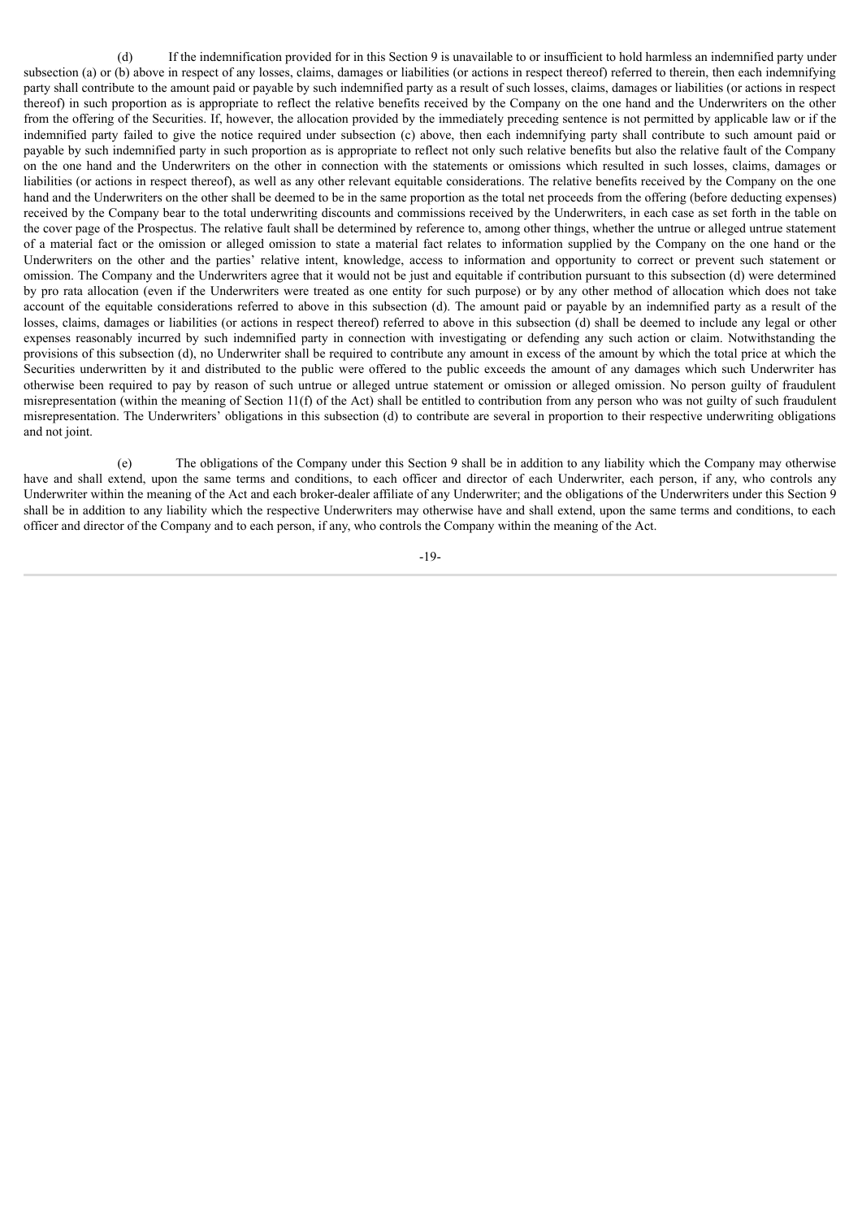(d) If the indemnification provided for in this Section 9 is unavailable to or insufficient to hold harmless an indemnified party under subsection (a) or (b) above in respect of any losses, claims, damages or liabilities (or actions in respect thereof) referred to therein, then each indemnifying party shall contribute to the amount paid or payable by such indemnified party as a result of such losses, claims, damages or liabilities (or actions in respect thereof) in such proportion as is appropriate to reflect the relative benefits received by the Company on the one hand and the Underwriters on the other from the offering of the Securities. If, however, the allocation provided by the immediately preceding sentence is not permitted by applicable law or if the indemnified party failed to give the notice required under subsection (c) above, then each indemnifying party shall contribute to such amount paid or payable by such indemnified party in such proportion as is appropriate to reflect not only such relative benefits but also the relative fault of the Company on the one hand and the Underwriters on the other in connection with the statements or omissions which resulted in such losses, claims, damages or liabilities (or actions in respect thereof), as well as any other relevant equitable considerations. The relative benefits received by the Company on the one hand and the Underwriters on the other shall be deemed to be in the same proportion as the total net proceeds from the offering (before deducting expenses) received by the Company bear to the total underwriting discounts and commissions received by the Underwriters, in each case as set forth in the table on the cover page of the Prospectus. The relative fault shall be determined by reference to, among other things, whether the untrue or alleged untrue statement of a material fact or the omission or alleged omission to state a material fact relates to information supplied by the Company on the one hand or the Underwriters on the other and the parties' relative intent, knowledge, access to information and opportunity to correct or prevent such statement or omission. The Company and the Underwriters agree that it would not be just and equitable if contribution pursuant to this subsection (d) were determined by pro rata allocation (even if the Underwriters were treated as one entity for such purpose) or by any other method of allocation which does not take account of the equitable considerations referred to above in this subsection (d). The amount paid or payable by an indemnified party as a result of the losses, claims, damages or liabilities (or actions in respect thereof) referred to above in this subsection (d) shall be deemed to include any legal or other expenses reasonably incurred by such indemnified party in connection with investigating or defending any such action or claim. Notwithstanding the provisions of this subsection (d), no Underwriter shall be required to contribute any amount in excess of the amount by which the total price at which the Securities underwritten by it and distributed to the public were offered to the public exceeds the amount of any damages which such Underwriter has otherwise been required to pay by reason of such untrue or alleged untrue statement or omission or alleged omission. No person guilty of fraudulent misrepresentation (within the meaning of Section 11(f) of the Act) shall be entitled to contribution from any person who was not guilty of such fraudulent misrepresentation. The Underwriters' obligations in this subsection (d) to contribute are several in proportion to their respective underwriting obligations and not joint.

(e) The obligations of the Company under this Section 9 shall be in addition to any liability which the Company may otherwise have and shall extend, upon the same terms and conditions, to each officer and director of each Underwriter, each person, if any, who controls any Underwriter within the meaning of the Act and each broker-dealer affiliate of any Underwriter; and the obligations of the Underwriters under this Section 9 shall be in addition to any liability which the respective Underwriters may otherwise have and shall extend, upon the same terms and conditions, to each officer and director of the Company and to each person, if any, who controls the Company within the meaning of the Act.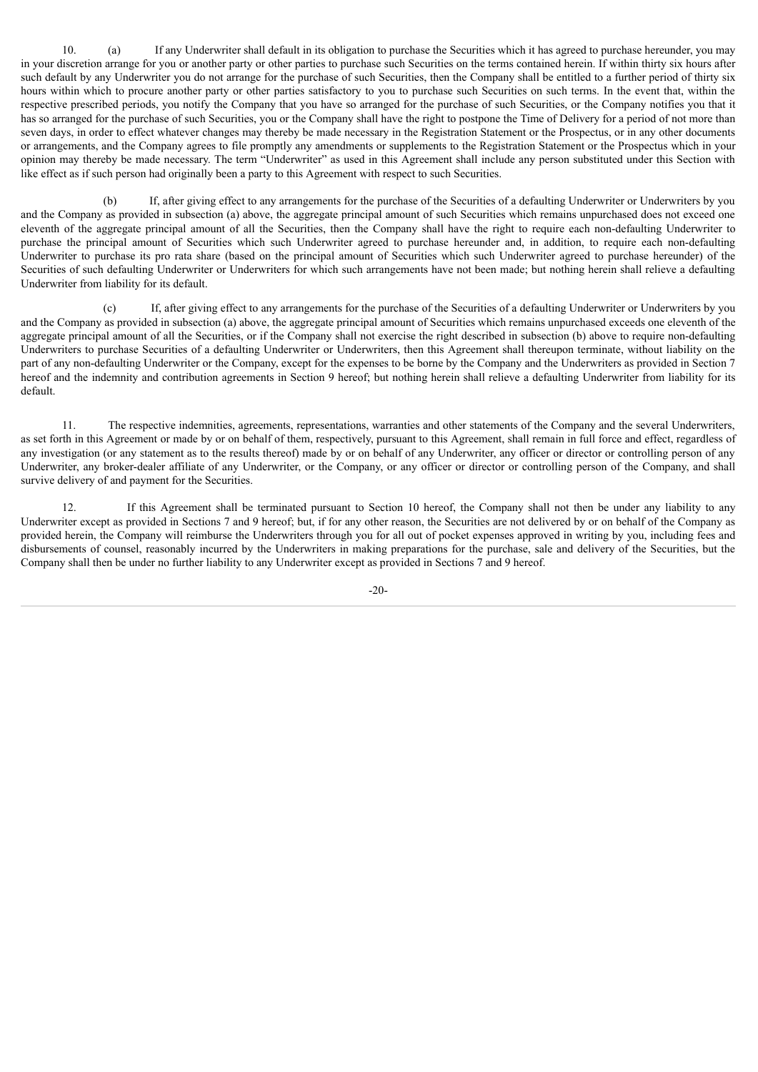10. (a) If any Underwriter shall default in its obligation to purchase the Securities which it has agreed to purchase hereunder, you may in your discretion arrange for you or another party or other parties to purchase such Securities on the terms contained herein. If within thirty six hours after such default by any Underwriter you do not arrange for the purchase of such Securities, then the Company shall be entitled to a further period of thirty six hours within which to procure another party or other parties satisfactory to you to purchase such Securities on such terms. In the event that, within the respective prescribed periods, you notify the Company that you have so arranged for the purchase of such Securities, or the Company notifies you that it has so arranged for the purchase of such Securities, you or the Company shall have the right to postpone the Time of Delivery for a period of not more than seven days, in order to effect whatever changes may thereby be made necessary in the Registration Statement or the Prospectus, or in any other documents or arrangements, and the Company agrees to file promptly any amendments or supplements to the Registration Statement or the Prospectus which in your opinion may thereby be made necessary. The term "Underwriter" as used in this Agreement shall include any person substituted under this Section with like effect as if such person had originally been a party to this Agreement with respect to such Securities.

(b) If, after giving effect to any arrangements for the purchase of the Securities of a defaulting Underwriter or Underwriters by you and the Company as provided in subsection (a) above, the aggregate principal amount of such Securities which remains unpurchased does not exceed one eleventh of the aggregate principal amount of all the Securities, then the Company shall have the right to require each non-defaulting Underwriter to purchase the principal amount of Securities which such Underwriter agreed to purchase hereunder and, in addition, to require each non-defaulting Underwriter to purchase its pro rata share (based on the principal amount of Securities which such Underwriter agreed to purchase hereunder) of the Securities of such defaulting Underwriter or Underwriters for which such arrangements have not been made; but nothing herein shall relieve a defaulting Underwriter from liability for its default.

(c) If, after giving effect to any arrangements for the purchase of the Securities of a defaulting Underwriter or Underwriters by you and the Company as provided in subsection (a) above, the aggregate principal amount of Securities which remains unpurchased exceeds one eleventh of the aggregate principal amount of all the Securities, or if the Company shall not exercise the right described in subsection (b) above to require non-defaulting Underwriters to purchase Securities of a defaulting Underwriter or Underwriters, then this Agreement shall thereupon terminate, without liability on the part of any non-defaulting Underwriter or the Company, except for the expenses to be borne by the Company and the Underwriters as provided in Section 7 hereof and the indemnity and contribution agreements in Section 9 hereof; but nothing herein shall relieve a defaulting Underwriter from liability for its default.

11. The respective indemnities, agreements, representations, warranties and other statements of the Company and the several Underwriters, as set forth in this Agreement or made by or on behalf of them, respectively, pursuant to this Agreement, shall remain in full force and effect, regardless of any investigation (or any statement as to the results thereof) made by or on behalf of any Underwriter, any officer or director or controlling person of any Underwriter, any broker-dealer affiliate of any Underwriter, or the Company, or any officer or director or controlling person of the Company, and shall survive delivery of and payment for the Securities.

12. If this Agreement shall be terminated pursuant to Section 10 hereof, the Company shall not then be under any liability to any Underwriter except as provided in Sections 7 and 9 hereof; but, if for any other reason, the Securities are not delivered by or on behalf of the Company as provided herein, the Company will reimburse the Underwriters through you for all out of pocket expenses approved in writing by you, including fees and disbursements of counsel, reasonably incurred by the Underwriters in making preparations for the purchase, sale and delivery of the Securities, but the Company shall then be under no further liability to any Underwriter except as provided in Sections 7 and 9 hereof.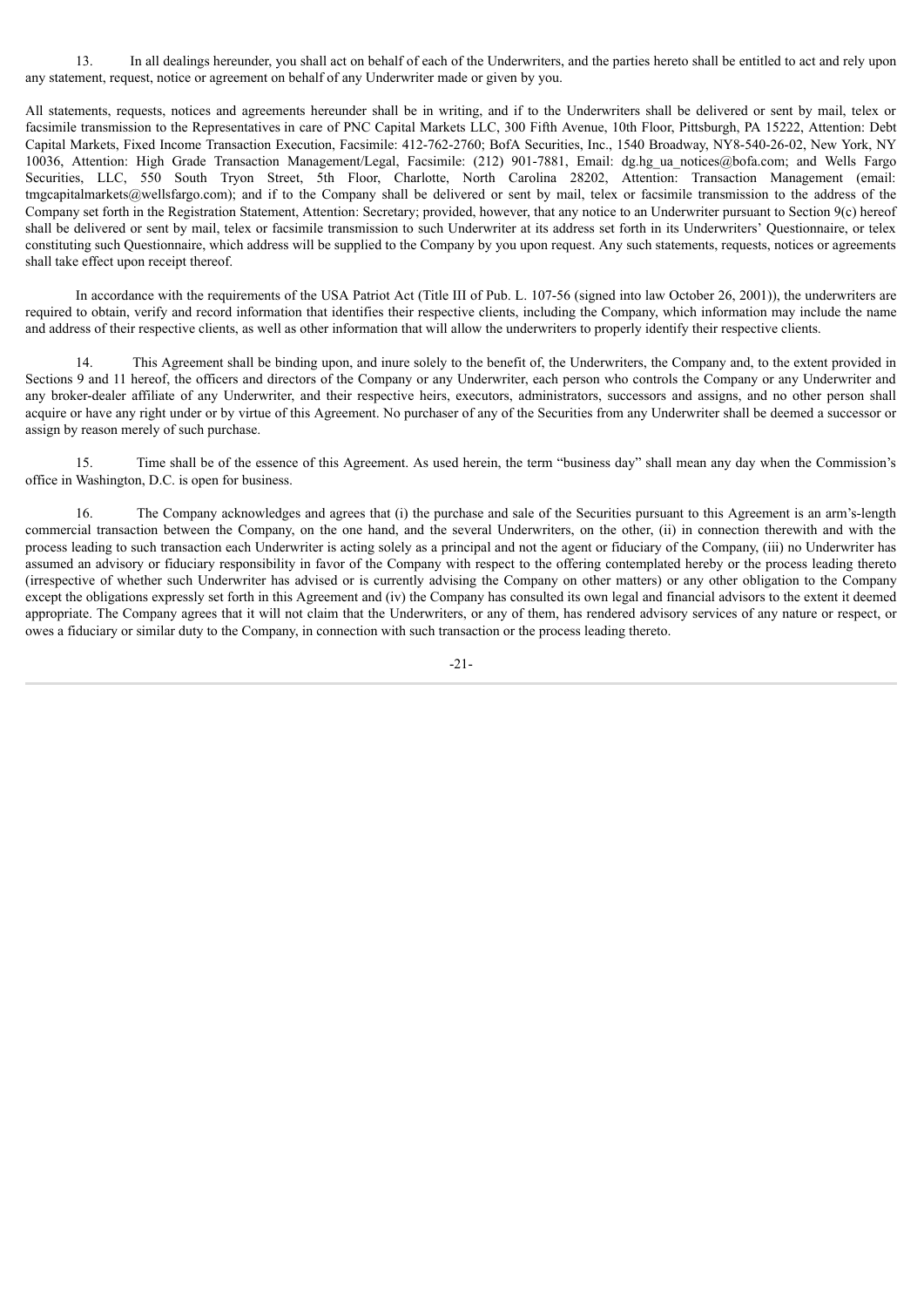13. In all dealings hereunder, you shall act on behalf of each of the Underwriters, and the parties hereto shall be entitled to act and rely upon any statement, request, notice or agreement on behalf of any Underwriter made or given by you.

All statements, requests, notices and agreements hereunder shall be in writing, and if to the Underwriters shall be delivered or sent by mail, telex or facsimile transmission to the Representatives in care of PNC Capital Markets LLC, 300 Fifth Avenue, 10th Floor, Pittsburgh, PA 15222, Attention: Debt Capital Markets, Fixed Income Transaction Execution, Facsimile: 412-762-2760; BofA Securities, Inc., 1540 Broadway, NY8-540-26-02, New York, NY 10036, Attention: High Grade Transaction Management/Legal, Facsimile: (212) 901-7881, Email: dg.hg_ua_notices@bofa.com; and Wells Fargo Securities, LLC, 550 South Tryon Street, 5th Floor, Charlotte, North Carolina 28202, Attention: Transaction Management (email: tmgcapitalmarkets@wellsfargo.com); and if to the Company shall be delivered or sent by mail, telex or facsimile transmission to the address of the Company set forth in the Registration Statement, Attention: Secretary; provided, however, that any notice to an Underwriter pursuant to Section 9(c) hereof shall be delivered or sent by mail, telex or facsimile transmission to such Underwriter at its address set forth in its Underwriters' Questionnaire, or telex constituting such Questionnaire, which address will be supplied to the Company by you upon request. Any such statements, requests, notices or agreements shall take effect upon receipt thereof.

In accordance with the requirements of the USA Patriot Act (Title III of Pub. L. 107-56 (signed into law October 26, 2001)), the underwriters are required to obtain, verify and record information that identifies their respective clients, including the Company, which information may include the name and address of their respective clients, as well as other information that will allow the underwriters to properly identify their respective clients.

14. This Agreement shall be binding upon, and inure solely to the benefit of, the Underwriters, the Company and, to the extent provided in Sections 9 and 11 hereof, the officers and directors of the Company or any Underwriter, each person who controls the Company or any Underwriter and any broker-dealer affiliate of any Underwriter, and their respective heirs, executors, administrators, successors and assigns, and no other person shall acquire or have any right under or by virtue of this Agreement. No purchaser of any of the Securities from any Underwriter shall be deemed a successor or assign by reason merely of such purchase.

15. Time shall be of the essence of this Agreement. As used herein, the term "business day" shall mean any day when the Commission's office in Washington, D.C. is open for business.

16. The Company acknowledges and agrees that (i) the purchase and sale of the Securities pursuant to this Agreement is an arm's-length commercial transaction between the Company, on the one hand, and the several Underwriters, on the other, (ii) in connection therewith and with the process leading to such transaction each Underwriter is acting solely as a principal and not the agent or fiduciary of the Company, (iii) no Underwriter has assumed an advisory or fiduciary responsibility in favor of the Company with respect to the offering contemplated hereby or the process leading thereto (irrespective of whether such Underwriter has advised or is currently advising the Company on other matters) or any other obligation to the Company except the obligations expressly set forth in this Agreement and (iv) the Company has consulted its own legal and financial advisors to the extent it deemed appropriate. The Company agrees that it will not claim that the Underwriters, or any of them, has rendered advisory services of any nature or respect, or owes a fiduciary or similar duty to the Company, in connection with such transaction or the process leading thereto.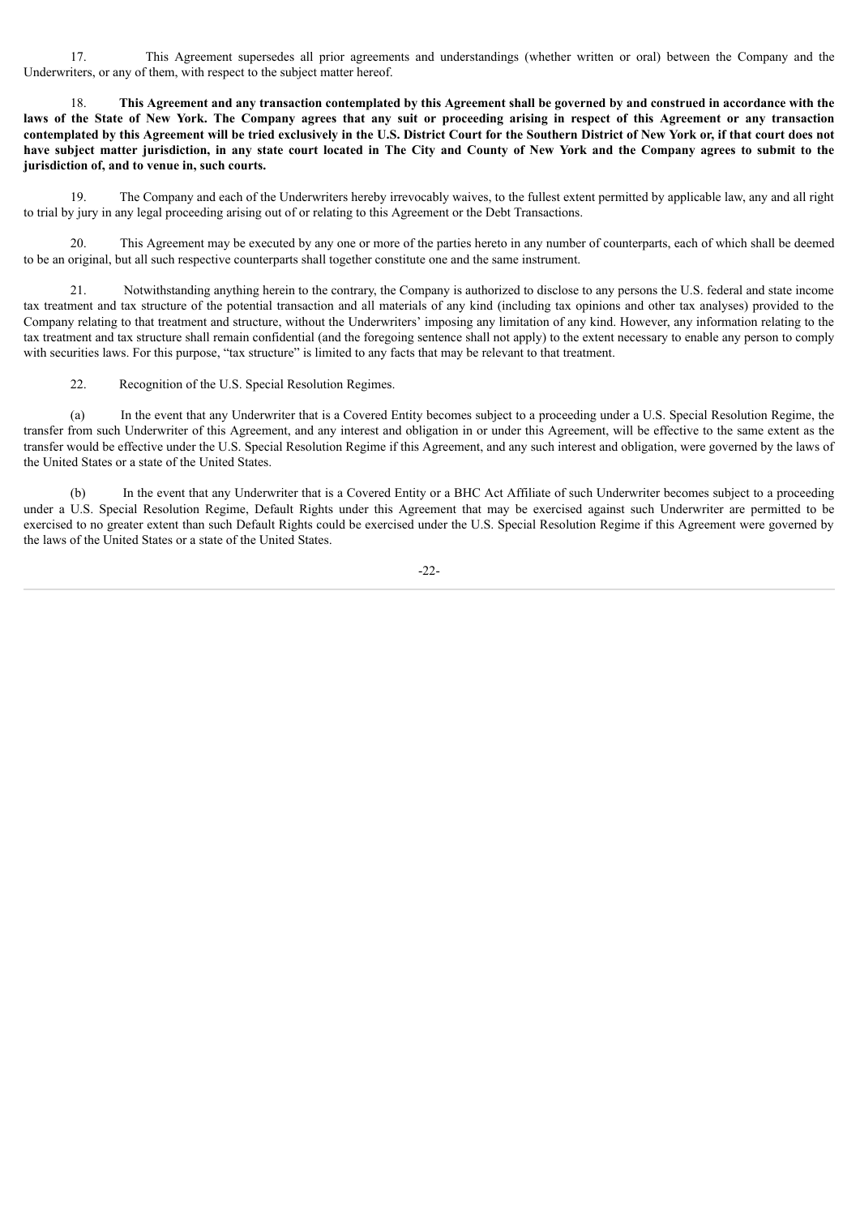17. This Agreement supersedes all prior agreements and understandings (whether written or oral) between the Company and the Underwriters, or any of them, with respect to the subject matter hereof.

18. **This Agreement and any transaction contemplated by this Agreement shall be governed by and construed in accordance with the laws of the State of New York. The Company agrees that any suit or proceeding arising in respect of this Agreement or any transaction contemplated by this Agreement will be tried exclusively in the U.S. District Court for the Southern District of New York or, if that court does not have subject matter jurisdiction, in any state court located in The City and County of New York and the Company agrees to submit to the jurisdiction of, and to venue in, such courts.**

19. The Company and each of the Underwriters hereby irrevocably waives, to the fullest extent permitted by applicable law, any and all right to trial by jury in any legal proceeding arising out of or relating to this Agreement or the Debt Transactions.

20. This Agreement may be executed by any one or more of the parties hereto in any number of counterparts, each of which shall be deemed to be an original, but all such respective counterparts shall together constitute one and the same instrument.

21. Notwithstanding anything herein to the contrary, the Company is authorized to disclose to any persons the U.S. federal and state income tax treatment and tax structure of the potential transaction and all materials of any kind (including tax opinions and other tax analyses) provided to the Company relating to that treatment and structure, without the Underwriters' imposing any limitation of any kind. However, any information relating to the tax treatment and tax structure shall remain confidential (and the foregoing sentence shall not apply) to the extent necessary to enable any person to comply with securities laws. For this purpose, "tax structure" is limited to any facts that may be relevant to that treatment.

22. Recognition of the U.S. Special Resolution Regimes.

(a) In the event that any Underwriter that is a Covered Entity becomes subject to a proceeding under a U.S. Special Resolution Regime, the transfer from such Underwriter of this Agreement, and any interest and obligation in or under this Agreement, will be effective to the same extent as the transfer would be effective under the U.S. Special Resolution Regime if this Agreement, and any such interest and obligation, were governed by the laws of the United States or a state of the United States.

(b) In the event that any Underwriter that is a Covered Entity or a BHC Act Affiliate of such Underwriter becomes subject to a proceeding under a U.S. Special Resolution Regime, Default Rights under this Agreement that may be exercised against such Underwriter are permitted to be exercised to no greater extent than such Default Rights could be exercised under the U.S. Special Resolution Regime if this Agreement were governed by the laws of the United States or a state of the United States.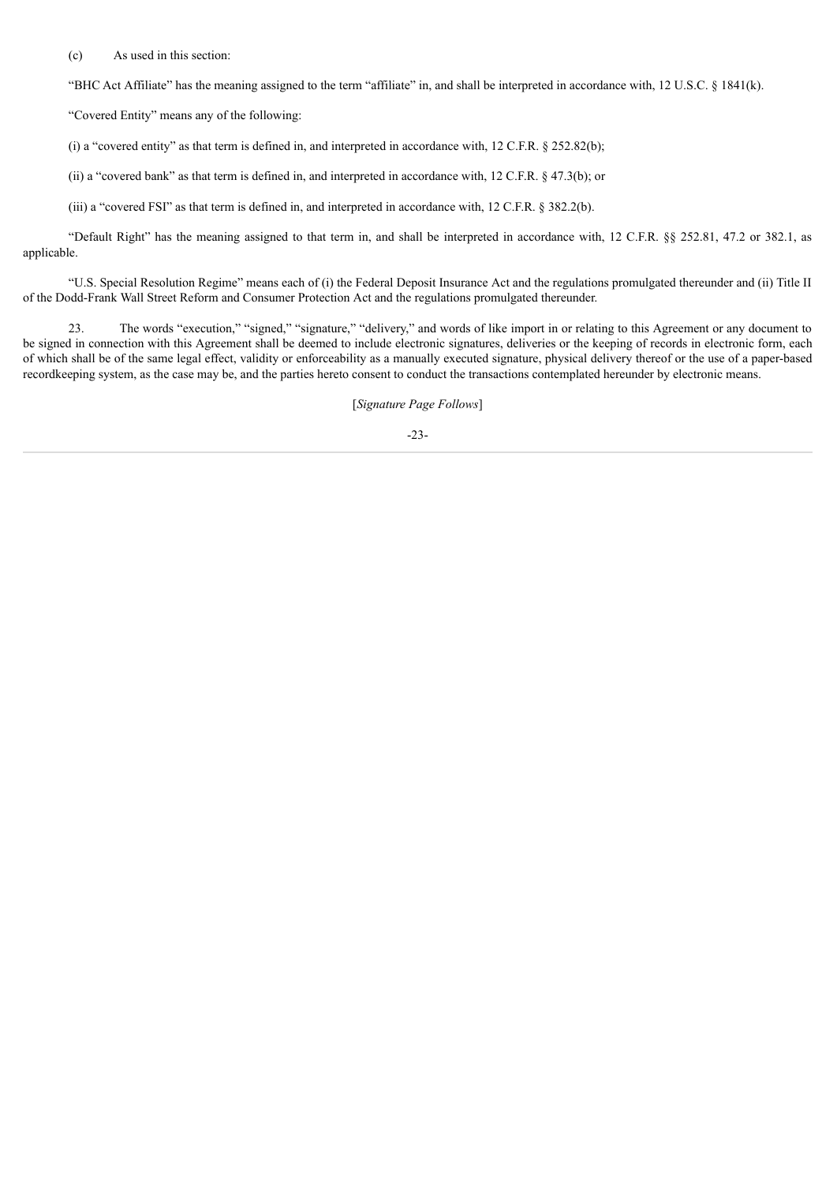(c) As used in this section:

"BHC Act Affiliate" has the meaning assigned to the term "affiliate" in, and shall be interpreted in accordance with, 12 U.S.C. § 1841(k).

"Covered Entity" means any of the following:

(i) a "covered entity" as that term is defined in, and interpreted in accordance with, 12 C.F.R. § 252.82(b);

(ii) a "covered bank" as that term is defined in, and interpreted in accordance with, 12 C.F.R. § 47.3(b); or

(iii) a "covered FSI" as that term is defined in, and interpreted in accordance with, 12 C.F.R. § 382.2(b).

"Default Right" has the meaning assigned to that term in, and shall be interpreted in accordance with, 12 C.F.R. §§ 252.81, 47.2 or 382.1, as applicable.

"U.S. Special Resolution Regime" means each of (i) the Federal Deposit Insurance Act and the regulations promulgated thereunder and (ii) Title II of the Dodd-Frank Wall Street Reform and Consumer Protection Act and the regulations promulgated thereunder.

23. The words "execution," "signed," "signature," "delivery," and words of like import in or relating to this Agreement or any document to be signed in connection with this Agreement shall be deemed to include electronic signatures, deliveries or the keeping of records in electronic form, each of which shall be of the same legal effect, validity or enforceability as a manually executed signature, physical delivery thereof or the use of a paper-based recordkeeping system, as the case may be, and the parties hereto consent to conduct the transactions contemplated hereunder by electronic means.

[*Signature Page Follows*]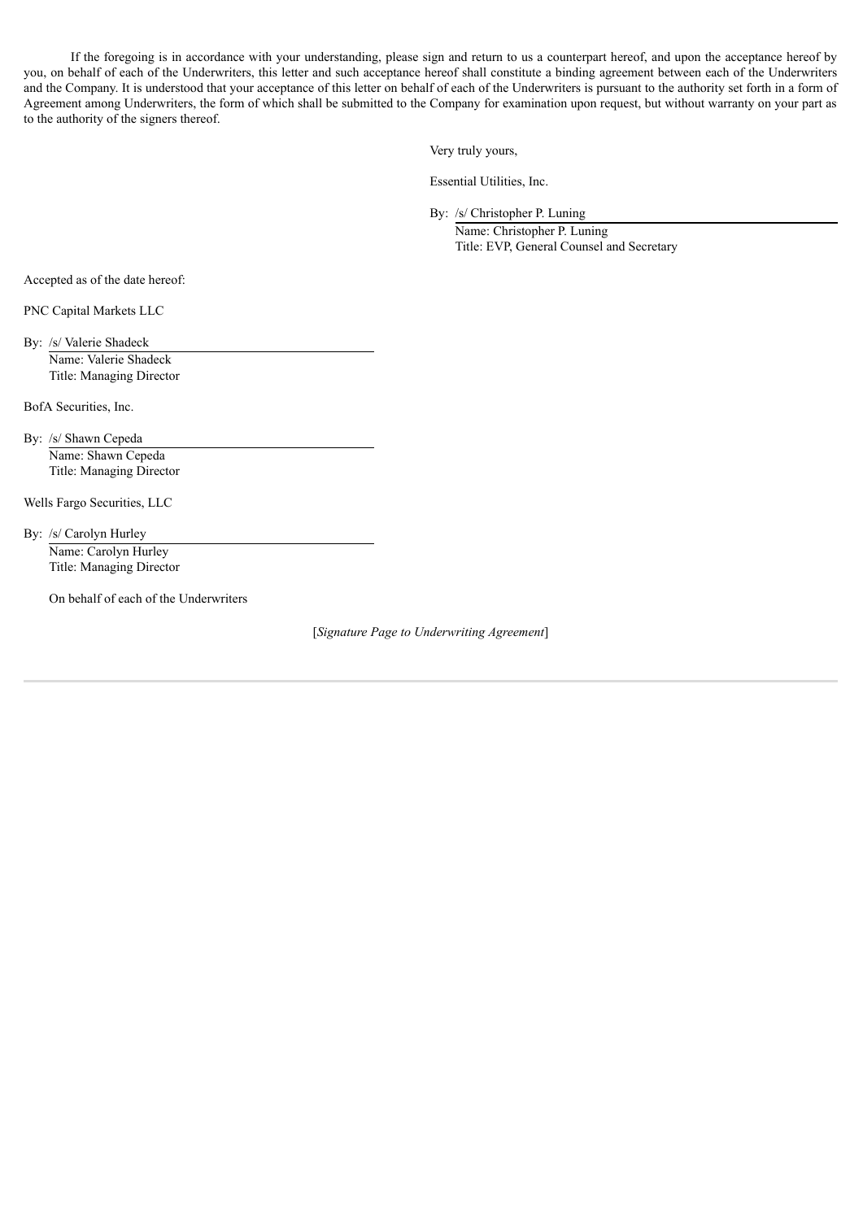If the foregoing is in accordance with your understanding, please sign and return to us a counterpart hereof, and upon the acceptance hereof by you, on behalf of each of the Underwriters, this letter and such acceptance hereof shall constitute a binding agreement between each of the Underwriters and the Company. It is understood that your acceptance of this letter on behalf of each of the Underwriters is pursuant to the authority set forth in a form of Agreement among Underwriters, the form of which shall be submitted to the Company for examination upon request, but without warranty on your part as to the authority of the signers thereof.

Very truly yours,

Essential Utilities, Inc.

By: /s/ Christopher P. Luning  
Name: Christopher P. Luning  
Title: EVP, General Counsel and Secretary

Accepted as of the date hereof:

PNC Capital Markets LLC

By: /s/ Valerie Shadeck  
Name: Valerie Shadeck  
Title: Managing Director

BofA Securities, Inc.

By: /s/ Shawn Cepeda  
Name: Shawn Cepeda  
Title: Managing Director

Wells Fargo Securities, LLC

By: /s/ Carolyn Hurley  
Name: Carolyn Hurley  
Title: Managing Director

On behalf of each of the Underwriters

[*Signature Page to Underwriting Agreement*]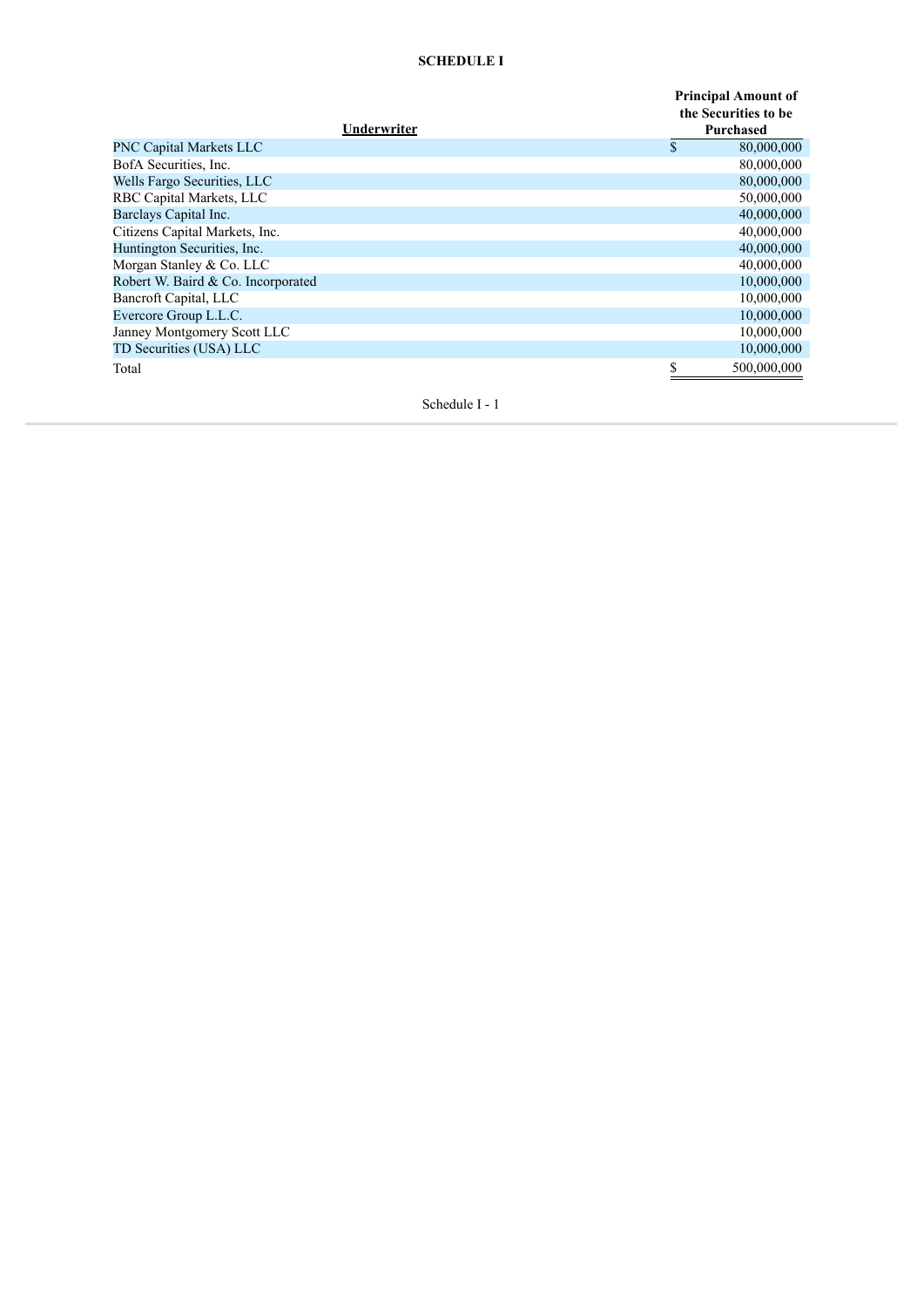**SCHEDULE I**

| Underwriter | Principal Amount of the Securities to be Purchased |
|---|---|
| PNC Capital Markets LLC | $ 80,000,000 |
| BofA Securities, Inc. | 80,000,000 |
| Wells Fargo Securities, LLC | 80,000,000 |
| RBC Capital Markets, LLC | 50,000,000 |
| Barclays Capital Inc. | 40,000,000 |
| Citizens Capital Markets, Inc. | 40,000,000 |
| Huntington Securities, Inc. | 40,000,000 |
| Morgan Stanley & Co. LLC | 40,000,000 |
| Robert W. Baird & Co. Incorporated | 10,000,000 |
| Bancroft Capital, LLC | 10,000,000 |
| Evercore Group L.L.C. | 10,000,000 |
| Janney Montgomery Scott LLC | 10,000,000 |
| TD Securities (USA) LLC | 10,000,000 |
| Total | $ 500,000,000 |

Schedule I - 1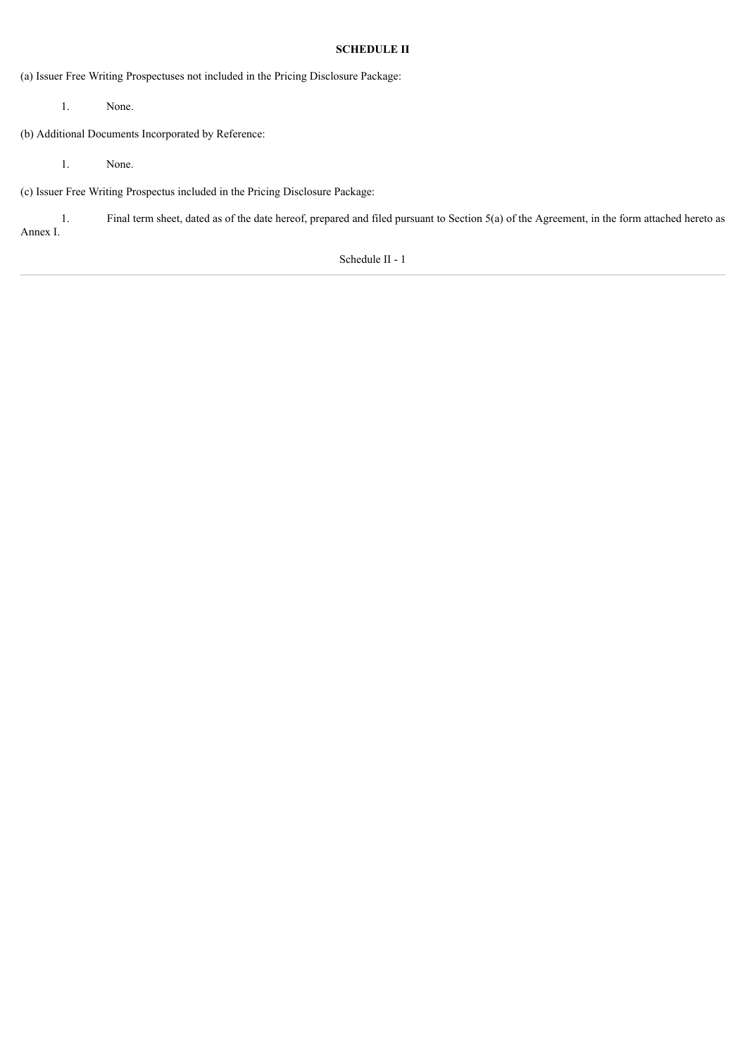**SCHEDULE II**

(a) Issuer Free Writing Prospectuses not included in the Pricing Disclosure Package:

1. None.

(b) Additional Documents Incorporated by Reference:

1. None.

(c) Issuer Free Writing Prospectus included in the Pricing Disclosure Package:

1. Final term sheet, dated as of the date hereof, prepared and filed pursuant to Section 5(a) of the Agreement, in the form attached hereto as Annex I.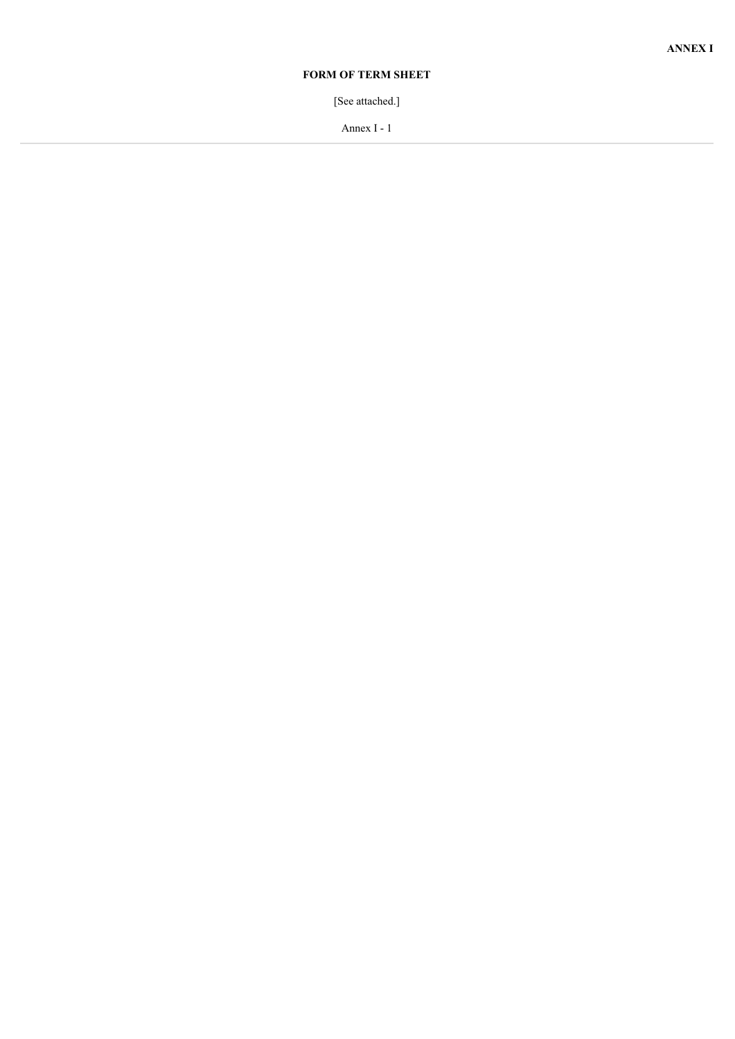**ANNEX I**

**FORM OF TERM SHEET**

[See attached.]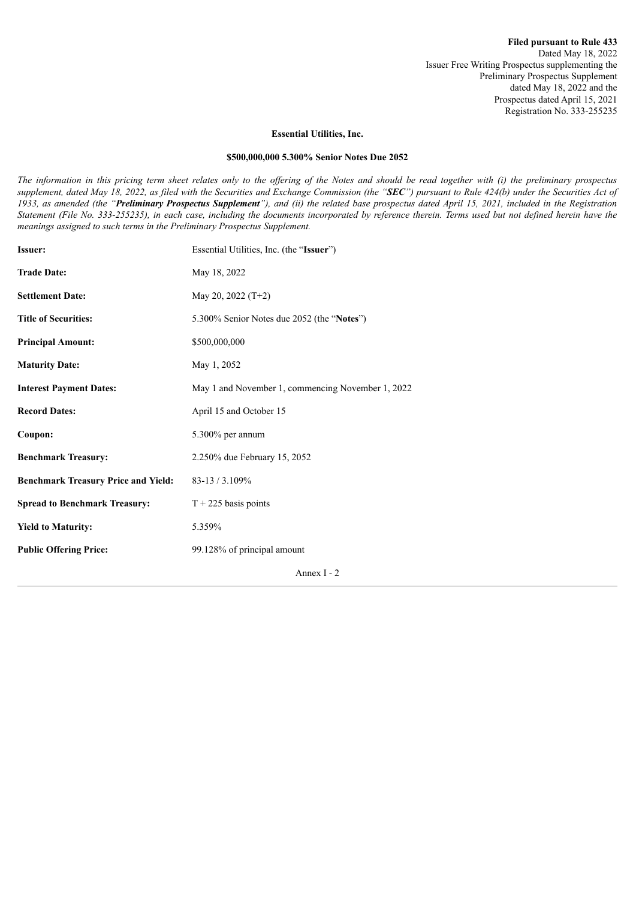**Filed pursuant to Rule 433**
Dated May 18, 2022
Issuer Free Writing Prospectus supplementing the
Preliminary Prospectus Supplement
dated May 18, 2022 and the
Prospectus dated April 15, 2021
Registration No. 333-255235

**Essential Utilities, Inc.**

**$500,000,000 5.300% Senior Notes Due 2052**

*The information in this pricing term sheet relates only to the offering of the Notes and should be read together with (i) the preliminary prospectus supplement, dated May 18, 2022, as filed with the Securities and Exchange Commission (the "**SEC**") pursuant to Rule 424(b) under the Securities Act of 1933, as amended (the "**Preliminary Prospectus Supplement**"), and (ii) the related base prospectus dated April 15, 2021, included in the Registration Statement (File No. 333-255235), in each case, including the documents incorporated by reference therein. Terms used but not defined herein have the meanings assigned to such terms in the Preliminary Prospectus Supplement.*

| | |
|---|---|
| **Issuer:** | Essential Utilities, Inc. (the "**Issuer**") |
| **Trade Date:** | May 18, 2022 |
| **Settlement Date:** | May 20, 2022 (T+2) |
| **Title of Securities:** | 5.300% Senior Notes due 2052 (the "**Notes**") |
| **Principal Amount:** | $500,000,000 |
| **Maturity Date:** | May 1, 2052 |
| **Interest Payment Dates:** | May 1 and November 1, commencing November 1, 2022 |
| **Record Dates:** | April 15 and October 15 |
| **Coupon:** | 5.300% per annum |
| **Benchmark Treasury:** | 2.250% due February 15, 2052 |
| **Benchmark Treasury Price and Yield:** | 83-13 / 3.109% |
| **Spread to Benchmark Treasury:** | T + 225 basis points |
| **Yield to Maturity:** | 5.359% |
| **Public Offering Price:** | 99.128% of principal amount |

Annex I - 2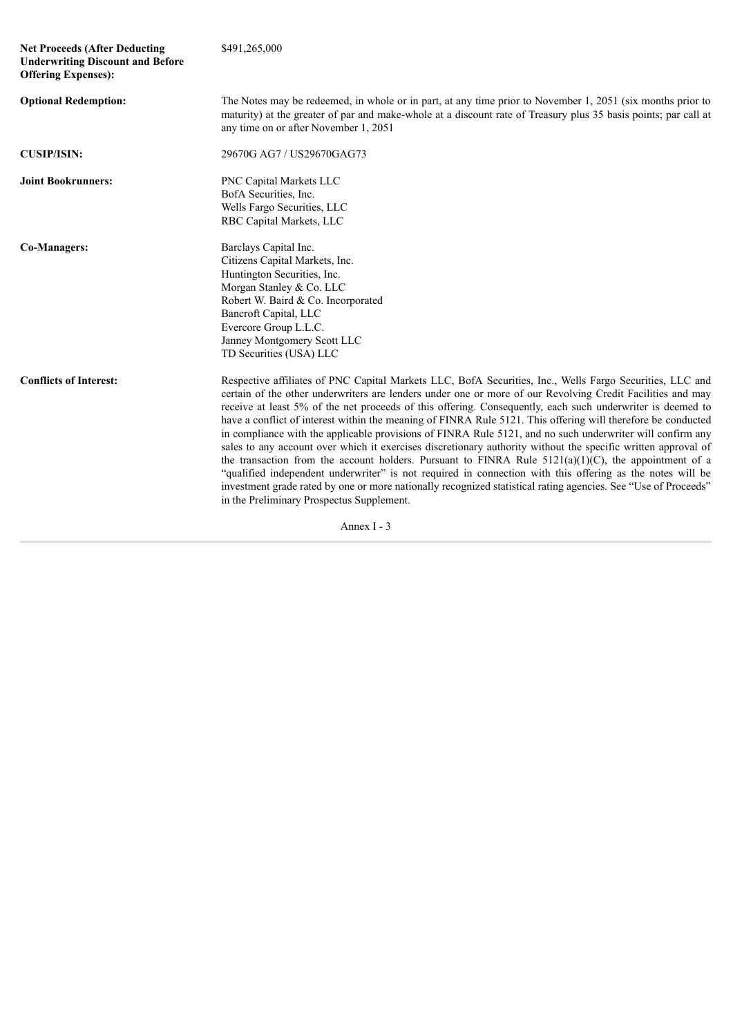| | |
|---|---|
| **Net Proceeds (After Deducting Underwriting Discount and Before Offering Expenses):** | $491,265,000 |
| **Optional Redemption:** | The Notes may be redeemed, in whole or in part, at any time prior to November 1, 2051 (six months prior to maturity) at the greater of par and make-whole at a discount rate of Treasury plus 35 basis points; par call at any time on or after November 1, 2051 |
| **CUSIP/ISIN:** | 29670G AG7 / US29670GAG73 |
| **Joint Bookrunners:** | PNC Capital Markets LLC<br>BofA Securities, Inc.<br>Wells Fargo Securities, LLC<br>RBC Capital Markets, LLC |
| **Co-Managers:** | Barclays Capital Inc.<br>Citizens Capital Markets, Inc.<br>Huntington Securities, Inc.<br>Morgan Stanley & Co. LLC<br>Robert W. Baird & Co. Incorporated<br>Bancroft Capital, LLC<br>Evercore Group L.L.C.<br>Janney Montgomery Scott LLC<br>TD Securities (USA) LLC |
| **Conflicts of Interest:** | Respective affiliates of PNC Capital Markets LLC, BofA Securities, Inc., Wells Fargo Securities, LLC and certain of the other underwriters are lenders under one or more of our Revolving Credit Facilities and may receive at least 5% of the net proceeds of this offering. Consequently, each such underwriter is deemed to have a conflict of interest within the meaning of FINRA Rule 5121. This offering will therefore be conducted in compliance with the applicable provisions of FINRA Rule 5121, and no such underwriter will confirm any sales to any account over which it exercises discretionary authority without the specific written approval of the transaction from the account holders. Pursuant to FINRA Rule 5121(a)(1)(C), the appointment of a "qualified independent underwriter" is not required in connection with this offering as the notes will be investment grade rated by one or more nationally recognized statistical rating agencies. See "Use of Proceeds" in the Preliminary Prospectus Supplement. |

Annex I - 3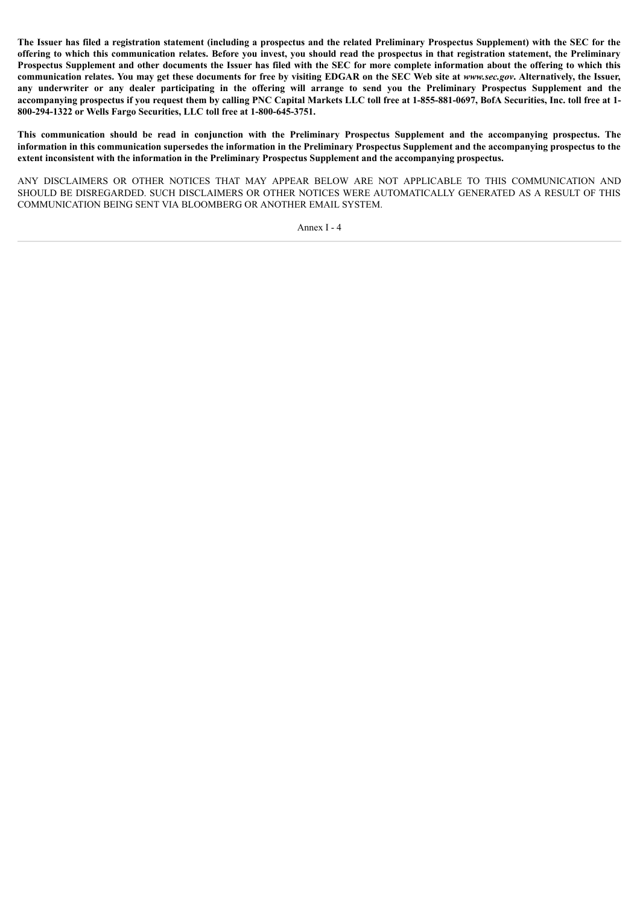**The Issuer has filed a registration statement (including a prospectus and the related Preliminary Prospectus Supplement) with the SEC for the offering to which this communication relates. Before you invest, you should read the prospectus in that registration statement, the Preliminary Prospectus Supplement and other documents the Issuer has filed with the SEC for more complete information about the offering to which this communication relates. You may get these documents for free by visiting EDGAR on the SEC Web site at *www.sec.gov*. Alternatively, the Issuer, any underwriter or any dealer participating in the offering will arrange to send you the Preliminary Prospectus Supplement and the accompanying prospectus if you request them by calling PNC Capital Markets LLC toll free at 1-855-881-0697, BofA Securities, Inc. toll free at 1-800-294-1322 or Wells Fargo Securities, LLC toll free at 1-800-645-3751.**

**This communication should be read in conjunction with the Preliminary Prospectus Supplement and the accompanying prospectus. The information in this communication supersedes the information in the Preliminary Prospectus Supplement and the accompanying prospectus to the extent inconsistent with the information in the Preliminary Prospectus Supplement and the accompanying prospectus.**

ANY DISCLAIMERS OR OTHER NOTICES THAT MAY APPEAR BELOW ARE NOT APPLICABLE TO THIS COMMUNICATION AND SHOULD BE DISREGARDED. SUCH DISCLAIMERS OR OTHER NOTICES WERE AUTOMATICALLY GENERATED AS A RESULT OF THIS COMMUNICATION BEING SENT VIA BLOOMBERG OR ANOTHER EMAIL SYSTEM.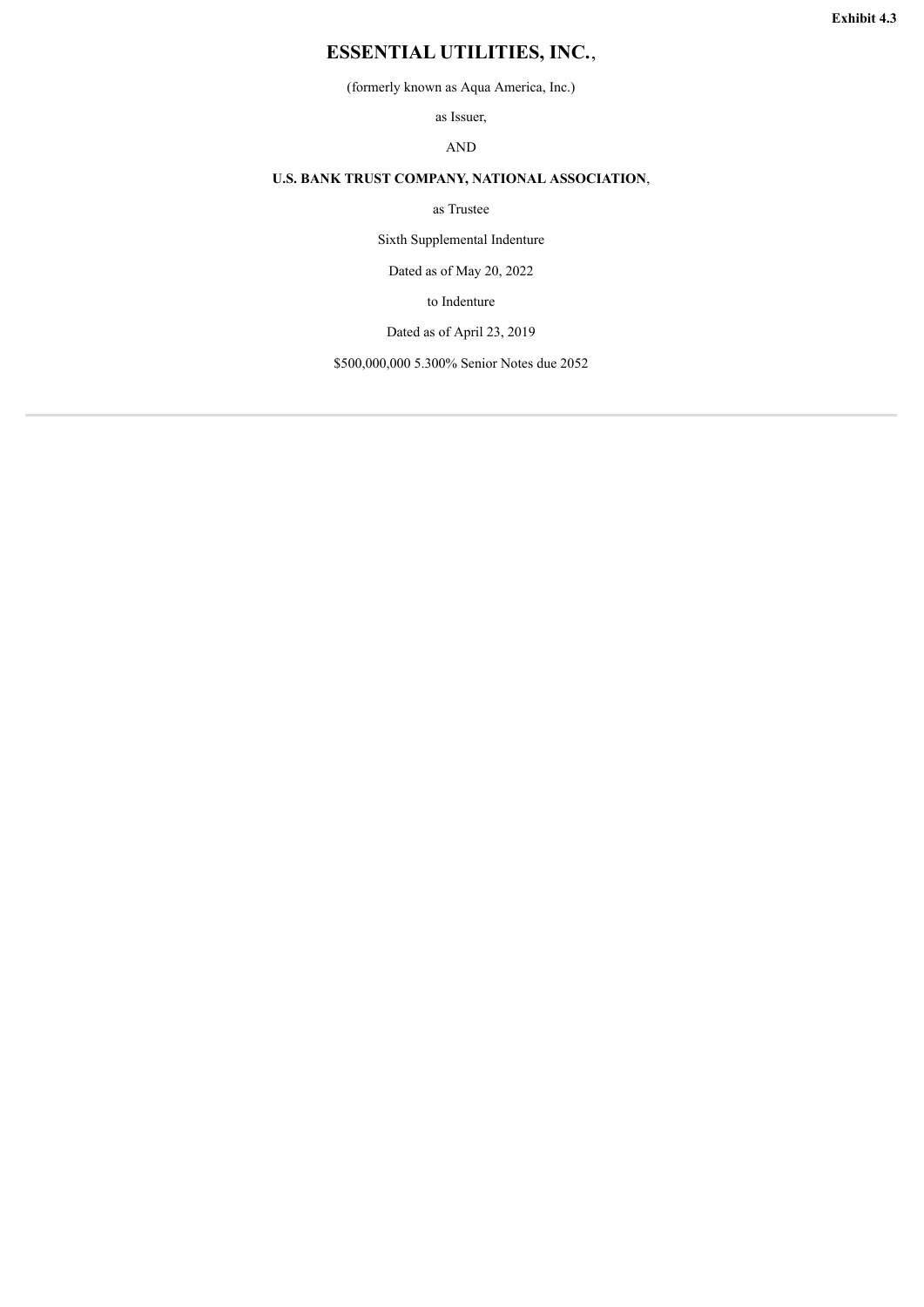**Exhibit 4.3**

# ESSENTIAL UTILITIES, INC.,

(formerly known as Aqua America, Inc.)

as Issuer,

AND

**U.S. BANK TRUST COMPANY, NATIONAL ASSOCIATION**,

as Trustee

Sixth Supplemental Indenture

Dated as of May 20, 2022

to Indenture

Dated as of April 23, 2019

$500,000,000 5.300% Senior Notes due 2052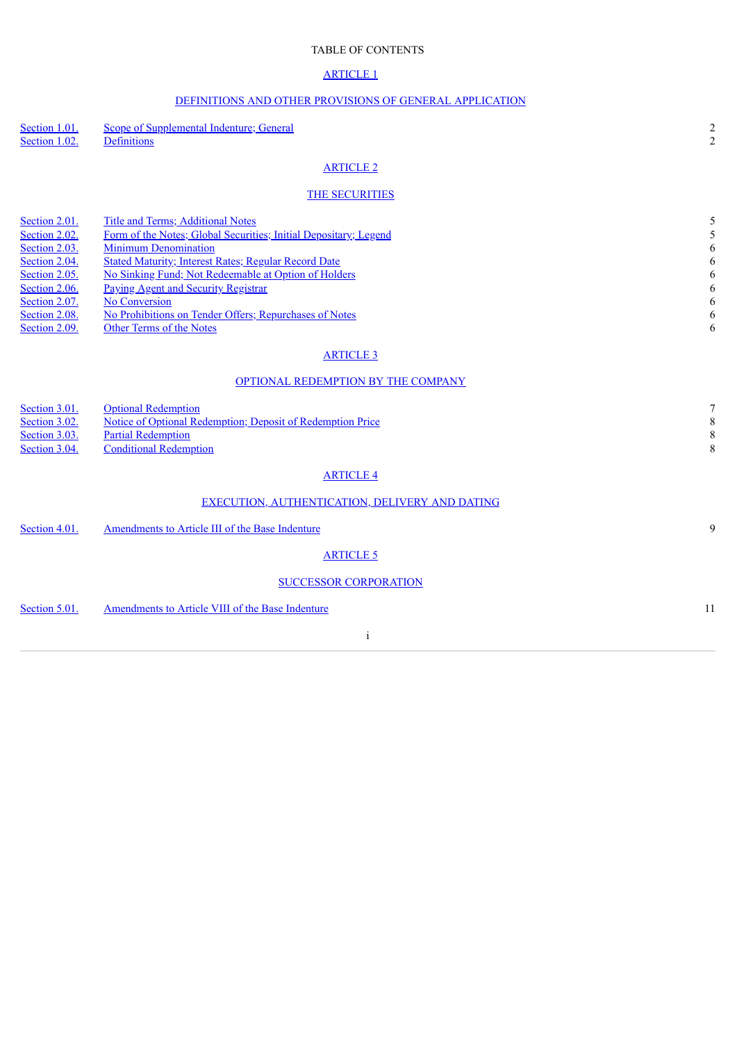TABLE OF CONTENTS

ARTICLE 1

DEFINITIONS AND OTHER PROVISIONS OF GENERAL APPLICATION

| | | |
|---|---|---|
| Section 1.01. | Scope of Supplemental Indenture; General | 2 |
| Section 1.02. | Definitions | 2 |

ARTICLE 2

THE SECURITIES

| | | |
|---|---|---|
| Section 2.01. | Title and Terms; Additional Notes | 5 |
| Section 2.02. | Form of the Notes; Global Securities; Initial Depositary; Legend | 5 |
| Section 2.03. | Minimum Denomination | 6 |
| Section 2.04. | Stated Maturity; Interest Rates; Regular Record Date | 6 |
| Section 2.05. | No Sinking Fund; Not Redeemable at Option of Holders | 6 |
| Section 2.06. | Paying Agent and Security Registrar | 6 |
| Section 2.07. | No Conversion | 6 |
| Section 2.08. | No Prohibitions on Tender Offers; Repurchases of Notes | 6 |
| Section 2.09. | Other Terms of the Notes | 6 |

ARTICLE 3

OPTIONAL REDEMPTION BY THE COMPANY

| | | |
|---|---|---|
| Section 3.01. | Optional Redemption | 7 |
| Section 3.02. | Notice of Optional Redemption; Deposit of Redemption Price | 8 |
| Section 3.03. | Partial Redemption | 8 |
| Section 3.04. | Conditional Redemption | 8 |

ARTICLE 4

EXECUTION, AUTHENTICATION, DELIVERY AND DATING

| | | |
|---|---|---|
| Section 4.01. | Amendments to Article III of the Base Indenture | 9 |

ARTICLE 5

SUCCESSOR CORPORATION

| | | |
|---|---|---|
| Section 5.01. | Amendments to Article VIII of the Base Indenture | 11 |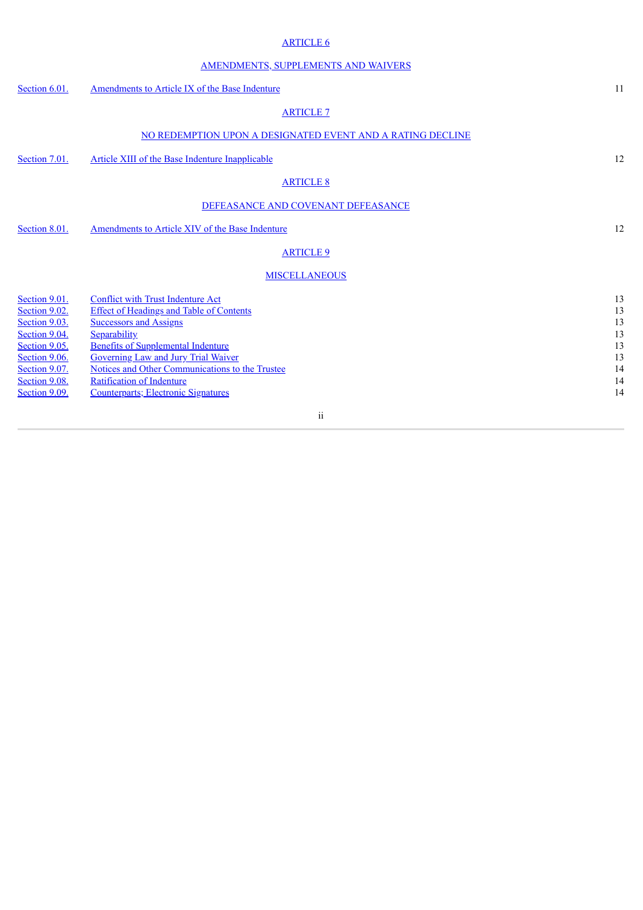ARTICLE 6

AMENDMENTS, SUPPLEMENTS AND WAIVERS

| | | |
|---|---|---|
| Section 6.01. | Amendments to Article IX of the Base Indenture | 11 |

ARTICLE 7

NO REDEMPTION UPON A DESIGNATED EVENT AND A RATING DECLINE

| | | |
|---|---|---|
| Section 7.01. | Article XIII of the Base Indenture Inapplicable | 12 |

ARTICLE 8

DEFEASANCE AND COVENANT DEFEASANCE

| | | |
|---|---|---|
| Section 8.01. | Amendments to Article XIV of the Base Indenture | 12 |

ARTICLE 9

MISCELLANEOUS

| | | |
|---|---|---|
| Section 9.01. | Conflict with Trust Indenture Act | 13 |
| Section 9.02. | Effect of Headings and Table of Contents | 13 |
| Section 9.03. | Successors and Assigns | 13 |
| Section 9.04. | Separability | 13 |
| Section 9.05. | Benefits of Supplemental Indenture | 13 |
| Section 9.06. | Governing Law and Jury Trial Waiver | 13 |
| Section 9.07. | Notices and Other Communications to the Trustee | 14 |
| Section 9.08. | Ratification of Indenture | 14 |
| Section 9.09. | Counterparts; Electronic Signatures | 14 |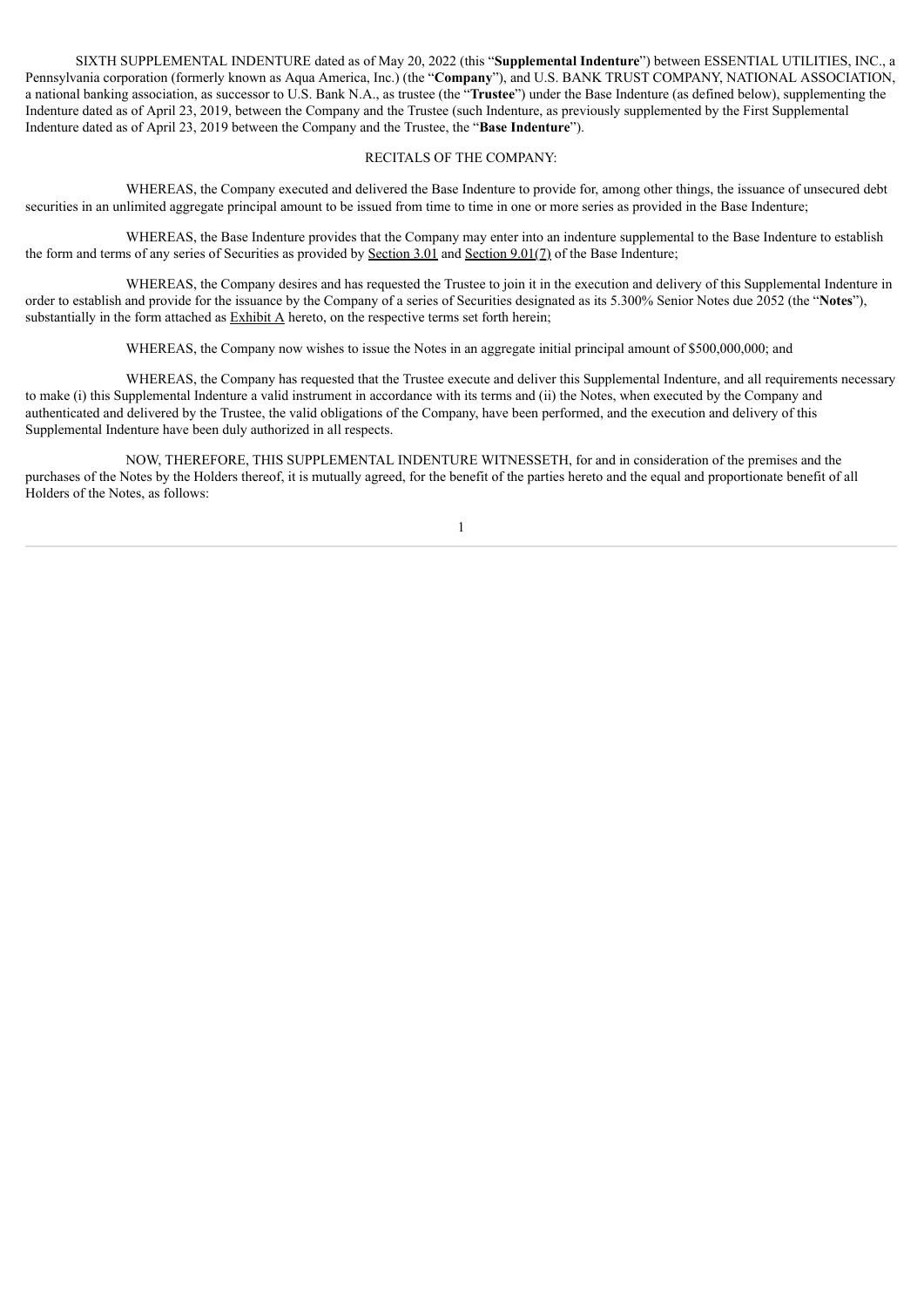SIXTH SUPPLEMENTAL INDENTURE dated as of May 20, 2022 (this "**Supplemental Indenture**") between ESSENTIAL UTILITIES, INC., a Pennsylvania corporation (formerly known as Aqua America, Inc.) (the "**Company**"), and U.S. BANK TRUST COMPANY, NATIONAL ASSOCIATION, a national banking association, as successor to U.S. Bank N.A., as trustee (the "**Trustee**") under the Base Indenture (as defined below), supplementing the Indenture dated as of April 23, 2019, between the Company and the Trustee (such Indenture, as previously supplemented by the First Supplemental Indenture dated as of April 23, 2019 between the Company and the Trustee, the "**Base Indenture**").

RECITALS OF THE COMPANY:

WHEREAS, the Company executed and delivered the Base Indenture to provide for, among other things, the issuance of unsecured debt securities in an unlimited aggregate principal amount to be issued from time to time in one or more series as provided in the Base Indenture;

WHEREAS, the Base Indenture provides that the Company may enter into an indenture supplemental to the Base Indenture to establish the form and terms of any series of Securities as provided by Section 3.01 and Section 9.01(7) of the Base Indenture;

WHEREAS, the Company desires and has requested the Trustee to join it in the execution and delivery of this Supplemental Indenture in order to establish and provide for the issuance by the Company of a series of Securities designated as its 5.300% Senior Notes due 2052 (the "**Notes**"), substantially in the form attached as Exhibit A hereto, on the respective terms set forth herein;

WHEREAS, the Company now wishes to issue the Notes in an aggregate initial principal amount of $500,000,000; and

WHEREAS, the Company has requested that the Trustee execute and deliver this Supplemental Indenture, and all requirements necessary to make (i) this Supplemental Indenture a valid instrument in accordance with its terms and (ii) the Notes, when executed by the Company and authenticated and delivered by the Trustee, the valid obligations of the Company, have been performed, and the execution and delivery of this Supplemental Indenture have been duly authorized in all respects.

NOW, THEREFORE, THIS SUPPLEMENTAL INDENTURE WITNESSETH, for and in consideration of the premises and the purchases of the Notes by the Holders thereof, it is mutually agreed, for the benefit of the parties hereto and the equal and proportionate benefit of all Holders of the Notes, as follows: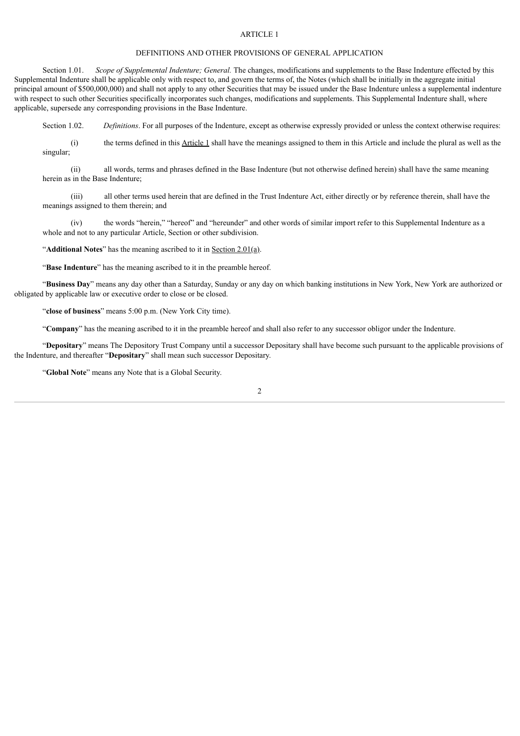# ARTICLE 1

## DEFINITIONS AND OTHER PROVISIONS OF GENERAL APPLICATION

Section 1.01. *Scope of Supplemental Indenture; General.* The changes, modifications and supplements to the Base Indenture effected by this Supplemental Indenture shall be applicable only with respect to, and govern the terms of, the Notes (which shall be initially in the aggregate initial principal amount of $500,000,000) and shall not apply to any other Securities that may be issued under the Base Indenture unless a supplemental indenture with respect to such other Securities specifically incorporates such changes, modifications and supplements. This Supplemental Indenture shall, where applicable, supersede any corresponding provisions in the Base Indenture.

Section 1.02. *Definitions*. For all purposes of the Indenture, except as otherwise expressly provided or unless the context otherwise requires:

(i) the terms defined in this Article 1 shall have the meanings assigned to them in this Article and include the plural as well as the singular;

(ii) all words, terms and phrases defined in the Base Indenture (but not otherwise defined herein) shall have the same meaning herein as in the Base Indenture;

(iii) all other terms used herein that are defined in the Trust Indenture Act, either directly or by reference therein, shall have the meanings assigned to them therein; and

(iv) the words "herein," "hereof" and "hereunder" and other words of similar import refer to this Supplemental Indenture as a whole and not to any particular Article, Section or other subdivision.

"**Additional Notes**" has the meaning ascribed to it in Section 2.01(a).

"**Base Indenture**" has the meaning ascribed to it in the preamble hereof.

"**Business Day**" means any day other than a Saturday, Sunday or any day on which banking institutions in New York, New York are authorized or obligated by applicable law or executive order to close or be closed.

"**close of business**" means 5:00 p.m. (New York City time).

"**Company**" has the meaning ascribed to it in the preamble hereof and shall also refer to any successor obligor under the Indenture.

"**Depositary**" means The Depository Trust Company until a successor Depositary shall have become such pursuant to the applicable provisions of the Indenture, and thereafter "**Depositary**" shall mean such successor Depositary.

"**Global Note**" means any Note that is a Global Security.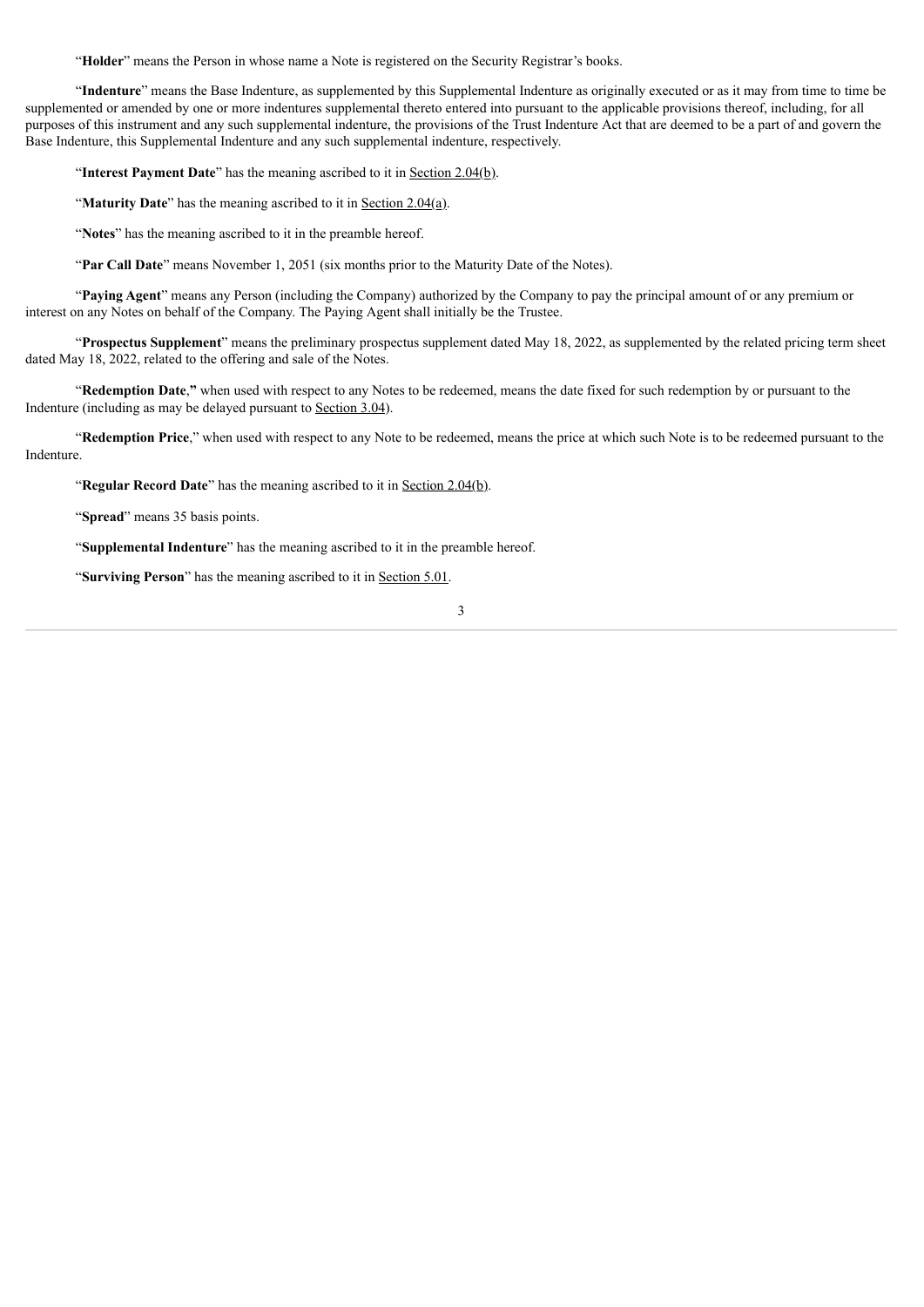"**Holder**" means the Person in whose name a Note is registered on the Security Registrar's books.

"**Indenture**" means the Base Indenture, as supplemented by this Supplemental Indenture as originally executed or as it may from time to time be supplemented or amended by one or more indentures supplemental thereto entered into pursuant to the applicable provisions thereof, including, for all purposes of this instrument and any such supplemental indenture, the provisions of the Trust Indenture Act that are deemed to be a part of and govern the Base Indenture, this Supplemental Indenture and any such supplemental indenture, respectively.

"**Interest Payment Date**" has the meaning ascribed to it in Section 2.04(b).

"**Maturity Date**" has the meaning ascribed to it in Section 2.04(a).

"**Notes**" has the meaning ascribed to it in the preamble hereof.

"**Par Call Date**" means November 1, 2051 (six months prior to the Maturity Date of the Notes).

"**Paying Agent**" means any Person (including the Company) authorized by the Company to pay the principal amount of or any premium or interest on any Notes on behalf of the Company. The Paying Agent shall initially be the Trustee.

"**Prospectus Supplement**" means the preliminary prospectus supplement dated May 18, 2022, as supplemented by the related pricing term sheet dated May 18, 2022, related to the offering and sale of the Notes.

"**Redemption Date**," when used with respect to any Notes to be redeemed, means the date fixed for such redemption by or pursuant to the Indenture (including as may be delayed pursuant to Section 3.04).

"**Redemption Price**," when used with respect to any Note to be redeemed, means the price at which such Note is to be redeemed pursuant to the Indenture.

"**Regular Record Date**" has the meaning ascribed to it in Section 2.04(b).

"**Spread**" means 35 basis points.

"**Supplemental Indenture**" has the meaning ascribed to it in the preamble hereof.

"**Surviving Person**" has the meaning ascribed to it in Section 5.01.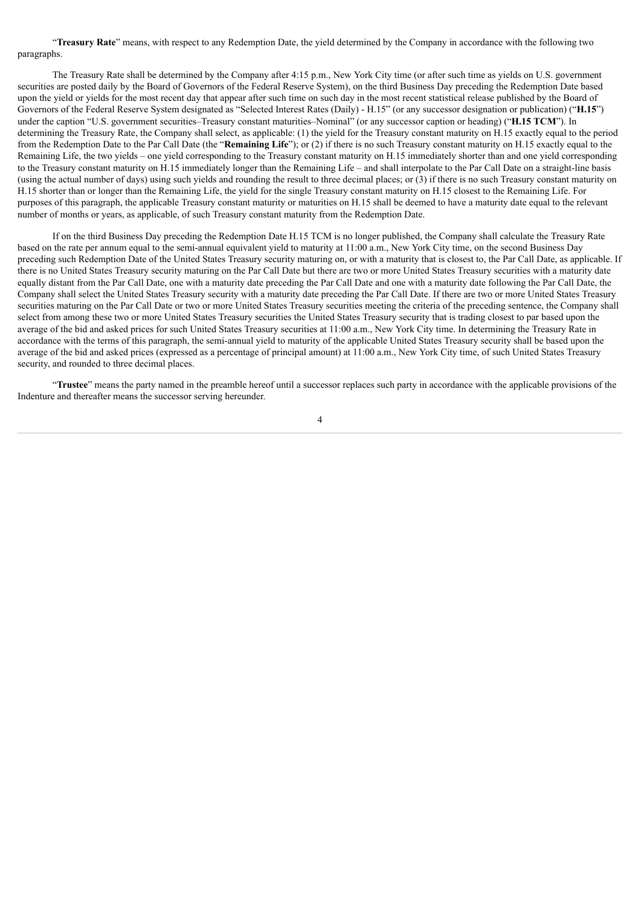"**Treasury Rate**" means, with respect to any Redemption Date, the yield determined by the Company in accordance with the following two paragraphs.

The Treasury Rate shall be determined by the Company after 4:15 p.m., New York City time (or after such time as yields on U.S. government securities are posted daily by the Board of Governors of the Federal Reserve System), on the third Business Day preceding the Redemption Date based upon the yield or yields for the most recent day that appear after such time on such day in the most recent statistical release published by the Board of Governors of the Federal Reserve System designated as "Selected Interest Rates (Daily) - H.15" (or any successor designation or publication) ("**H.15**") under the caption "U.S. government securities–Treasury constant maturities–Nominal" (or any successor caption or heading) ("**H.15 TCM**"). In determining the Treasury Rate, the Company shall select, as applicable: (1) the yield for the Treasury constant maturity on H.15 exactly equal to the period from the Redemption Date to the Par Call Date (the "**Remaining Life**"); or (2) if there is no such Treasury constant maturity on H.15 exactly equal to the Remaining Life, the two yields – one yield corresponding to the Treasury constant maturity on H.15 immediately shorter than and one yield corresponding to the Treasury constant maturity on H.15 immediately longer than the Remaining Life – and shall interpolate to the Par Call Date on a straight-line basis (using the actual number of days) using such yields and rounding the result to three decimal places; or (3) if there is no such Treasury constant maturity on H.15 shorter than or longer than the Remaining Life, the yield for the single Treasury constant maturity on H.15 closest to the Remaining Life. For purposes of this paragraph, the applicable Treasury constant maturity or maturities on H.15 shall be deemed to have a maturity date equal to the relevant number of months or years, as applicable, of such Treasury constant maturity from the Redemption Date.

If on the third Business Day preceding the Redemption Date H.15 TCM is no longer published, the Company shall calculate the Treasury Rate based on the rate per annum equal to the semi-annual equivalent yield to maturity at 11:00 a.m., New York City time, on the second Business Day preceding such Redemption Date of the United States Treasury security maturing on, or with a maturity that is closest to, the Par Call Date, as applicable. If there is no United States Treasury security maturing on the Par Call Date but there are two or more United States Treasury securities with a maturity date equally distant from the Par Call Date, one with a maturity date preceding the Par Call Date and one with a maturity date following the Par Call Date, the Company shall select the United States Treasury security with a maturity date preceding the Par Call Date. If there are two or more United States Treasury securities maturing on the Par Call Date or two or more United States Treasury securities meeting the criteria of the preceding sentence, the Company shall select from among these two or more United States Treasury securities the United States Treasury security that is trading closest to par based upon the average of the bid and asked prices for such United States Treasury securities at 11:00 a.m., New York City time. In determining the Treasury Rate in accordance with the terms of this paragraph, the semi-annual yield to maturity of the applicable United States Treasury security shall be based upon the average of the bid and asked prices (expressed as a percentage of principal amount) at 11:00 a.m., New York City time, of such United States Treasury security, and rounded to three decimal places.

"**Trustee**" means the party named in the preamble hereof until a successor replaces such party in accordance with the applicable provisions of the Indenture and thereafter means the successor serving hereunder.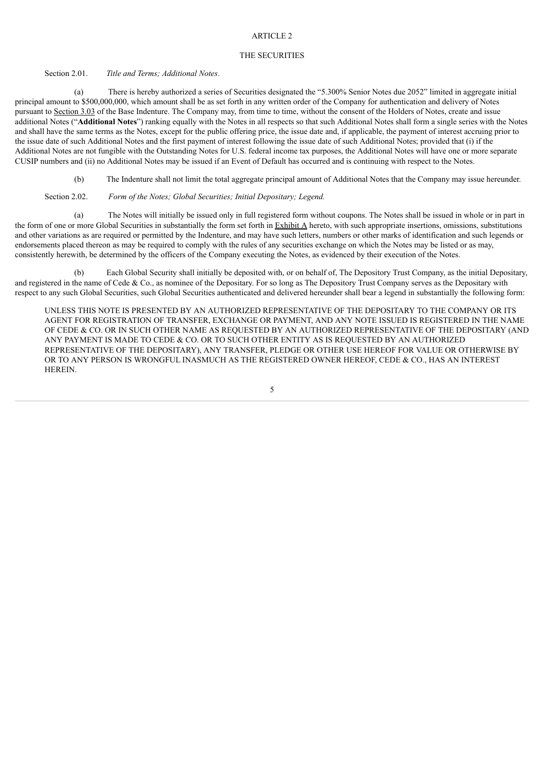# ARTICLE 2

## THE SECURITIES

Section 2.01. *Title and Terms; Additional Notes*.

(a) There is hereby authorized a series of Securities designated the "5.300% Senior Notes due 2052" limited in aggregate initial principal amount to $500,000,000, which amount shall be as set forth in any written order of the Company for authentication and delivery of Notes pursuant to Section 3.03 of the Base Indenture. The Company may, from time to time, without the consent of the Holders of Notes, create and issue additional Notes ("**Additional Notes**") ranking equally with the Notes in all respects so that such Additional Notes shall form a single series with the Notes and shall have the same terms as the Notes, except for the public offering price, the issue date and, if applicable, the payment of interest accruing prior to the issue date of such Additional Notes and the first payment of interest following the issue date of such Additional Notes; provided that (i) if the Additional Notes are not fungible with the Outstanding Notes for U.S. federal income tax purposes, the Additional Notes will have one or more separate CUSIP numbers and (ii) no Additional Notes may be issued if an Event of Default has occurred and is continuing with respect to the Notes.

(b) The Indenture shall not limit the total aggregate principal amount of Additional Notes that the Company may issue hereunder.

Section 2.02. *Form of the Notes; Global Securities; Initial Depositary; Legend.*

(a) The Notes will initially be issued only in full registered form without coupons. The Notes shall be issued in whole or in part in the form of one or more Global Securities in substantially the form set forth in Exhibit A hereto, with such appropriate insertions, omissions, substitutions and other variations as are required or permitted by the Indenture, and may have such letters, numbers or other marks of identification and such legends or endorsements placed thereon as may be required to comply with the rules of any securities exchange on which the Notes may be listed or as may, consistently herewith, be determined by the officers of the Company executing the Notes, as evidenced by their execution of the Notes.

(b) Each Global Security shall initially be deposited with, or on behalf of, The Depository Trust Company, as the initial Depositary, and registered in the name of Cede & Co., as nominee of the Depositary. For so long as The Depository Trust Company serves as the Depositary with respect to any such Global Securities, such Global Securities authenticated and delivered hereunder shall bear a legend in substantially the following form:

> UNLESS THIS NOTE IS PRESENTED BY AN AUTHORIZED REPRESENTATIVE OF THE DEPOSITARY TO THE COMPANY OR ITS AGENT FOR REGISTRATION OF TRANSFER, EXCHANGE OR PAYMENT, AND ANY NOTE ISSUED IS REGISTERED IN THE NAME OF CEDE & CO. OR IN SUCH OTHER NAME AS REQUESTED BY AN AUTHORIZED REPRESENTATIVE OF THE DEPOSITARY (AND ANY PAYMENT IS MADE TO CEDE & CO. OR TO SUCH OTHER ENTITY AS IS REQUESTED BY AN AUTHORIZED REPRESENTATIVE OF THE DEPOSITARY), ANY TRANSFER, PLEDGE OR OTHER USE HEREOF FOR VALUE OR OTHERWISE BY OR TO ANY PERSON IS WRONGFUL INASMUCH AS THE REGISTERED OWNER HEREOF, CEDE & CO., HAS AN INTEREST HEREIN.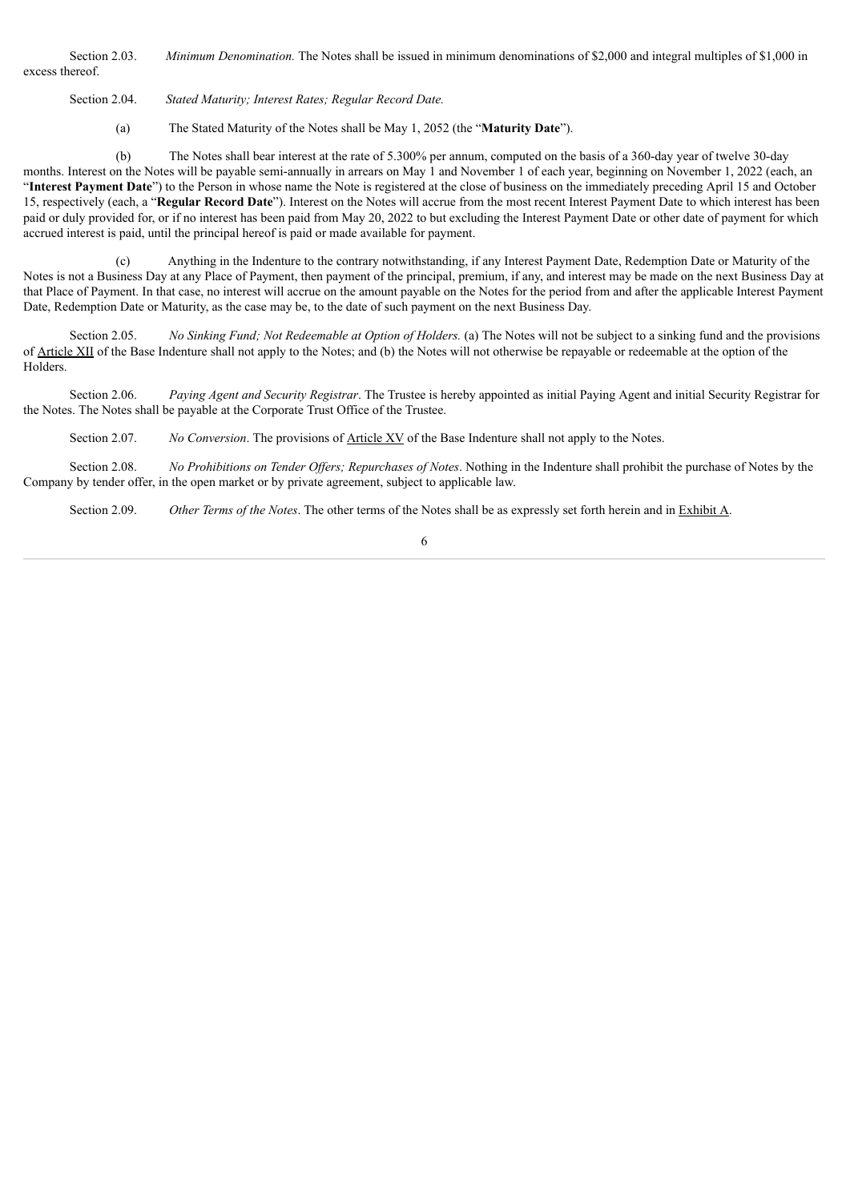Section 2.03. *Minimum Denomination.* The Notes shall be issued in minimum denominations of $2,000 and integral multiples of $1,000 in excess thereof.

Section 2.04. *Stated Maturity; Interest Rates; Regular Record Date.*

(a) The Stated Maturity of the Notes shall be May 1, 2052 (the "**Maturity Date**").

(b) The Notes shall bear interest at the rate of 5.300% per annum, computed on the basis of a 360-day year of twelve 30-day months. Interest on the Notes will be payable semi-annually in arrears on May 1 and November 1 of each year, beginning on November 1, 2022 (each, an "**Interest Payment Date**") to the Person in whose name the Note is registered at the close of business on the immediately preceding April 15 and October 15, respectively (each, a "**Regular Record Date**"). Interest on the Notes will accrue from the most recent Interest Payment Date to which interest has been paid or duly provided for, or if no interest has been paid from May 20, 2022 to but excluding the Interest Payment Date or other date of payment for which accrued interest is paid, until the principal hereof is paid or made available for payment.

(c) Anything in the Indenture to the contrary notwithstanding, if any Interest Payment Date, Redemption Date or Maturity of the Notes is not a Business Day at any Place of Payment, then payment of the principal, premium, if any, and interest may be made on the next Business Day at that Place of Payment. In that case, no interest will accrue on the amount payable on the Notes for the period from and after the applicable Interest Payment Date, Redemption Date or Maturity, as the case may be, to the date of such payment on the next Business Day.

Section 2.05. *No Sinking Fund; Not Redeemable at Option of Holders.* (a) The Notes will not be subject to a sinking fund and the provisions of Article XII of the Base Indenture shall not apply to the Notes; and (b) the Notes will not otherwise be repayable or redeemable at the option of the Holders.

Section 2.06. *Paying Agent and Security Registrar*. The Trustee is hereby appointed as initial Paying Agent and initial Security Registrar for the Notes. The Notes shall be payable at the Corporate Trust Office of the Trustee.

Section 2.07. *No Conversion*. The provisions of Article XV of the Base Indenture shall not apply to the Notes.

Section 2.08. *No Prohibitions on Tender Offers; Repurchases of Notes*. Nothing in the Indenture shall prohibit the purchase of Notes by the Company by tender offer, in the open market or by private agreement, subject to applicable law.

Section 2.09. *Other Terms of the Notes*. The other terms of the Notes shall be as expressly set forth herein and in Exhibit A.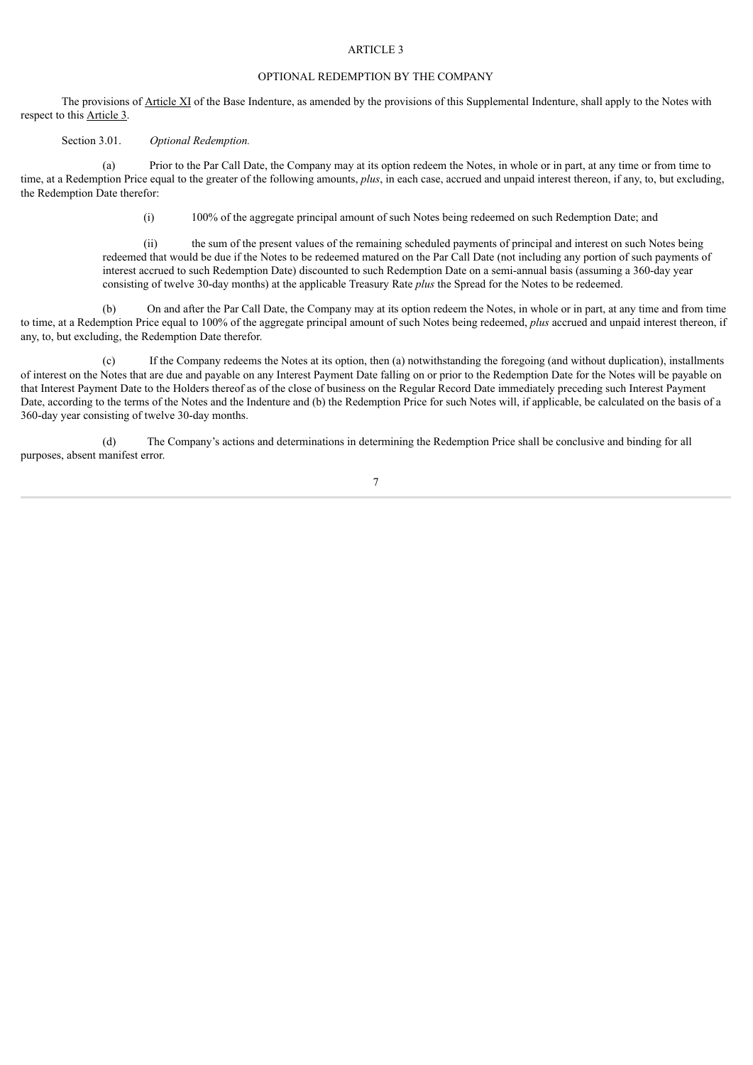## ARTICLE 3

## OPTIONAL REDEMPTION BY THE COMPANY

The provisions of Article XI of the Base Indenture, as amended by the provisions of this Supplemental Indenture, shall apply to the Notes with respect to this Article 3.

Section 3.01. *Optional Redemption.*

(a) Prior to the Par Call Date, the Company may at its option redeem the Notes, in whole or in part, at any time or from time to time, at a Redemption Price equal to the greater of the following amounts, *plus*, in each case, accrued and unpaid interest thereon, if any, to, but excluding, the Redemption Date therefor:

(i) 100% of the aggregate principal amount of such Notes being redeemed on such Redemption Date; and

(ii) the sum of the present values of the remaining scheduled payments of principal and interest on such Notes being redeemed that would be due if the Notes to be redeemed matured on the Par Call Date (not including any portion of such payments of interest accrued to such Redemption Date) discounted to such Redemption Date on a semi-annual basis (assuming a 360-day year consisting of twelve 30-day months) at the applicable Treasury Rate *plus* the Spread for the Notes to be redeemed.

(b) On and after the Par Call Date, the Company may at its option redeem the Notes, in whole or in part, at any time and from time to time, at a Redemption Price equal to 100% of the aggregate principal amount of such Notes being redeemed, *plus* accrued and unpaid interest thereon, if any, to, but excluding, the Redemption Date therefor.

(c) If the Company redeems the Notes at its option, then (a) notwithstanding the foregoing (and without duplication), installments of interest on the Notes that are due and payable on any Interest Payment Date falling on or prior to the Redemption Date for the Notes will be payable on that Interest Payment Date to the Holders thereof as of the close of business on the Regular Record Date immediately preceding such Interest Payment Date, according to the terms of the Notes and the Indenture and (b) the Redemption Price for such Notes will, if applicable, be calculated on the basis of a 360-day year consisting of twelve 30-day months.

(d) The Company's actions and determinations in determining the Redemption Price shall be conclusive and binding for all purposes, absent manifest error.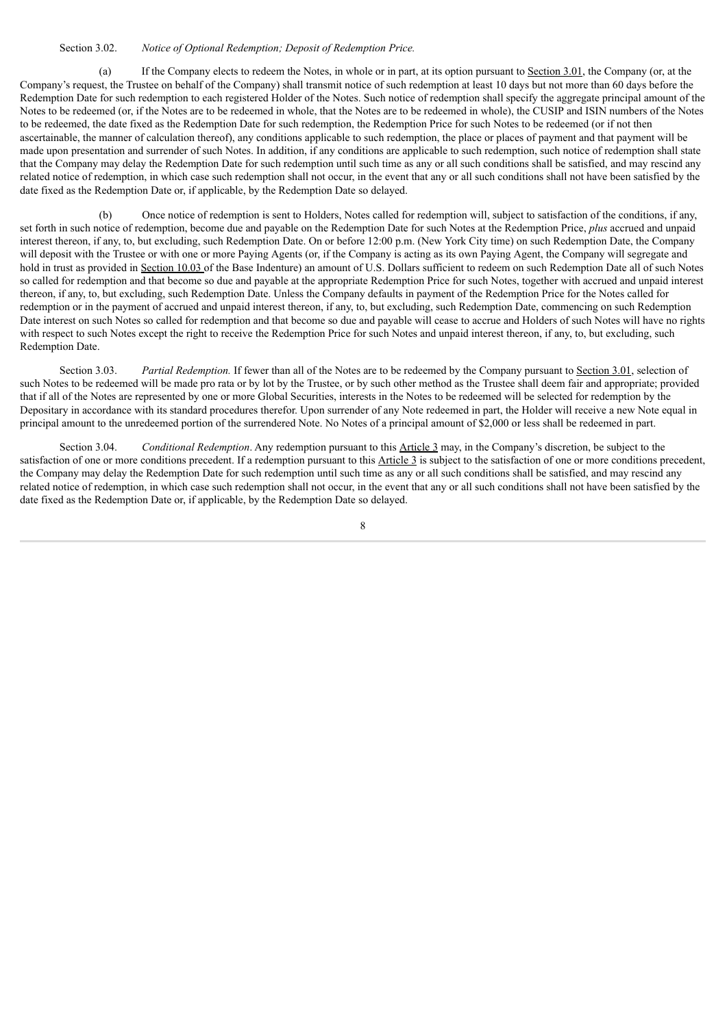Section 3.02. *Notice of Optional Redemption; Deposit of Redemption Price.*

(a) If the Company elects to redeem the Notes, in whole or in part, at its option pursuant to Section 3.01, the Company (or, at the Company's request, the Trustee on behalf of the Company) shall transmit notice of such redemption at least 10 days but not more than 60 days before the Redemption Date for such redemption to each registered Holder of the Notes. Such notice of redemption shall specify the aggregate principal amount of the Notes to be redeemed (or, if the Notes are to be redeemed in whole, that the Notes are to be redeemed in whole), the CUSIP and ISIN numbers of the Notes to be redeemed, the date fixed as the Redemption Date for such redemption, the Redemption Price for such Notes to be redeemed (or if not then ascertainable, the manner of calculation thereof), any conditions applicable to such redemption, the place or places of payment and that payment will be made upon presentation and surrender of such Notes. In addition, if any conditions are applicable to such redemption, such notice of redemption shall state that the Company may delay the Redemption Date for such redemption until such time as any or all such conditions shall be satisfied, and may rescind any related notice of redemption, in which case such redemption shall not occur, in the event that any or all such conditions shall not have been satisfied by the date fixed as the Redemption Date or, if applicable, by the Redemption Date so delayed.

(b) Once notice of redemption is sent to Holders, Notes called for redemption will, subject to satisfaction of the conditions, if any, set forth in such notice of redemption, become due and payable on the Redemption Date for such Notes at the Redemption Price, *plus* accrued and unpaid interest thereon, if any, to, but excluding, such Redemption Date. On or before 12:00 p.m. (New York City time) on such Redemption Date, the Company will deposit with the Trustee or with one or more Paying Agents (or, if the Company is acting as its own Paying Agent, the Company will segregate and hold in trust as provided in Section 10.03 of the Base Indenture) an amount of U.S. Dollars sufficient to redeem on such Redemption Date all of such Notes so called for redemption and that become so due and payable at the appropriate Redemption Price for such Notes, together with accrued and unpaid interest thereon, if any, to, but excluding, such Redemption Date. Unless the Company defaults in payment of the Redemption Price for the Notes called for redemption or in the payment of accrued and unpaid interest thereon, if any, to, but excluding, such Redemption Date, commencing on such Redemption Date interest on such Notes so called for redemption and that become so due and payable will cease to accrue and Holders of such Notes will have no rights with respect to such Notes except the right to receive the Redemption Price for such Notes and unpaid interest thereon, if any, to, but excluding, such Redemption Date.

Section 3.03. *Partial Redemption.* If fewer than all of the Notes are to be redeemed by the Company pursuant to Section 3.01, selection of such Notes to be redeemed will be made pro rata or by lot by the Trustee, or by such other method as the Trustee shall deem fair and appropriate; provided that if all of the Notes are represented by one or more Global Securities, interests in the Notes to be redeemed will be selected for redemption by the Depositary in accordance with its standard procedures therefor. Upon surrender of any Note redeemed in part, the Holder will receive a new Note equal in principal amount to the unredeemed portion of the surrendered Note. No Notes of a principal amount of $2,000 or less shall be redeemed in part.

Section 3.04. *Conditional Redemption*. Any redemption pursuant to this Article 3 may, in the Company's discretion, be subject to the satisfaction of one or more conditions precedent. If a redemption pursuant to this Article 3 is subject to the satisfaction of one or more conditions precedent, the Company may delay the Redemption Date for such redemption until such time as any or all such conditions shall be satisfied, and may rescind any related notice of redemption, in which case such redemption shall not occur, in the event that any or all such conditions shall not have been satisfied by the date fixed as the Redemption Date or, if applicable, by the Redemption Date so delayed.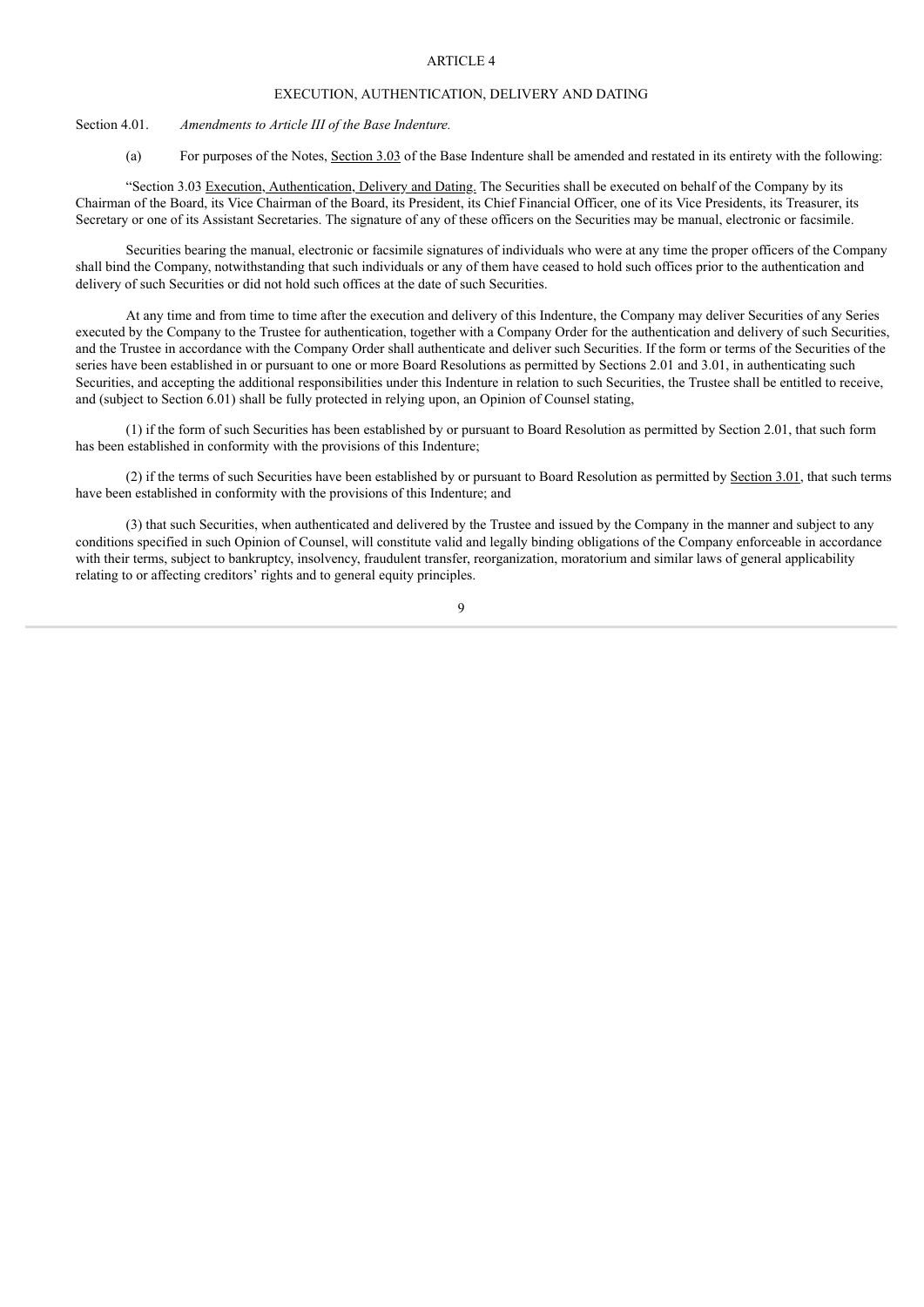## ARTICLE 4

## EXECUTION, AUTHENTICATION, DELIVERY AND DATING

Section 4.01. *Amendments to Article III of the Base Indenture.*

(a) For purposes of the Notes, Section 3.03 of the Base Indenture shall be amended and restated in its entirety with the following:

"Section 3.03 Execution, Authentication, Delivery and Dating. The Securities shall be executed on behalf of the Company by its Chairman of the Board, its Vice Chairman of the Board, its President, its Chief Financial Officer, one of its Vice Presidents, its Treasurer, its Secretary or one of its Assistant Secretaries. The signature of any of these officers on the Securities may be manual, electronic or facsimile.

Securities bearing the manual, electronic or facsimile signatures of individuals who were at any time the proper officers of the Company shall bind the Company, notwithstanding that such individuals or any of them have ceased to hold such offices prior to the authentication and delivery of such Securities or did not hold such offices at the date of such Securities.

At any time and from time to time after the execution and delivery of this Indenture, the Company may deliver Securities of any Series executed by the Company to the Trustee for authentication, together with a Company Order for the authentication and delivery of such Securities, and the Trustee in accordance with the Company Order shall authenticate and deliver such Securities. If the form or terms of the Securities of the series have been established in or pursuant to one or more Board Resolutions as permitted by Sections 2.01 and 3.01, in authenticating such Securities, and accepting the additional responsibilities under this Indenture in relation to such Securities, the Trustee shall be entitled to receive, and (subject to Section 6.01) shall be fully protected in relying upon, an Opinion of Counsel stating,

(1) if the form of such Securities has been established by or pursuant to Board Resolution as permitted by Section 2.01, that such form has been established in conformity with the provisions of this Indenture;

(2) if the terms of such Securities have been established by or pursuant to Board Resolution as permitted by Section 3.01, that such terms have been established in conformity with the provisions of this Indenture; and

(3) that such Securities, when authenticated and delivered by the Trustee and issued by the Company in the manner and subject to any conditions specified in such Opinion of Counsel, will constitute valid and legally binding obligations of the Company enforceable in accordance with their terms, subject to bankruptcy, insolvency, fraudulent transfer, reorganization, moratorium and similar laws of general applicability relating to or affecting creditors' rights and to general equity principles.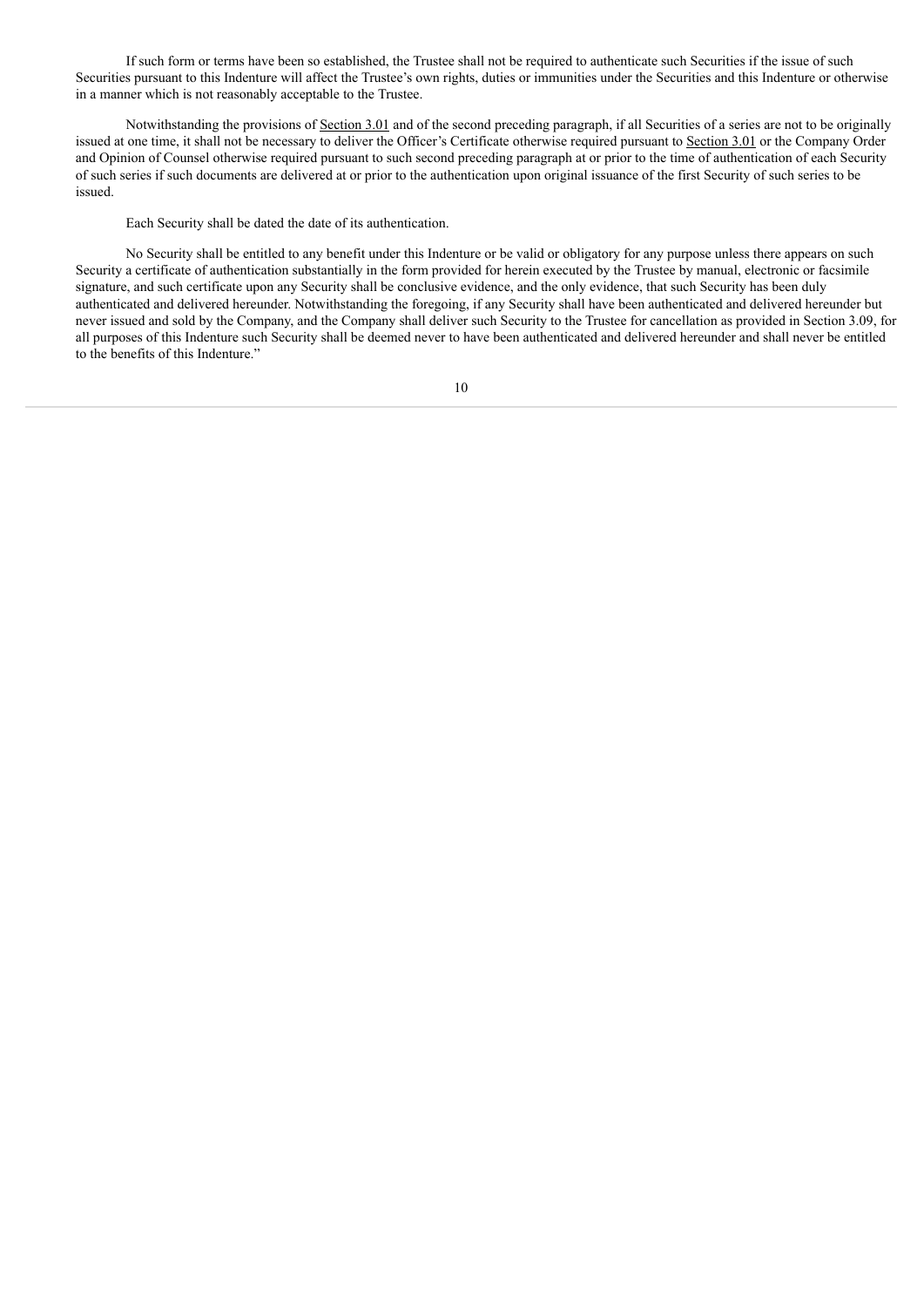If such form or terms have been so established, the Trustee shall not be required to authenticate such Securities if the issue of such Securities pursuant to this Indenture will affect the Trustee's own rights, duties or immunities under the Securities and this Indenture or otherwise in a manner which is not reasonably acceptable to the Trustee.

Notwithstanding the provisions of Section 3.01 and of the second preceding paragraph, if all Securities of a series are not to be originally issued at one time, it shall not be necessary to deliver the Officer's Certificate otherwise required pursuant to Section 3.01 or the Company Order and Opinion of Counsel otherwise required pursuant to such second preceding paragraph at or prior to the time of authentication of each Security of such series if such documents are delivered at or prior to the authentication upon original issuance of the first Security of such series to be issued.

Each Security shall be dated the date of its authentication.

No Security shall be entitled to any benefit under this Indenture or be valid or obligatory for any purpose unless there appears on such Security a certificate of authentication substantially in the form provided for herein executed by the Trustee by manual, electronic or facsimile signature, and such certificate upon any Security shall be conclusive evidence, and the only evidence, that such Security has been duly authenticated and delivered hereunder. Notwithstanding the foregoing, if any Security shall have been authenticated and delivered hereunder but never issued and sold by the Company, and the Company shall deliver such Security to the Trustee for cancellation as provided in Section 3.09, for all purposes of this Indenture such Security shall be deemed never to have been authenticated and delivered hereunder and shall never be entitled to the benefits of this Indenture."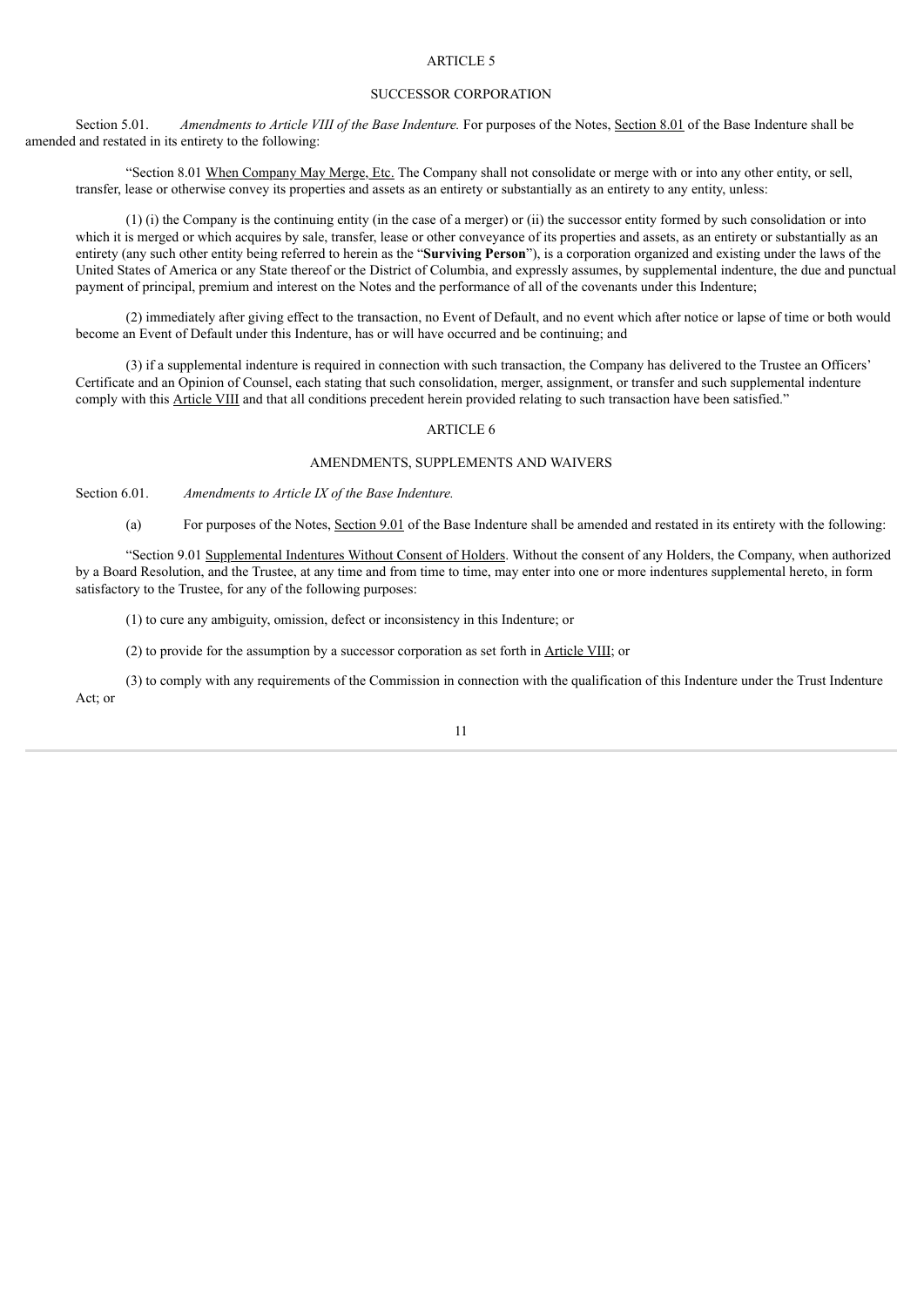## ARTICLE 5

## SUCCESSOR CORPORATION

Section 5.01. *Amendments to Article VIII of the Base Indenture.* For purposes of the Notes, Section 8.01 of the Base Indenture shall be amended and restated in its entirety to the following:

"Section 8.01 When Company May Merge, Etc. The Company shall not consolidate or merge with or into any other entity, or sell, transfer, lease or otherwise convey its properties and assets as an entirety or substantially as an entirety to any entity, unless:

(1) (i) the Company is the continuing entity (in the case of a merger) or (ii) the successor entity formed by such consolidation or into which it is merged or which acquires by sale, transfer, lease or other conveyance of its properties and assets, as an entirety or substantially as an entirety (any such other entity being referred to herein as the "**Surviving Person**"), is a corporation organized and existing under the laws of the United States of America or any State thereof or the District of Columbia, and expressly assumes, by supplemental indenture, the due and punctual payment of principal, premium and interest on the Notes and the performance of all of the covenants under this Indenture;

(2) immediately after giving effect to the transaction, no Event of Default, and no event which after notice or lapse of time or both would become an Event of Default under this Indenture, has or will have occurred and be continuing; and

(3) if a supplemental indenture is required in connection with such transaction, the Company has delivered to the Trustee an Officers' Certificate and an Opinion of Counsel, each stating that such consolidation, merger, assignment, or transfer and such supplemental indenture comply with this Article VIII and that all conditions precedent herein provided relating to such transaction have been satisfied."

## ARTICLE 6

## AMENDMENTS, SUPPLEMENTS AND WAIVERS

Section 6.01. *Amendments to Article IX of the Base Indenture.*

(a) For purposes of the Notes, Section 9.01 of the Base Indenture shall be amended and restated in its entirety with the following:

"Section 9.01 Supplemental Indentures Without Consent of Holders. Without the consent of any Holders, the Company, when authorized by a Board Resolution, and the Trustee, at any time and from time to time, may enter into one or more indentures supplemental hereto, in form satisfactory to the Trustee, for any of the following purposes:

(1) to cure any ambiguity, omission, defect or inconsistency in this Indenture; or

(2) to provide for the assumption by a successor corporation as set forth in Article VIII; or

(3) to comply with any requirements of the Commission in connection with the qualification of this Indenture under the Trust Indenture Act; or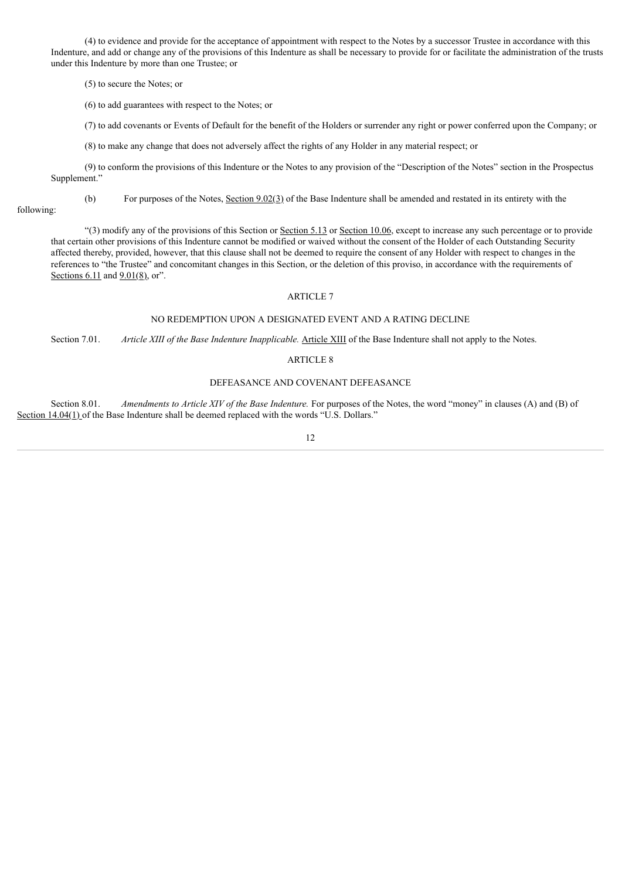(4) to evidence and provide for the acceptance of appointment with respect to the Notes by a successor Trustee in accordance with this Indenture, and add or change any of the provisions of this Indenture as shall be necessary to provide for or facilitate the administration of the trusts under this Indenture by more than one Trustee; or

(5) to secure the Notes; or

(6) to add guarantees with respect to the Notes; or

(7) to add covenants or Events of Default for the benefit of the Holders or surrender any right or power conferred upon the Company; or

(8) to make any change that does not adversely affect the rights of any Holder in any material respect; or

(9) to conform the provisions of this Indenture or the Notes to any provision of the "Description of the Notes" section in the Prospectus Supplement."

(b) For purposes of the Notes, Section 9.02(3) of the Base Indenture shall be amended and restated in its entirety with the following:

"(3) modify any of the provisions of this Section or Section 5.13 or Section 10.06, except to increase any such percentage or to provide that certain other provisions of this Indenture cannot be modified or waived without the consent of the Holder of each Outstanding Security affected thereby, provided, however, that this clause shall not be deemed to require the consent of any Holder with respect to changes in the references to "the Trustee" and concomitant changes in this Section, or the deletion of this proviso, in accordance with the requirements of Sections 6.11 and 9.01(8), or".

ARTICLE 7

NO REDEMPTION UPON A DESIGNATED EVENT AND A RATING DECLINE

Section 7.01. *Article XIII of the Base Indenture Inapplicable.* Article XIII of the Base Indenture shall not apply to the Notes.

ARTICLE 8

DEFEASANCE AND COVENANT DEFEASANCE

Section 8.01. *Amendments to Article XIV of the Base Indenture.* For purposes of the Notes, the word "money" in clauses (A) and (B) of Section 14.04(1) of the Base Indenture shall be deemed replaced with the words "U.S. Dollars."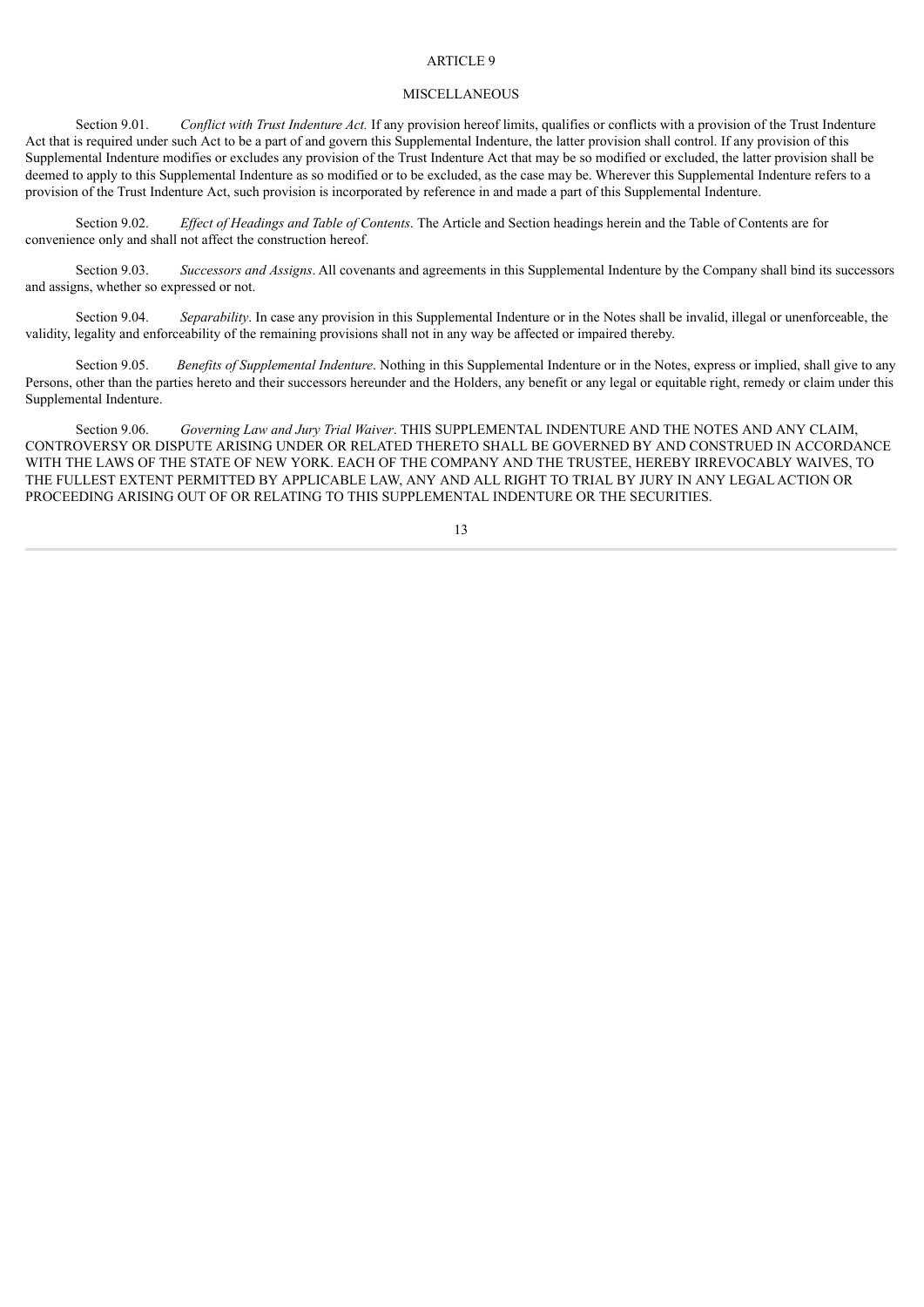# ARTICLE 9

## MISCELLANEOUS

Section 9.01. *Conflict with Trust Indenture Act.* If any provision hereof limits, qualifies or conflicts with a provision of the Trust Indenture Act that is required under such Act to be a part of and govern this Supplemental Indenture, the latter provision shall control. If any provision of this Supplemental Indenture modifies or excludes any provision of the Trust Indenture Act that may be so modified or excluded, the latter provision shall be deemed to apply to this Supplemental Indenture as so modified or to be excluded, as the case may be. Wherever this Supplemental Indenture refers to a provision of the Trust Indenture Act, such provision is incorporated by reference in and made a part of this Supplemental Indenture.

Section 9.02. *Effect of Headings and Table of Contents*. The Article and Section headings herein and the Table of Contents are for convenience only and shall not affect the construction hereof.

Section 9.03. *Successors and Assigns*. All covenants and agreements in this Supplemental Indenture by the Company shall bind its successors and assigns, whether so expressed or not.

Section 9.04. *Separability*. In case any provision in this Supplemental Indenture or in the Notes shall be invalid, illegal or unenforceable, the validity, legality and enforceability of the remaining provisions shall not in any way be affected or impaired thereby.

Section 9.05. *Benefits of Supplemental Indenture*. Nothing in this Supplemental Indenture or in the Notes, express or implied, shall give to any Persons, other than the parties hereto and their successors hereunder and the Holders, any benefit or any legal or equitable right, remedy or claim under this Supplemental Indenture.

Section 9.06. *Governing Law and Jury Trial Waiver*. THIS SUPPLEMENTAL INDENTURE AND THE NOTES AND ANY CLAIM, CONTROVERSY OR DISPUTE ARISING UNDER OR RELATED THERETO SHALL BE GOVERNED BY AND CONSTRUED IN ACCORDANCE WITH THE LAWS OF THE STATE OF NEW YORK. EACH OF THE COMPANY AND THE TRUSTEE, HEREBY IRREVOCABLY WAIVES, TO THE FULLEST EXTENT PERMITTED BY APPLICABLE LAW, ANY AND ALL RIGHT TO TRIAL BY JURY IN ANY LEGAL ACTION OR PROCEEDING ARISING OUT OF OR RELATING TO THIS SUPPLEMENTAL INDENTURE OR THE SECURITIES.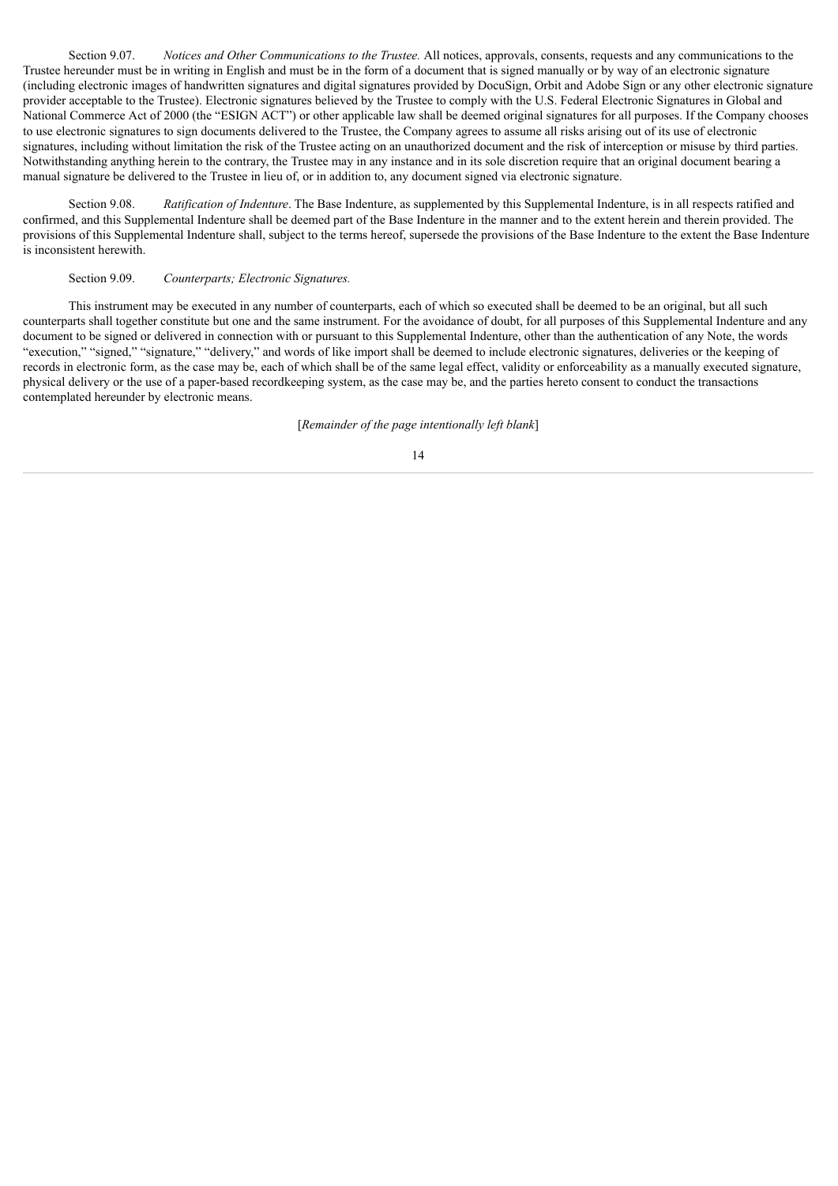Section 9.07. *Notices and Other Communications to the Trustee.* All notices, approvals, consents, requests and any communications to the Trustee hereunder must be in writing in English and must be in the form of a document that is signed manually or by way of an electronic signature (including electronic images of handwritten signatures and digital signatures provided by DocuSign, Orbit and Adobe Sign or any other electronic signature provider acceptable to the Trustee). Electronic signatures believed by the Trustee to comply with the U.S. Federal Electronic Signatures in Global and National Commerce Act of 2000 (the "ESIGN ACT") or other applicable law shall be deemed original signatures for all purposes. If the Company chooses to use electronic signatures to sign documents delivered to the Trustee, the Company agrees to assume all risks arising out of its use of electronic signatures, including without limitation the risk of the Trustee acting on an unauthorized document and the risk of interception or misuse by third parties. Notwithstanding anything herein to the contrary, the Trustee may in any instance and in its sole discretion require that an original document bearing a manual signature be delivered to the Trustee in lieu of, or in addition to, any document signed via electronic signature.

Section 9.08. *Ratification of Indenture*. The Base Indenture, as supplemented by this Supplemental Indenture, is in all respects ratified and confirmed, and this Supplemental Indenture shall be deemed part of the Base Indenture in the manner and to the extent herein and therein provided. The provisions of this Supplemental Indenture shall, subject to the terms hereof, supersede the provisions of the Base Indenture to the extent the Base Indenture is inconsistent herewith.

Section 9.09. *Counterparts; Electronic Signatures.*

This instrument may be executed in any number of counterparts, each of which so executed shall be deemed to be an original, but all such counterparts shall together constitute but one and the same instrument. For the avoidance of doubt, for all purposes of this Supplemental Indenture and any document to be signed or delivered in connection with or pursuant to this Supplemental Indenture, other than the authentication of any Note, the words "execution," "signed," "signature," "delivery," and words of like import shall be deemed to include electronic signatures, deliveries or the keeping of records in electronic form, as the case may be, each of which shall be of the same legal effect, validity or enforceability as a manually executed signature, physical delivery or the use of a paper-based recordkeeping system, as the case may be, and the parties hereto consent to conduct the transactions contemplated hereunder by electronic means.

[*Remainder of the page intentionally left blank*]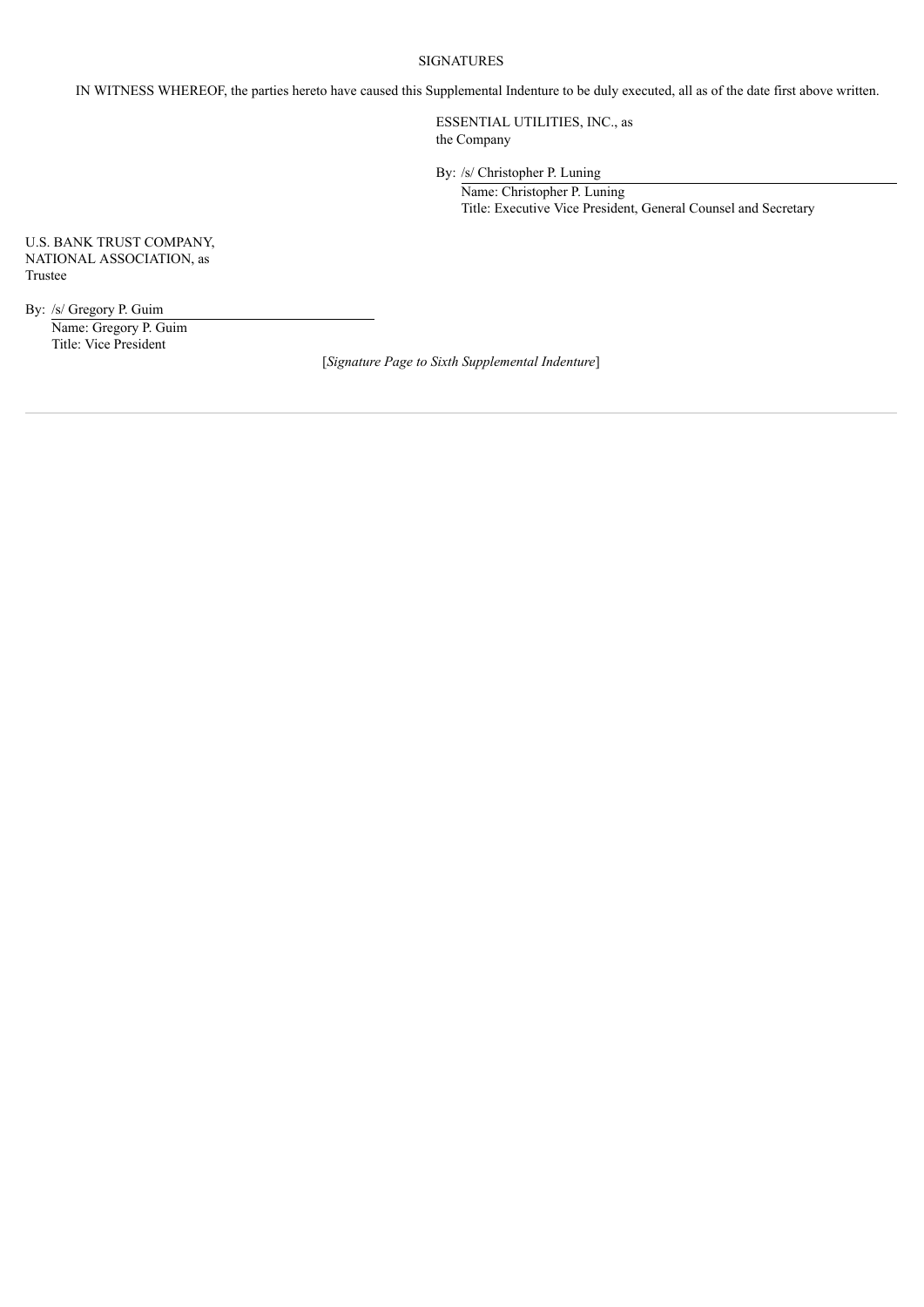SIGNATURES

IN WITNESS WHEREOF, the parties hereto have caused this Supplemental Indenture to be duly executed, all as of the date first above written.

ESSENTIAL UTILITIES, INC., as
the Company

By: /s/ Christopher P. Luning
Name: Christopher P. Luning
Title: Executive Vice President, General Counsel and Secretary

U.S. BANK TRUST COMPANY,
NATIONAL ASSOCIATION, as
Trustee

By: /s/ Gregory P. Guim
Name: Gregory P. Guim
Title: Vice President

[*Signature Page to Sixth Supplemental Indenture*]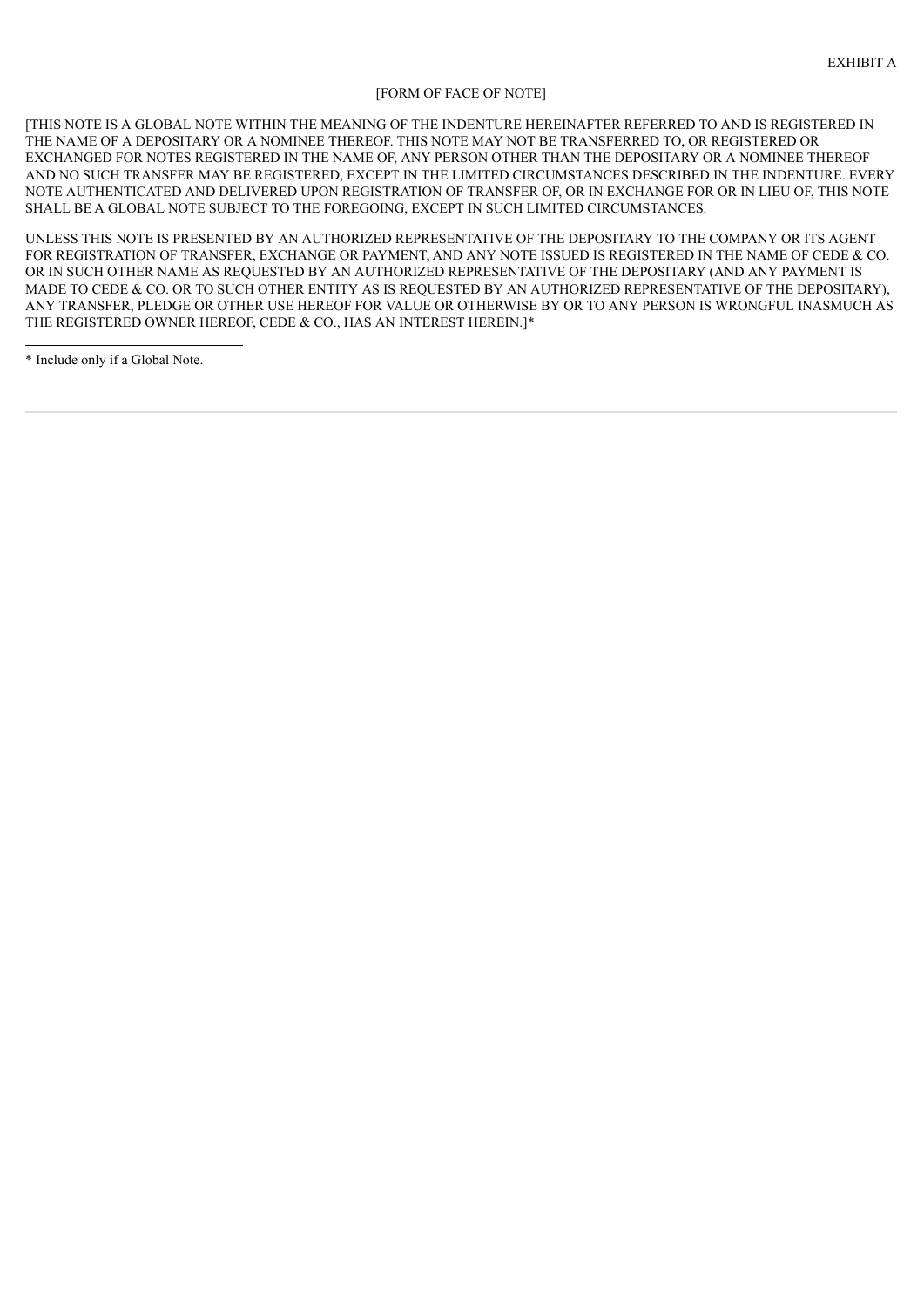EXHIBIT A

[FORM OF FACE OF NOTE]

[THIS NOTE IS A GLOBAL NOTE WITHIN THE MEANING OF THE INDENTURE HEREINAFTER REFERRED TO AND IS REGISTERED IN THE NAME OF A DEPOSITARY OR A NOMINEE THEREOF. THIS NOTE MAY NOT BE TRANSFERRED TO, OR REGISTERED OR EXCHANGED FOR NOTES REGISTERED IN THE NAME OF, ANY PERSON OTHER THAN THE DEPOSITARY OR A NOMINEE THEREOF AND NO SUCH TRANSFER MAY BE REGISTERED, EXCEPT IN THE LIMITED CIRCUMSTANCES DESCRIBED IN THE INDENTURE. EVERY NOTE AUTHENTICATED AND DELIVERED UPON REGISTRATION OF TRANSFER OF, OR IN EXCHANGE FOR OR IN LIEU OF, THIS NOTE SHALL BE A GLOBAL NOTE SUBJECT TO THE FOREGOING, EXCEPT IN SUCH LIMITED CIRCUMSTANCES.

UNLESS THIS NOTE IS PRESENTED BY AN AUTHORIZED REPRESENTATIVE OF THE DEPOSITARY TO THE COMPANY OR ITS AGENT FOR REGISTRATION OF TRANSFER, EXCHANGE OR PAYMENT, AND ANY NOTE ISSUED IS REGISTERED IN THE NAME OF CEDE & CO. OR IN SUCH OTHER NAME AS REQUESTED BY AN AUTHORIZED REPRESENTATIVE OF THE DEPOSITARY (AND ANY PAYMENT IS MADE TO CEDE & CO. OR TO SUCH OTHER ENTITY AS IS REQUESTED BY AN AUTHORIZED REPRESENTATIVE OF THE DEPOSITARY), ANY TRANSFER, PLEDGE OR OTHER USE HEREOF FOR VALUE OR OTHERWISE BY OR TO ANY PERSON IS WRONGFUL INASMUCH AS THE REGISTERED OWNER HEREOF, CEDE & CO., HAS AN INTEREST HEREIN.]*

* Include only if a Global Note.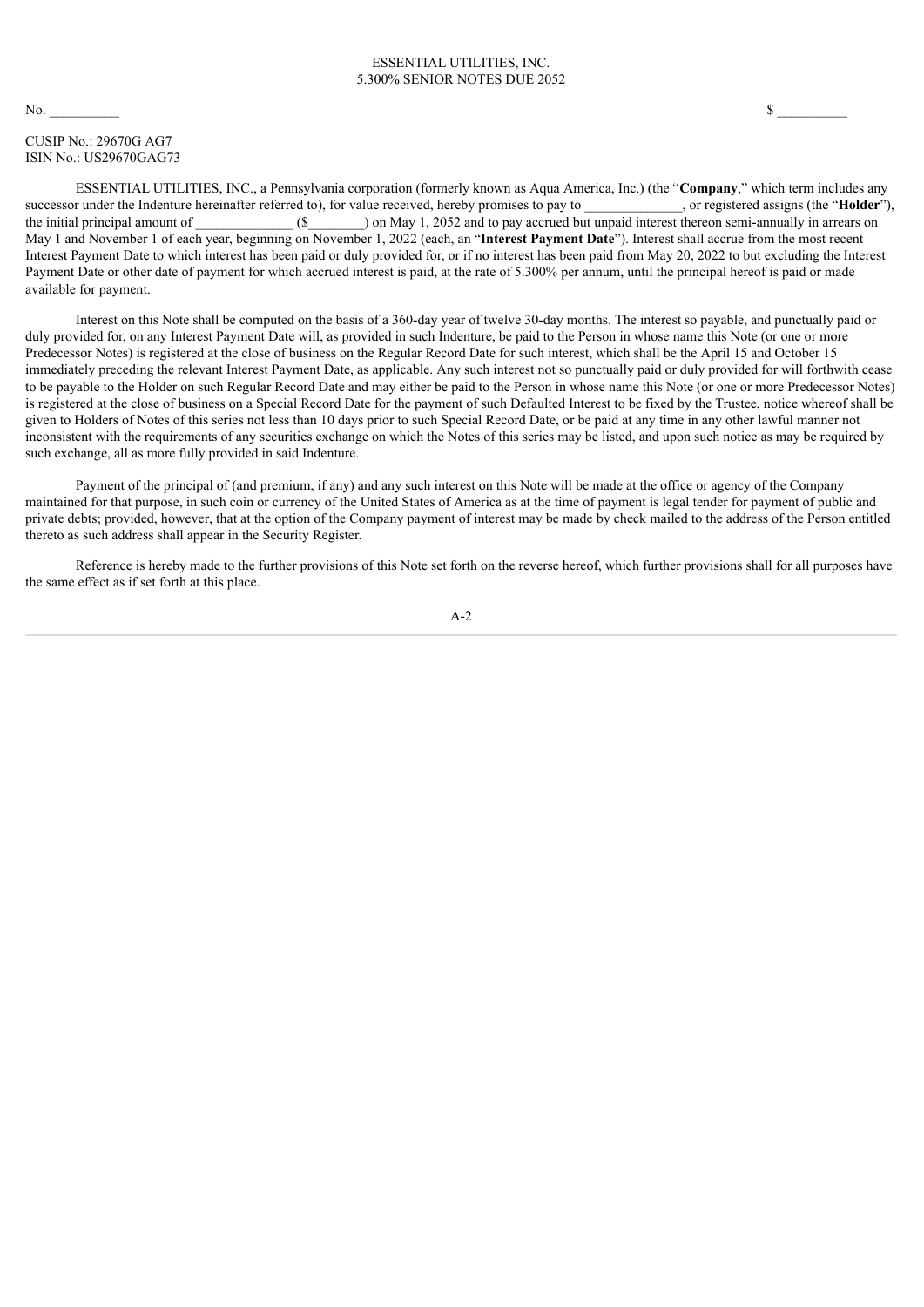ESSENTIAL UTILITIES, INC.
5.300% SENIOR NOTES DUE 2052

No. __________ $ __________

CUSIP No.: 29670G AG7
ISIN No.: US29670GAG73

ESSENTIAL UTILITIES, INC., a Pennsylvania corporation (formerly known as Aqua America, Inc.) (the "**Company**," which term includes any successor under the Indenture hereinafter referred to), for value received, hereby promises to pay to ______________, or registered assigns (the "**Holder**"), the initial principal amount of ______________ ($________) on May 1, 2052 and to pay accrued but unpaid interest thereon semi-annually in arrears on May 1 and November 1 of each year, beginning on November 1, 2022 (each, an "**Interest Payment Date**"). Interest shall accrue from the most recent Interest Payment Date to which interest has been paid or duly provided for, or if no interest has been paid from May 20, 2022 to but excluding the Interest Payment Date or other date of payment for which accrued interest is paid, at the rate of 5.300% per annum, until the principal hereof is paid or made available for payment.

Interest on this Note shall be computed on the basis of a 360-day year of twelve 30-day months. The interest so payable, and punctually paid or duly provided for, on any Interest Payment Date will, as provided in such Indenture, be paid to the Person in whose name this Note (or one or more Predecessor Notes) is registered at the close of business on the Regular Record Date for such interest, which shall be the April 15 and October 15 immediately preceding the relevant Interest Payment Date, as applicable. Any such interest not so punctually paid or duly provided for will forthwith cease to be payable to the Holder on such Regular Record Date and may either be paid to the Person in whose name this Note (or one or more Predecessor Notes) is registered at the close of business on a Special Record Date for the payment of such Defaulted Interest to be fixed by the Trustee, notice whereof shall be given to Holders of Notes of this series not less than 10 days prior to such Special Record Date, or be paid at any time in any other lawful manner not inconsistent with the requirements of any securities exchange on which the Notes of this series may be listed, and upon such notice as may be required by such exchange, all as more fully provided in said Indenture.

Payment of the principal of (and premium, if any) and any such interest on this Note will be made at the office or agency of the Company maintained for that purpose, in such coin or currency of the United States of America as at the time of payment is legal tender for payment of public and private debts; provided, however, that at the option of the Company payment of interest may be made by check mailed to the address of the Person entitled thereto as such address shall appear in the Security Register.

Reference is hereby made to the further provisions of this Note set forth on the reverse hereof, which further provisions shall for all purposes have the same effect as if set forth at this place.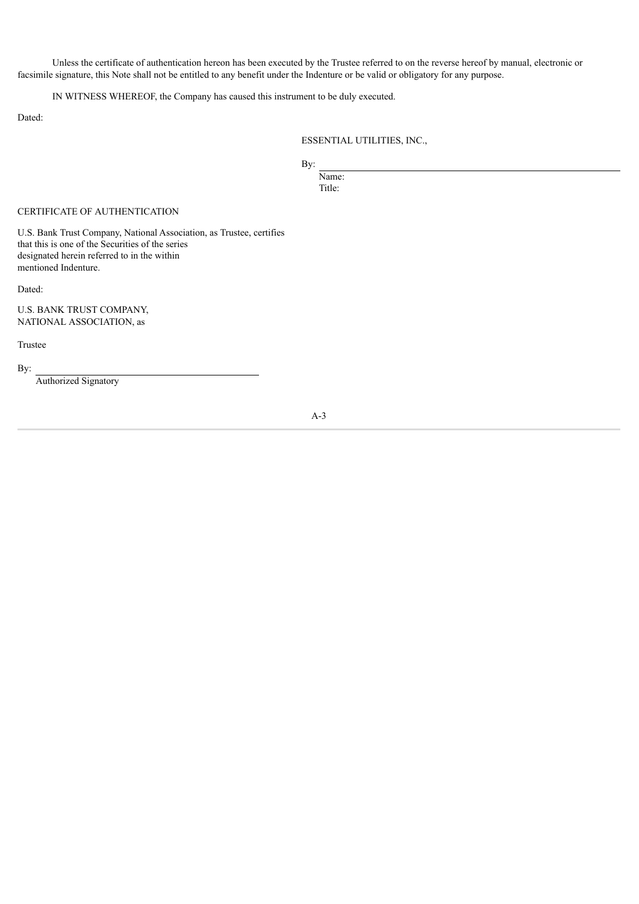Unless the certificate of authentication hereon has been executed by the Trustee referred to on the reverse hereof by manual, electronic or facsimile signature, this Note shall not be entitled to any benefit under the Indenture or be valid or obligatory for any purpose.

IN WITNESS WHEREOF, the Company has caused this instrument to be duly executed.

Dated:

ESSENTIAL UTILITIES, INC.,

By: \_\_\_\_\_\_\_\_\_\_\_\_\_\_\_\_\_\_\_\_\_\_\_\_\_\_\_\_\_\_
Name:
Title:

CERTIFICATE OF AUTHENTICATION

U.S. Bank Trust Company, National Association, as Trustee, certifies that this is one of the Securities of the series designated herein referred to in the within mentioned Indenture.

Dated:

U.S. BANK TRUST COMPANY, NATIONAL ASSOCIATION, as

Trustee

By: \_\_\_\_\_\_\_\_\_\_\_\_\_\_\_\_\_\_\_\_\_\_\_\_\_\_\_\_\_\_
Authorized Signatory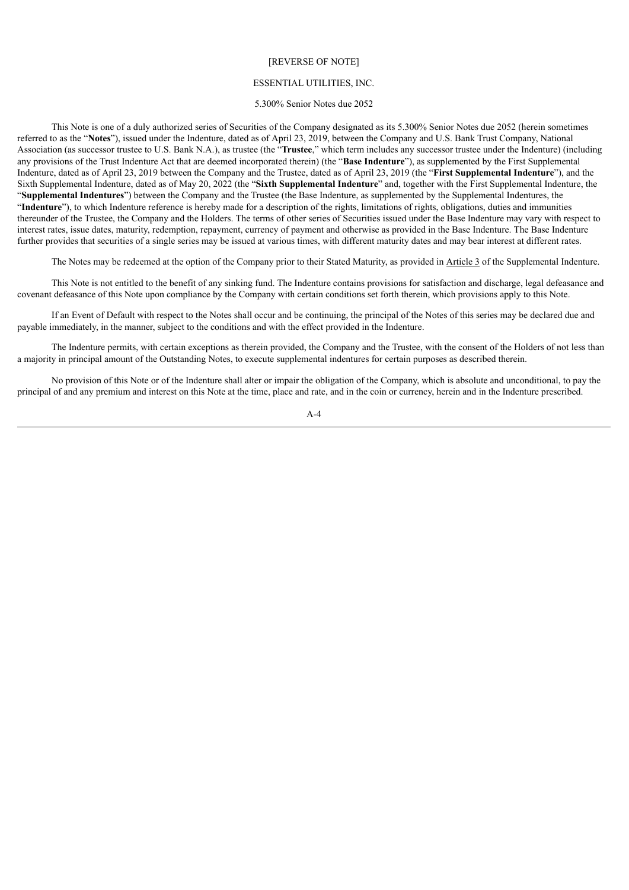[REVERSE OF NOTE]

ESSENTIAL UTILITIES, INC.

5.300% Senior Notes due 2052

This Note is one of a duly authorized series of Securities of the Company designated as its 5.300% Senior Notes due 2052 (herein sometimes referred to as the "**Notes**"), issued under the Indenture, dated as of April 23, 2019, between the Company and U.S. Bank Trust Company, National Association (as successor trustee to U.S. Bank N.A.), as trustee (the "**Trustee**," which term includes any successor trustee under the Indenture) (including any provisions of the Trust Indenture Act that are deemed incorporated therein) (the "**Base Indenture**"), as supplemented by the First Supplemental Indenture, dated as of April 23, 2019 between the Company and the Trustee, dated as of April 23, 2019 (the "**First Supplemental Indenture**"), and the Sixth Supplemental Indenture, dated as of May 20, 2022 (the "**Sixth Supplemental Indenture**" and, together with the First Supplemental Indenture, the "**Supplemental Indentures**") between the Company and the Trustee (the Base Indenture, as supplemented by the Supplemental Indentures, the "**Indenture**"), to which Indenture reference is hereby made for a description of the rights, limitations of rights, obligations, duties and immunities thereunder of the Trustee, the Company and the Holders. The terms of other series of Securities issued under the Base Indenture may vary with respect to interest rates, issue dates, maturity, redemption, repayment, currency of payment and otherwise as provided in the Base Indenture. The Base Indenture further provides that securities of a single series may be issued at various times, with different maturity dates and may bear interest at different rates.

The Notes may be redeemed at the option of the Company prior to their Stated Maturity, as provided in Article 3 of the Supplemental Indenture.

This Note is not entitled to the benefit of any sinking fund. The Indenture contains provisions for satisfaction and discharge, legal defeasance and covenant defeasance of this Note upon compliance by the Company with certain conditions set forth therein, which provisions apply to this Note.

If an Event of Default with respect to the Notes shall occur and be continuing, the principal of the Notes of this series may be declared due and payable immediately, in the manner, subject to the conditions and with the effect provided in the Indenture.

The Indenture permits, with certain exceptions as therein provided, the Company and the Trustee, with the consent of the Holders of not less than a majority in principal amount of the Outstanding Notes, to execute supplemental indentures for certain purposes as described therein.

No provision of this Note or of the Indenture shall alter or impair the obligation of the Company, which is absolute and unconditional, to pay the principal of and any premium and interest on this Note at the time, place and rate, and in the coin or currency, herein and in the Indenture prescribed.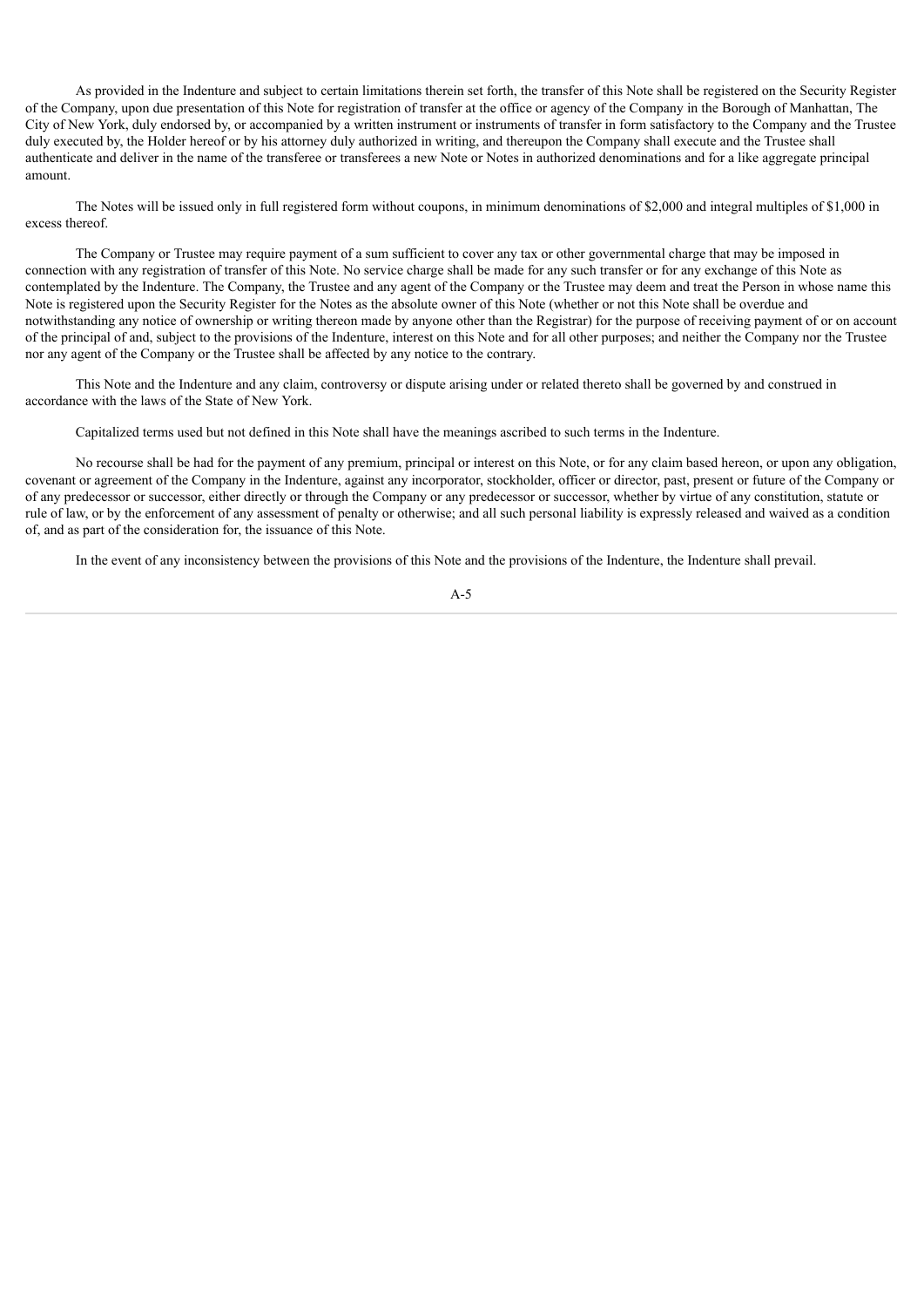As provided in the Indenture and subject to certain limitations therein set forth, the transfer of this Note shall be registered on the Security Register of the Company, upon due presentation of this Note for registration of transfer at the office or agency of the Company in the Borough of Manhattan, The City of New York, duly endorsed by, or accompanied by a written instrument or instruments of transfer in form satisfactory to the Company and the Trustee duly executed by, the Holder hereof or by his attorney duly authorized in writing, and thereupon the Company shall execute and the Trustee shall authenticate and deliver in the name of the transferee or transferees a new Note or Notes in authorized denominations and for a like aggregate principal amount.

The Notes will be issued only in full registered form without coupons, in minimum denominations of $2,000 and integral multiples of $1,000 in excess thereof.

The Company or Trustee may require payment of a sum sufficient to cover any tax or other governmental charge that may be imposed in connection with any registration of transfer of this Note. No service charge shall be made for any such transfer or for any exchange of this Note as contemplated by the Indenture. The Company, the Trustee and any agent of the Company or the Trustee may deem and treat the Person in whose name this Note is registered upon the Security Register for the Notes as the absolute owner of this Note (whether or not this Note shall be overdue and notwithstanding any notice of ownership or writing thereon made by anyone other than the Registrar) for the purpose of receiving payment of or on account of the principal of and, subject to the provisions of the Indenture, interest on this Note and for all other purposes; and neither the Company nor the Trustee nor any agent of the Company or the Trustee shall be affected by any notice to the contrary.

This Note and the Indenture and any claim, controversy or dispute arising under or related thereto shall be governed by and construed in accordance with the laws of the State of New York.

Capitalized terms used but not defined in this Note shall have the meanings ascribed to such terms in the Indenture.

No recourse shall be had for the payment of any premium, principal or interest on this Note, or for any claim based hereon, or upon any obligation, covenant or agreement of the Company in the Indenture, against any incorporator, stockholder, officer or director, past, present or future of the Company or of any predecessor or successor, either directly or through the Company or any predecessor or successor, whether by virtue of any constitution, statute or rule of law, or by the enforcement of any assessment of penalty or otherwise; and all such personal liability is expressly released and waived as a condition of, and as part of the consideration for, the issuance of this Note.

In the event of any inconsistency between the provisions of this Note and the provisions of the Indenture, the Indenture shall prevail.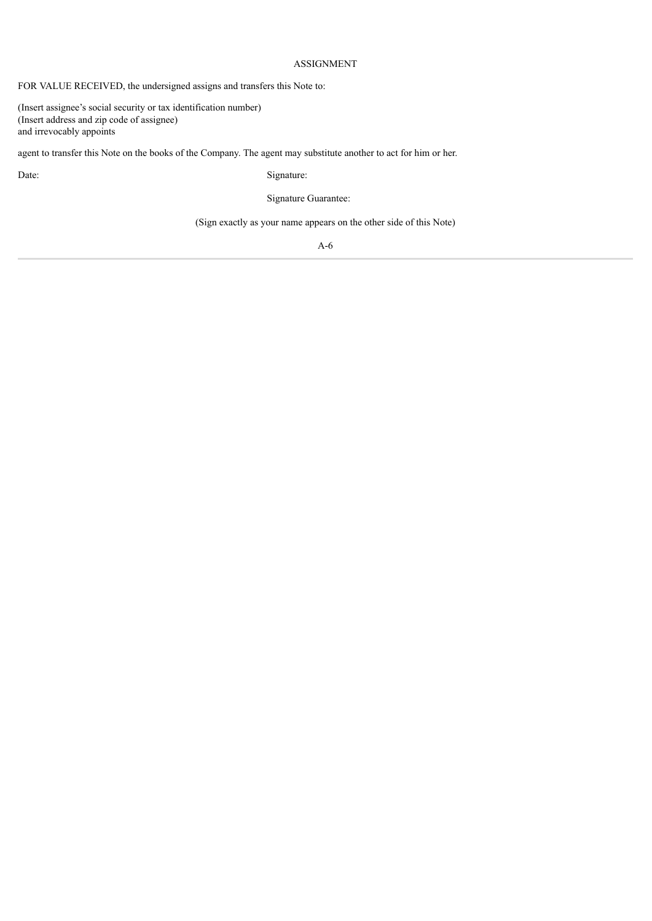ASSIGNMENT

FOR VALUE RECEIVED, the undersigned assigns and transfers this Note to:

(Insert assignee's social security or tax identification number)
(Insert address and zip code of assignee)
and irrevocably appoints

agent to transfer this Note on the books of the Company. The agent may substitute another to act for him or her.

Date: Signature:

Signature Guarantee:

(Sign exactly as your name appears on the other side of this Note)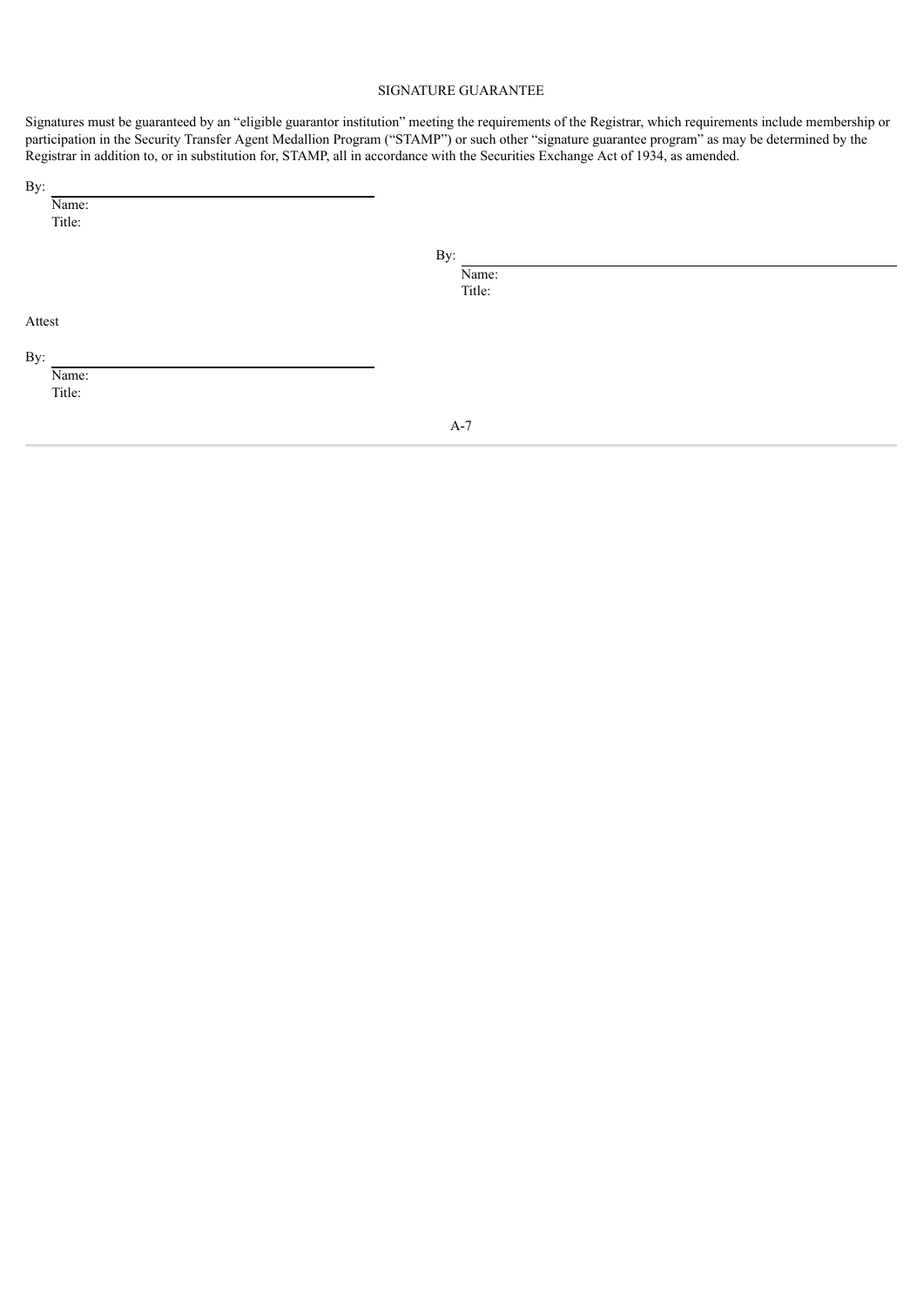SIGNATURE GUARANTEE

Signatures must be guaranteed by an "eligible guarantor institution" meeting the requirements of the Registrar, which requirements include membership or participation in the Security Transfer Agent Medallion Program ("STAMP") or such other "signature guarantee program" as may be determined by the Registrar in addition to, or in substitution for, STAMP, all in accordance with the Securities Exchange Act of 1934, as amended.

By: \_\_\_\_\_\_\_\_\_\_\_\_\_\_\_\_\_\_\_\_\_\_\_\_\_\_\_\_\_\_\_\_
Name:
Title:

By: \_\_\_\_\_\_\_\_\_\_\_\_\_\_\_\_\_\_\_\_\_\_\_\_\_\_\_\_\_\_\_\_
Name:
Title:

Attest

By: \_\_\_\_\_\_\_\_\_\_\_\_\_\_\_\_\_\_\_\_\_\_\_\_\_\_\_\_\_\_\_\_
Name:
Title: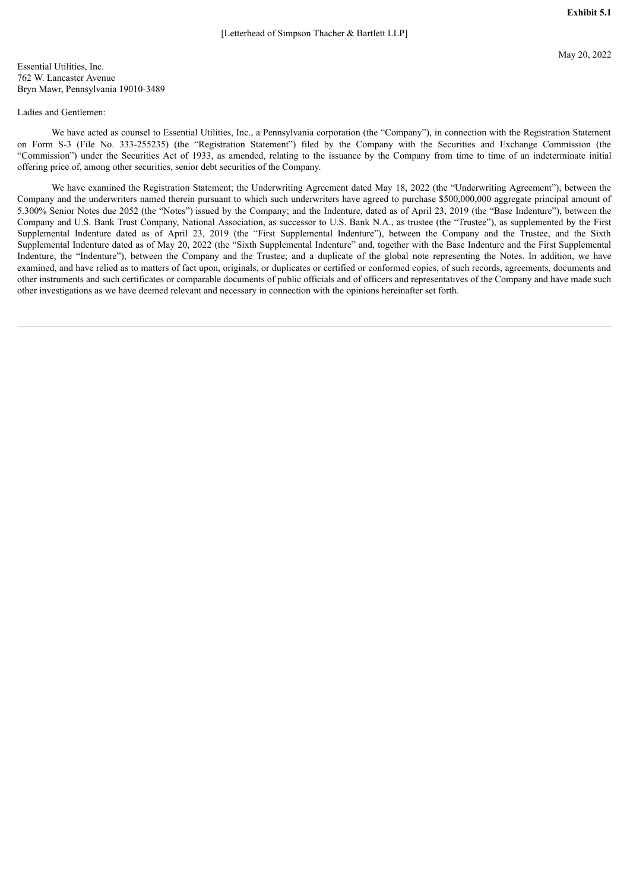**Exhibit 5.1**

[Letterhead of Simpson Thacher & Bartlett LLP]

May 20, 2022

Essential Utilities, Inc.
762 W. Lancaster Avenue
Bryn Mawr, Pennsylvania 19010-3489

Ladies and Gentlemen:

We have acted as counsel to Essential Utilities, Inc., a Pennsylvania corporation (the "Company"), in connection with the Registration Statement on Form S-3 (File No. 333-255235) (the "Registration Statement") filed by the Company with the Securities and Exchange Commission (the "Commission") under the Securities Act of 1933, as amended, relating to the issuance by the Company from time to time of an indeterminate initial offering price of, among other securities, senior debt securities of the Company.

We have examined the Registration Statement; the Underwriting Agreement dated May 18, 2022 (the "Underwriting Agreement"), between the Company and the underwriters named therein pursuant to which such underwriters have agreed to purchase $500,000,000 aggregate principal amount of 5.300% Senior Notes due 2052 (the "Notes") issued by the Company; and the Indenture, dated as of April 23, 2019 (the "Base Indenture"), between the Company and U.S. Bank Trust Company, National Association, as successor to U.S. Bank N.A., as trustee (the "Trustee"), as supplemented by the First Supplemental Indenture dated as of April 23, 2019 (the "First Supplemental Indenture"), between the Company and the Trustee, and the Sixth Supplemental Indenture dated as of May 20, 2022 (the "Sixth Supplemental Indenture" and, together with the Base Indenture and the First Supplemental Indenture, the "Indenture"), between the Company and the Trustee; and a duplicate of the global note representing the Notes. In addition, we have examined, and have relied as to matters of fact upon, originals, or duplicates or certified or conformed copies, of such records, agreements, documents and other instruments and such certificates or comparable documents of public officials and of officers and representatives of the Company and have made such other investigations as we have deemed relevant and necessary in connection with the opinions hereinafter set forth.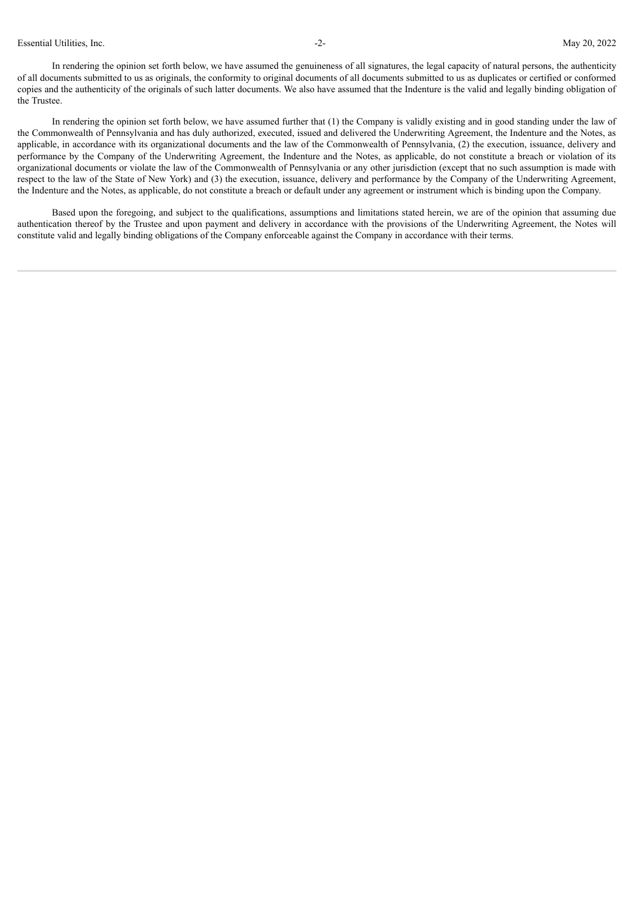In rendering the opinion set forth below, we have assumed the genuineness of all signatures, the legal capacity of natural persons, the authenticity of all documents submitted to us as originals, the conformity to original documents of all documents submitted to us as duplicates or certified or conformed copies and the authenticity of the originals of such latter documents. We also have assumed that the Indenture is the valid and legally binding obligation of the Trustee.

In rendering the opinion set forth below, we have assumed further that (1) the Company is validly existing and in good standing under the law of the Commonwealth of Pennsylvania and has duly authorized, executed, issued and delivered the Underwriting Agreement, the Indenture and the Notes, as applicable, in accordance with its organizational documents and the law of the Commonwealth of Pennsylvania, (2) the execution, issuance, delivery and performance by the Company of the Underwriting Agreement, the Indenture and the Notes, as applicable, do not constitute a breach or violation of its organizational documents or violate the law of the Commonwealth of Pennsylvania or any other jurisdiction (except that no such assumption is made with respect to the law of the State of New York) and (3) the execution, issuance, delivery and performance by the Company of the Underwriting Agreement, the Indenture and the Notes, as applicable, do not constitute a breach or default under any agreement or instrument which is binding upon the Company.

Based upon the foregoing, and subject to the qualifications, assumptions and limitations stated herein, we are of the opinion that assuming due authentication thereof by the Trustee and upon payment and delivery in accordance with the provisions of the Underwriting Agreement, the Notes will constitute valid and legally binding obligations of the Company enforceable against the Company in accordance with their terms.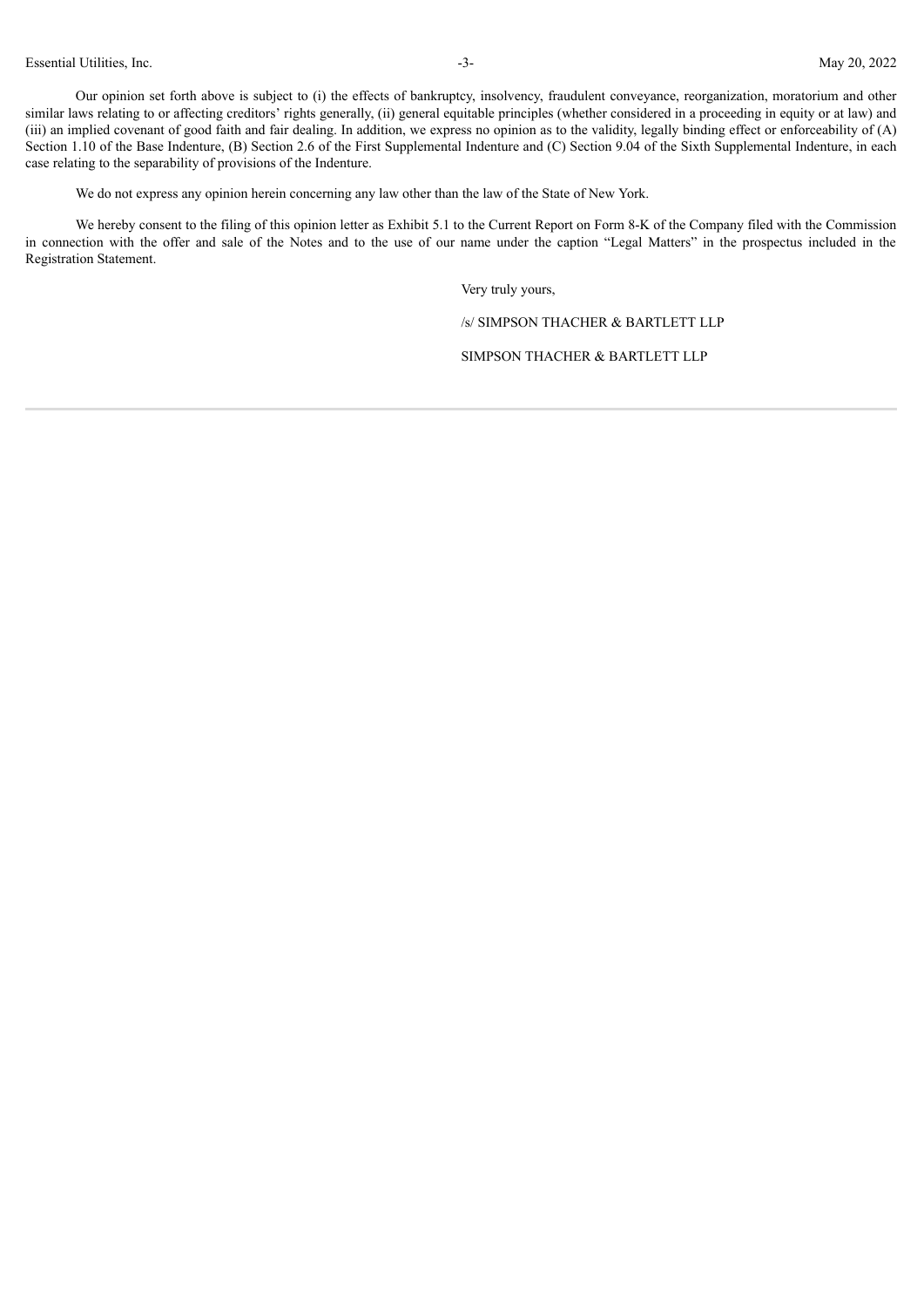Our opinion set forth above is subject to (i) the effects of bankruptcy, insolvency, fraudulent conveyance, reorganization, moratorium and other similar laws relating to or affecting creditors' rights generally, (ii) general equitable principles (whether considered in a proceeding in equity or at law) and (iii) an implied covenant of good faith and fair dealing. In addition, we express no opinion as to the validity, legally binding effect or enforceability of (A) Section 1.10 of the Base Indenture, (B) Section 2.6 of the First Supplemental Indenture and (C) Section 9.04 of the Sixth Supplemental Indenture, in each case relating to the separability of provisions of the Indenture.

We do not express any opinion herein concerning any law other than the law of the State of New York.

We hereby consent to the filing of this opinion letter as Exhibit 5.1 to the Current Report on Form 8-K of the Company filed with the Commission in connection with the offer and sale of the Notes and to the use of our name under the caption "Legal Matters" in the prospectus included in the Registration Statement.

Very truly yours,

/s/ SIMPSON THACHER & BARTLETT LLP

SIMPSON THACHER & BARTLETT LLP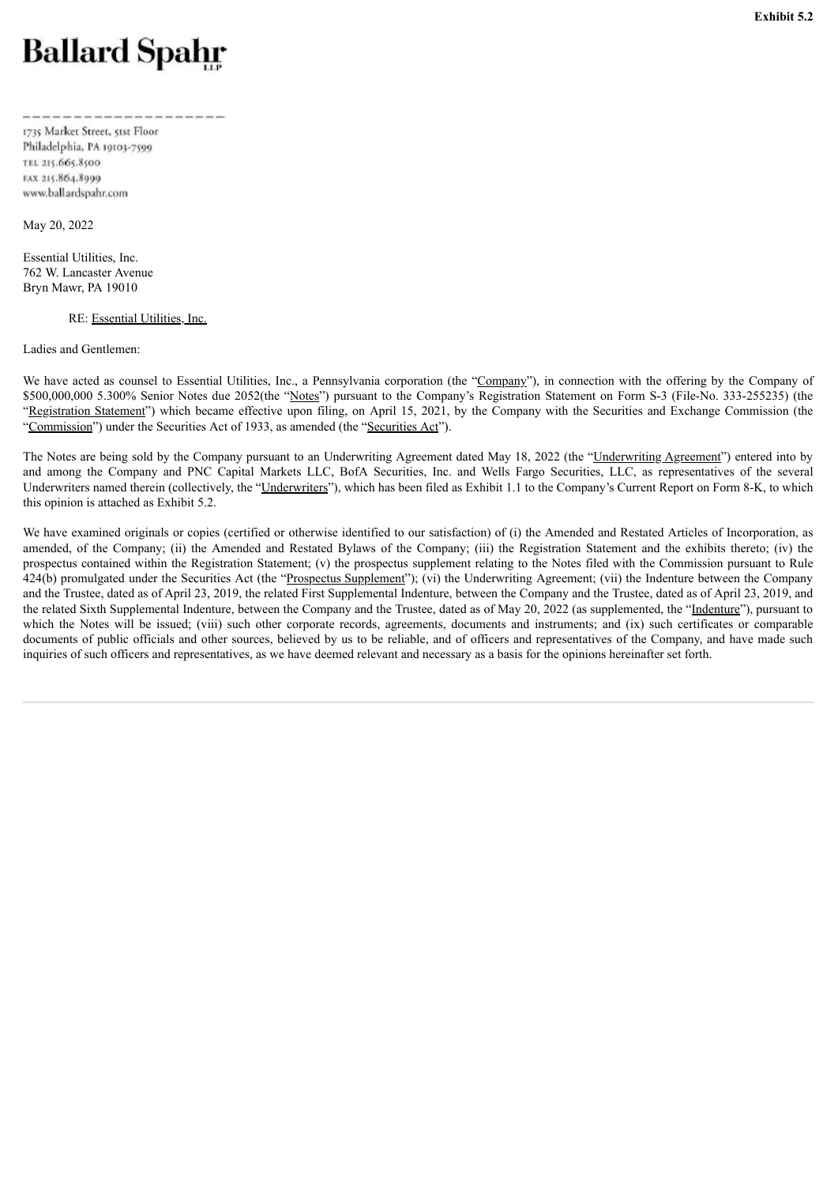**Exhibit 5.2**

**Ballard Spahr**

1735 Market Street, 51st Floor
Philadelphia, PA 19103-7599
TEL 215.665.8500
FAX 215.864.8999
www.ballardspahr.com

May 20, 2022

Essential Utilities, Inc.
762 W. Lancaster Avenue
Bryn Mawr, PA 19010

RE: Essential Utilities, Inc.

Ladies and Gentlemen:

We have acted as counsel to Essential Utilities, Inc., a Pennsylvania corporation (the "Company"), in connection with the offering by the Company of $500,000,000 5.300% Senior Notes due 2052(the "Notes") pursuant to the Company's Registration Statement on Form S-3 (File-No. 333-255235) (the "Registration Statement") which became effective upon filing, on April 15, 2021, by the Company with the Securities and Exchange Commission (the "Commission") under the Securities Act of 1933, as amended (the "Securities Act").

The Notes are being sold by the Company pursuant to an Underwriting Agreement dated May 18, 2022 (the "Underwriting Agreement") entered into by and among the Company and PNC Capital Markets LLC, BofA Securities, Inc. and Wells Fargo Securities, LLC, as representatives of the several Underwriters named therein (collectively, the "Underwriters"), which has been filed as Exhibit 1.1 to the Company's Current Report on Form 8-K, to which this opinion is attached as Exhibit 5.2.

We have examined originals or copies (certified or otherwise identified to our satisfaction) of (i) the Amended and Restated Articles of Incorporation, as amended, of the Company; (ii) the Amended and Restated Bylaws of the Company; (iii) the Registration Statement and the exhibits thereto; (iv) the prospectus contained within the Registration Statement; (v) the prospectus supplement relating to the Notes filed with the Commission pursuant to Rule 424(b) promulgated under the Securities Act (the "Prospectus Supplement"); (vi) the Underwriting Agreement; (vii) the Indenture between the Company and the Trustee, dated as of April 23, 2019, the related First Supplemental Indenture, between the Company and the Trustee, dated as of April 23, 2019, and the related Sixth Supplemental Indenture, between the Company and the Trustee, dated as of May 20, 2022 (as supplemented, the "Indenture"), pursuant to which the Notes will be issued; (viii) such other corporate records, agreements, documents and instruments; and (ix) such certificates or comparable documents of public officials and other sources, believed by us to be reliable, and of officers and representatives of the Company, and have made such inquiries of such officers and representatives, as we have deemed relevant and necessary as a basis for the opinions hereinafter set forth.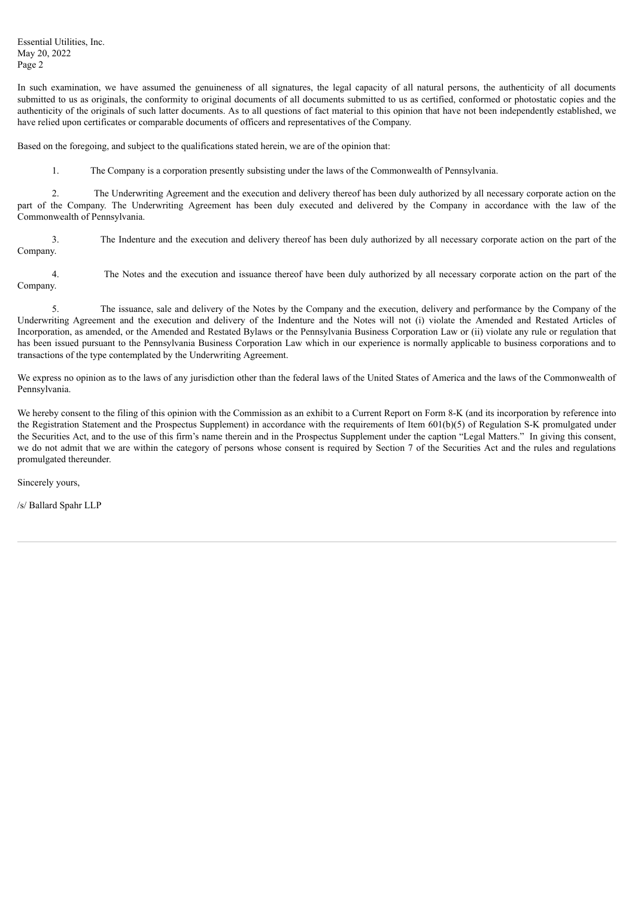In such examination, we have assumed the genuineness of all signatures, the legal capacity of all natural persons, the authenticity of all documents submitted to us as originals, the conformity to original documents of all documents submitted to us as certified, conformed or photostatic copies and the authenticity of the originals of such latter documents. As to all questions of fact material to this opinion that have not been independently established, we have relied upon certificates or comparable documents of officers and representatives of the Company.

Based on the foregoing, and subject to the qualifications stated herein, we are of the opinion that:

1. The Company is a corporation presently subsisting under the laws of the Commonwealth of Pennsylvania.

2. The Underwriting Agreement and the execution and delivery thereof has been duly authorized by all necessary corporate action on the part of the Company. The Underwriting Agreement has been duly executed and delivered by the Company in accordance with the law of the Commonwealth of Pennsylvania.

3. The Indenture and the execution and delivery thereof has been duly authorized by all necessary corporate action on the part of the Company.

4. The Notes and the execution and issuance thereof have been duly authorized by all necessary corporate action on the part of the Company.

5. The issuance, sale and delivery of the Notes by the Company and the execution, delivery and performance by the Company of the Underwriting Agreement and the execution and delivery of the Indenture and the Notes will not (i) violate the Amended and Restated Articles of Incorporation, as amended, or the Amended and Restated Bylaws or the Pennsylvania Business Corporation Law or (ii) violate any rule or regulation that has been issued pursuant to the Pennsylvania Business Corporation Law which in our experience is normally applicable to business corporations and to transactions of the type contemplated by the Underwriting Agreement.

We express no opinion as to the laws of any jurisdiction other than the federal laws of the United States of America and the laws of the Commonwealth of Pennsylvania.

We hereby consent to the filing of this opinion with the Commission as an exhibit to a Current Report on Form 8-K (and its incorporation by reference into the Registration Statement and the Prospectus Supplement) in accordance with the requirements of Item 601(b)(5) of Regulation S-K promulgated under the Securities Act, and to the use of this firm's name therein and in the Prospectus Supplement under the caption "Legal Matters." In giving this consent, we do not admit that we are within the category of persons whose consent is required by Section 7 of the Securities Act and the rules and regulations promulgated thereunder.

Sincerely yours,

/s/ Ballard Spahr LLP